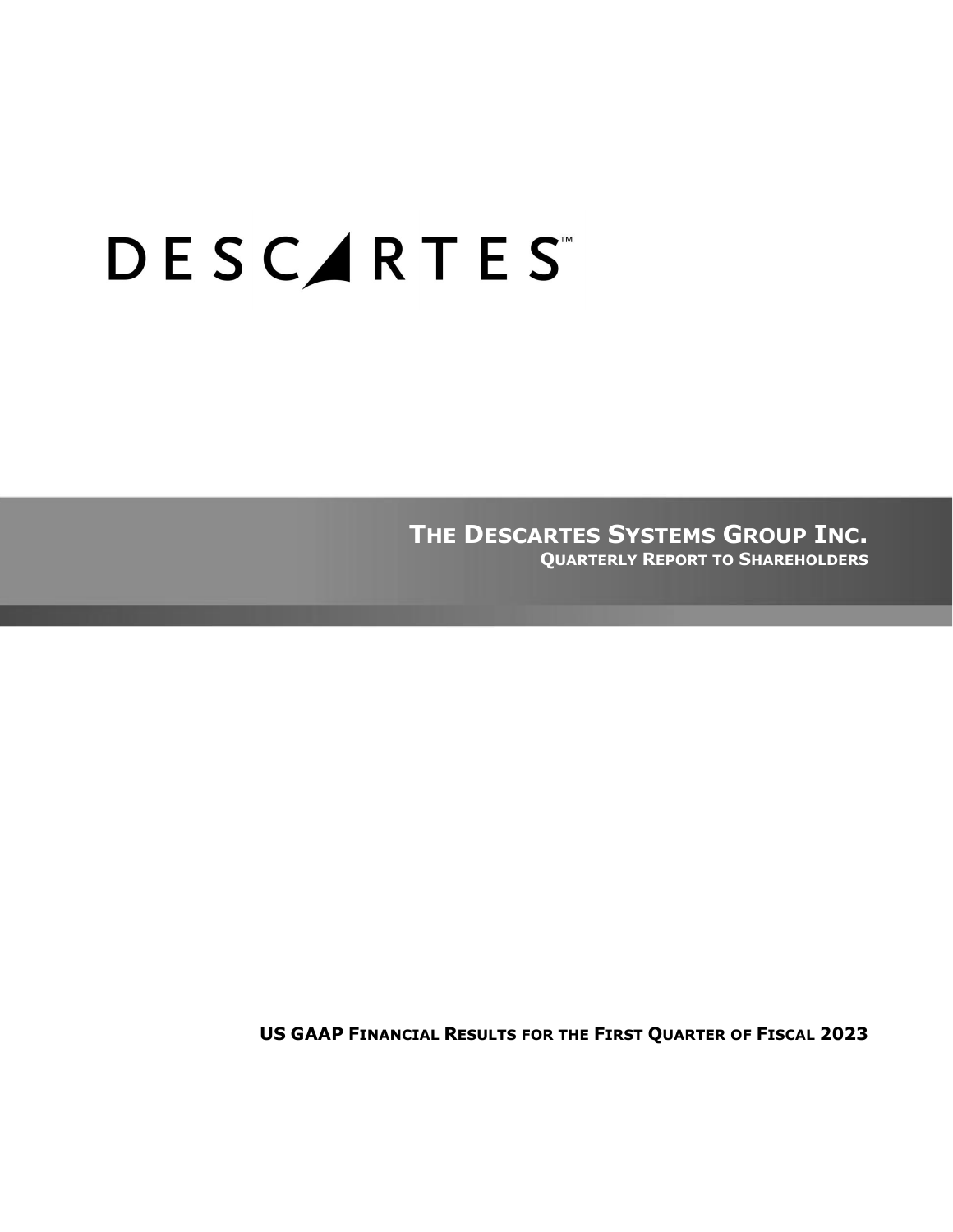DESCARTES™

# THE DESCARTES SYSTEMS GROUP INC.

## QUARTERLY REPORT TO SHAREHOLDERS

**US GAAP FINANCIAL RESULTS FOR THE FIRST QUARTER OF FISCAL 2023**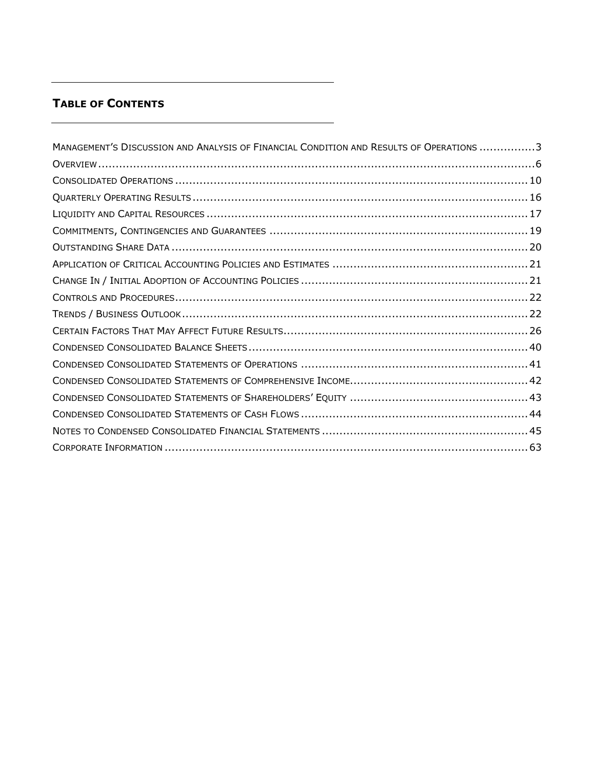## TABLE OF CONTENTS

| | |
|---|---|
| MANAGEMENT'S DISCUSSION AND ANALYSIS OF FINANCIAL CONDITION AND RESULTS OF OPERATIONS | 3 |
| OVERVIEW | 6 |
| CONSOLIDATED OPERATIONS | 10 |
| QUARTERLY OPERATING RESULTS | 16 |
| LIQUIDITY AND CAPITAL RESOURCES | 17 |
| COMMITMENTS, CONTINGENCIES AND GUARANTEES | 19 |
| OUTSTANDING SHARE DATA | 20 |
| APPLICATION OF CRITICAL ACCOUNTING POLICIES AND ESTIMATES | 21 |
| CHANGE IN / INITIAL ADOPTION OF ACCOUNTING POLICIES | 21 |
| CONTROLS AND PROCEDURES | 22 |
| TRENDS / BUSINESS OUTLOOK | 22 |
| CERTAIN FACTORS THAT MAY AFFECT FUTURE RESULTS | 26 |
| CONDENSED CONSOLIDATED BALANCE SHEETS | 40 |
| CONDENSED CONSOLIDATED STATEMENTS OF OPERATIONS | 41 |
| CONDENSED CONSOLIDATED STATEMENTS OF COMPREHENSIVE INCOME | 42 |
| CONDENSED CONSOLIDATED STATEMENTS OF SHAREHOLDERS' EQUITY | 43 |
| CONDENSED CONSOLIDATED STATEMENTS OF CASH FLOWS | 44 |
| NOTES TO CONDENSED CONSOLIDATED FINANCIAL STATEMENTS | 45 |
| CORPORATE INFORMATION | 63 |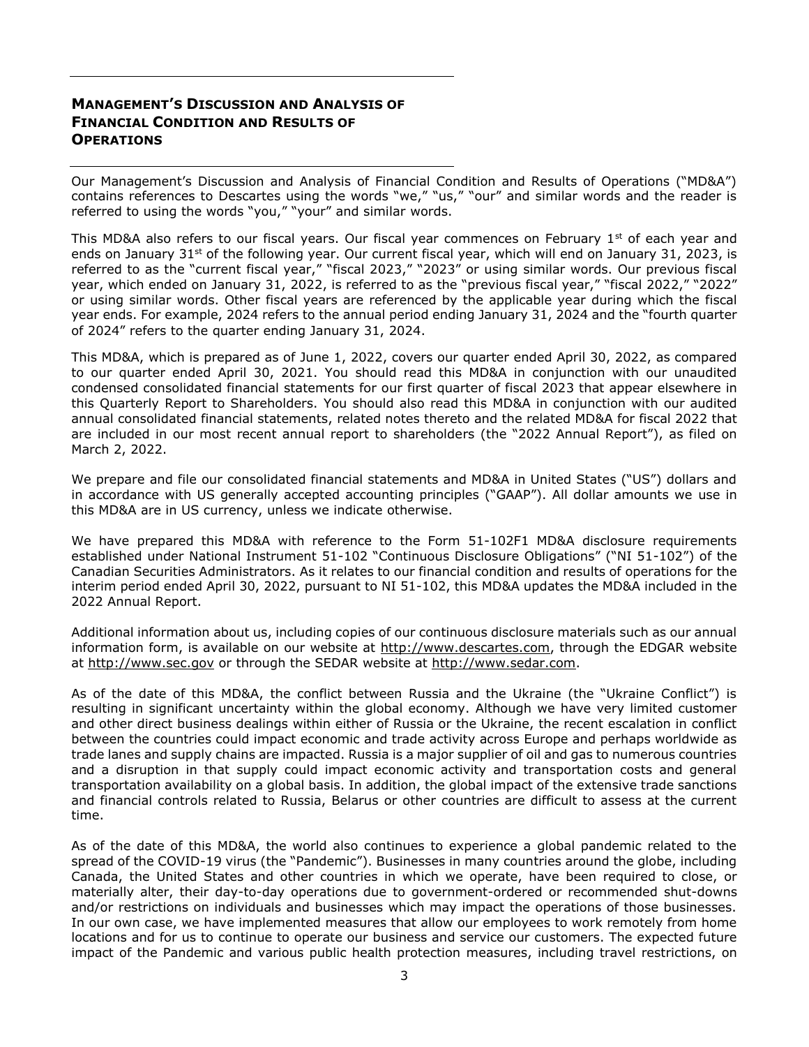# MANAGEMENT'S DISCUSSION AND ANALYSIS OF FINANCIAL CONDITION AND RESULTS OF OPERATIONS

Our Management's Discussion and Analysis of Financial Condition and Results of Operations ("MD&A") contains references to Descartes using the words "we," "us," "our" and similar words and the reader is referred to using the words "you," "your" and similar words.

This MD&A also refers to our fiscal years. Our fiscal year commences on February 1st of each year and ends on January 31st of the following year. Our current fiscal year, which will end on January 31, 2023, is referred to as the "current fiscal year," "fiscal 2023," "2023" or using similar words. Our previous fiscal year, which ended on January 31, 2022, is referred to as the "previous fiscal year," "fiscal 2022," "2022" or using similar words. Other fiscal years are referenced by the applicable year during which the fiscal year ends. For example, 2024 refers to the annual period ending January 31, 2024 and the "fourth quarter of 2024" refers to the quarter ending January 31, 2024.

This MD&A, which is prepared as of June 1, 2022, covers our quarter ended April 30, 2022, as compared to our quarter ended April 30, 2021. You should read this MD&A in conjunction with our unaudited condensed consolidated financial statements for our first quarter of fiscal 2023 that appear elsewhere in this Quarterly Report to Shareholders. You should also read this MD&A in conjunction with our audited annual consolidated financial statements, related notes thereto and the related MD&A for fiscal 2022 that are included in our most recent annual report to shareholders (the "2022 Annual Report"), as filed on March 2, 2022.

We prepare and file our consolidated financial statements and MD&A in United States ("US") dollars and in accordance with US generally accepted accounting principles ("GAAP"). All dollar amounts we use in this MD&A are in US currency, unless we indicate otherwise.

We have prepared this MD&A with reference to the Form 51-102F1 MD&A disclosure requirements established under National Instrument 51-102 "Continuous Disclosure Obligations" ("NI 51-102") of the Canadian Securities Administrators. As it relates to our financial condition and results of operations for the interim period ended April 30, 2022, pursuant to NI 51-102, this MD&A updates the MD&A included in the 2022 Annual Report.

Additional information about us, including copies of our continuous disclosure materials such as our annual information form, is available on our website at http://www.descartes.com, through the EDGAR website at http://www.sec.gov or through the SEDAR website at http://www.sedar.com.

As of the date of this MD&A, the conflict between Russia and the Ukraine (the "Ukraine Conflict") is resulting in significant uncertainty within the global economy. Although we have very limited customer and other direct business dealings within either of Russia or the Ukraine, the recent escalation in conflict between the countries could impact economic and trade activity across Europe and perhaps worldwide as trade lanes and supply chains are impacted. Russia is a major supplier of oil and gas to numerous countries and a disruption in that supply could impact economic activity and transportation costs and general transportation availability on a global basis. In addition, the global impact of the extensive trade sanctions and financial controls related to Russia, Belarus or other countries are difficult to assess at the current time.

As of the date of this MD&A, the world also continues to experience a global pandemic related to the spread of the COVID-19 virus (the "Pandemic"). Businesses in many countries around the globe, including Canada, the United States and other countries in which we operate, have been required to close, or materially alter, their day-to-day operations due to government-ordered or recommended shut-downs and/or restrictions on individuals and businesses which may impact the operations of those businesses. In our own case, we have implemented measures that allow our employees to work remotely from home locations and for us to continue to operate our business and service our customers. The expected future impact of the Pandemic and various public health protection measures, including travel restrictions, on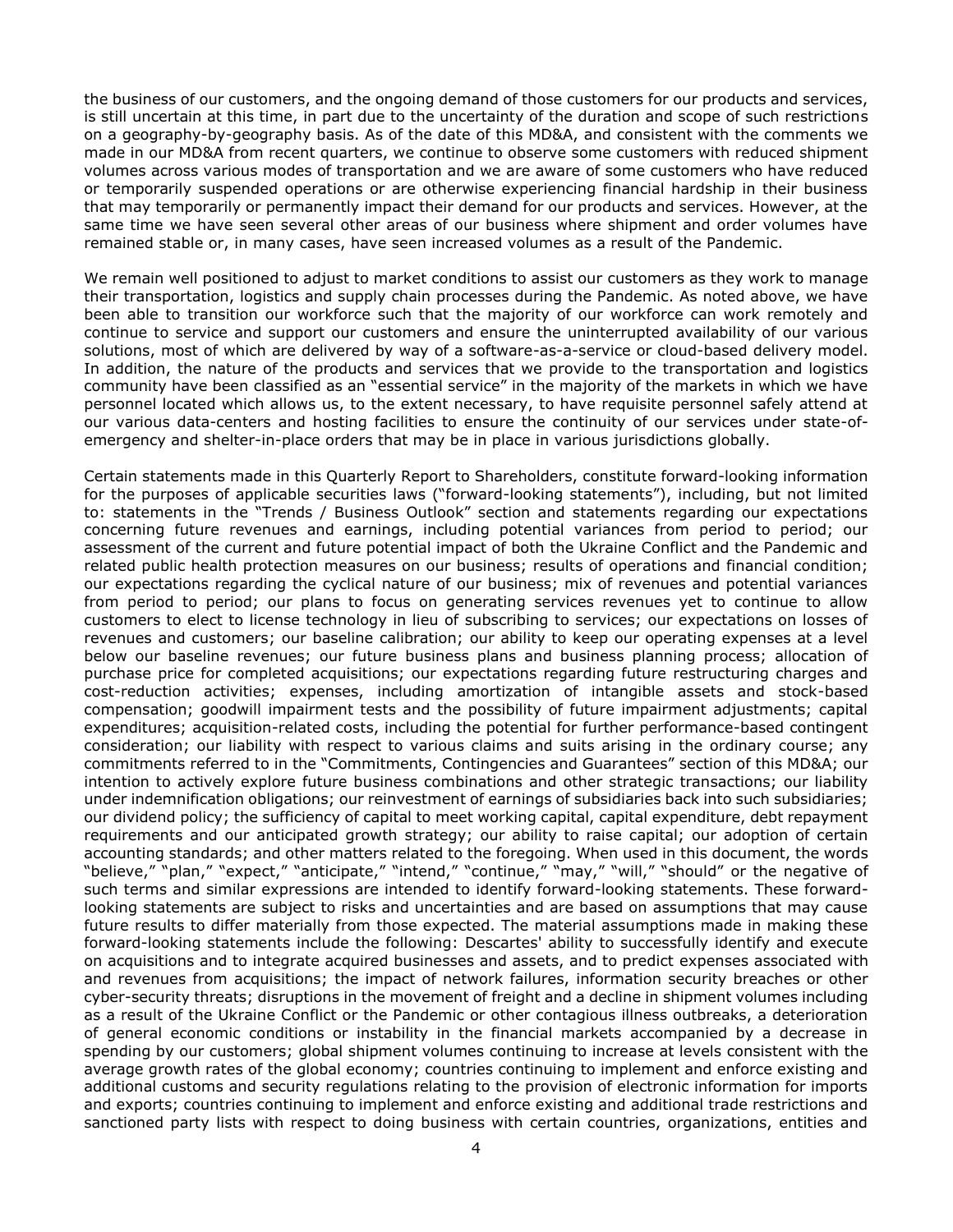the business of our customers, and the ongoing demand of those customers for our products and services, is still uncertain at this time, in part due to the uncertainty of the duration and scope of such restrictions on a geography-by-geography basis. As of the date of this MD&A, and consistent with the comments we made in our MD&A from recent quarters, we continue to observe some customers with reduced shipment volumes across various modes of transportation and we are aware of some customers who have reduced or temporarily suspended operations or are otherwise experiencing financial hardship in their business that may temporarily or permanently impact their demand for our products and services. However, at the same time we have seen several other areas of our business where shipment and order volumes have remained stable or, in many cases, have seen increased volumes as a result of the Pandemic.

We remain well positioned to adjust to market conditions to assist our customers as they work to manage their transportation, logistics and supply chain processes during the Pandemic. As noted above, we have been able to transition our workforce such that the majority of our workforce can work remotely and continue to service and support our customers and ensure the uninterrupted availability of our various solutions, most of which are delivered by way of a software-as-a-service or cloud-based delivery model. In addition, the nature of the products and services that we provide to the transportation and logistics community have been classified as an "essential service" in the majority of the markets in which we have personnel located which allows us, to the extent necessary, to have requisite personnel safely attend at our various data-centers and hosting facilities to ensure the continuity of our services under state-of-emergency and shelter-in-place orders that may be in place in various jurisdictions globally.

Certain statements made in this Quarterly Report to Shareholders, constitute forward-looking information for the purposes of applicable securities laws ("forward-looking statements"), including, but not limited to: statements in the "Trends / Business Outlook" section and statements regarding our expectations concerning future revenues and earnings, including potential variances from period to period; our assessment of the current and future potential impact of both the Ukraine Conflict and the Pandemic and related public health protection measures on our business; results of operations and financial condition; our expectations regarding the cyclical nature of our business; mix of revenues and potential variances from period to period; our plans to focus on generating services revenues yet to continue to allow customers to elect to license technology in lieu of subscribing to services; our expectations on losses of revenues and customers; our baseline calibration; our ability to keep our operating expenses at a level below our baseline revenues; our future business plans and business planning process; allocation of purchase price for completed acquisitions; our expectations regarding future restructuring charges and cost-reduction activities; expenses, including amortization of intangible assets and stock-based compensation; goodwill impairment tests and the possibility of future impairment adjustments; capital expenditures; acquisition-related costs, including the potential for further performance-based contingent consideration; our liability with respect to various claims and suits arising in the ordinary course; any commitments referred to in the "Commitments, Contingencies and Guarantees" section of this MD&A; our intention to actively explore future business combinations and other strategic transactions; our liability under indemnification obligations; our reinvestment of earnings of subsidiaries back into such subsidiaries; our dividend policy; the sufficiency of capital to meet working capital, capital expenditure, debt repayment requirements and our anticipated growth strategy; our ability to raise capital; our adoption of certain accounting standards; and other matters related to the foregoing. When used in this document, the words "believe," "plan," "expect," "anticipate," "intend," "continue," "may," "will," "should" or the negative of such terms and similar expressions are intended to identify forward-looking statements. These forward-looking statements are subject to risks and uncertainties and are based on assumptions that may cause future results to differ materially from those expected. The material assumptions made in making these forward-looking statements include the following: Descartes' ability to successfully identify and execute on acquisitions and to integrate acquired businesses and assets, and to predict expenses associated with and revenues from acquisitions; the impact of network failures, information security breaches or other cyber-security threats; disruptions in the movement of freight and a decline in shipment volumes including as a result of the Ukraine Conflict or the Pandemic or other contagious illness outbreaks, a deterioration of general economic conditions or instability in the financial markets accompanied by a decrease in spending by our customers; global shipment volumes continuing to increase at levels consistent with the average growth rates of the global economy; countries continuing to implement and enforce existing and additional customs and security regulations relating to the provision of electronic information for imports and exports; countries continuing to implement and enforce existing and additional trade restrictions and sanctioned party lists with respect to doing business with certain countries, organizations, entities and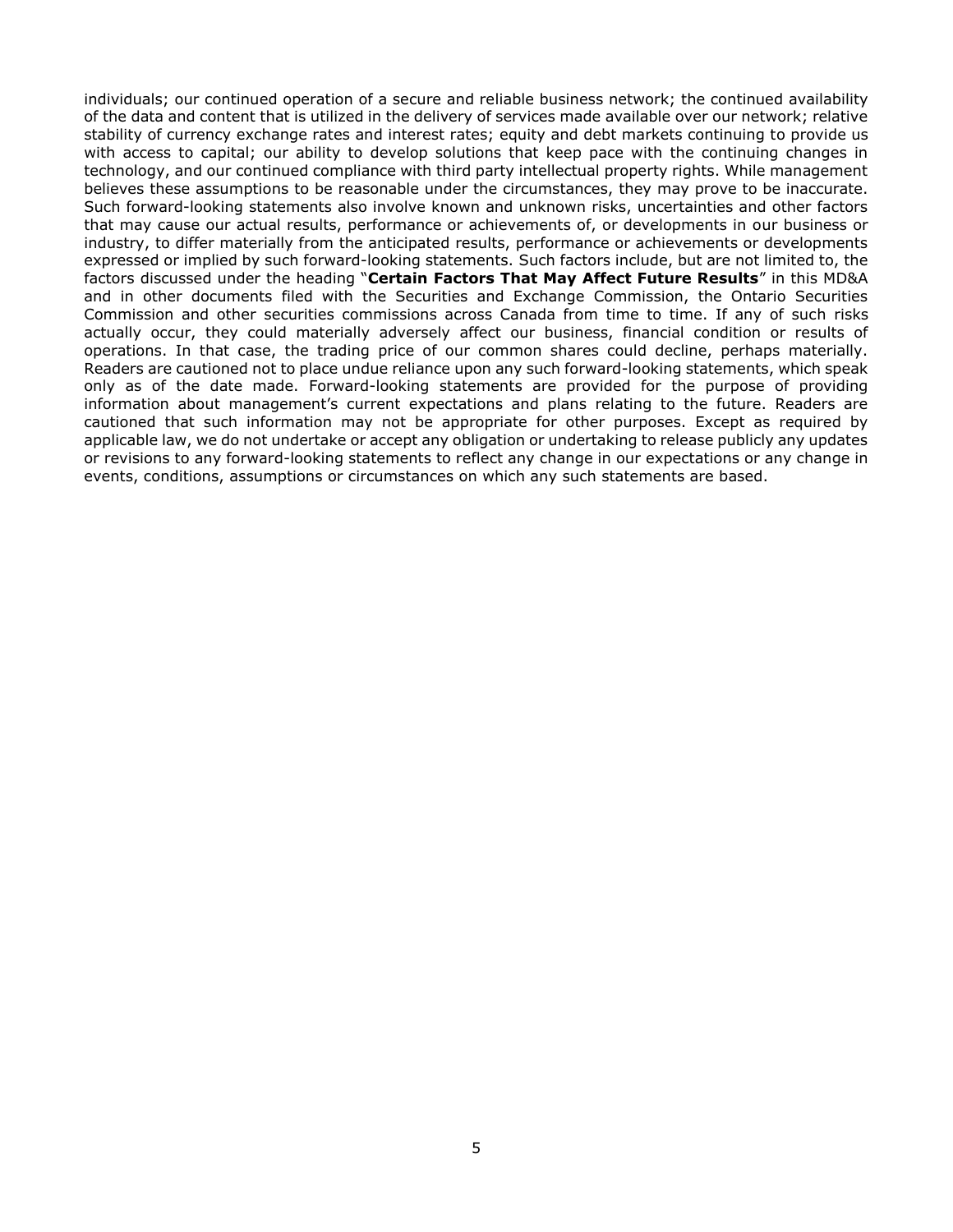individuals; our continued operation of a secure and reliable business network; the continued availability of the data and content that is utilized in the delivery of services made available over our network; relative stability of currency exchange rates and interest rates; equity and debt markets continuing to provide us with access to capital; our ability to develop solutions that keep pace with the continuing changes in technology, and our continued compliance with third party intellectual property rights. While management believes these assumptions to be reasonable under the circumstances, they may prove to be inaccurate. Such forward-looking statements also involve known and unknown risks, uncertainties and other factors that may cause our actual results, performance or achievements of, or developments in our business or industry, to differ materially from the anticipated results, performance or achievements or developments expressed or implied by such forward-looking statements. Such factors include, but are not limited to, the factors discussed under the heading "**Certain Factors That May Affect Future Results**" in this MD&A and in other documents filed with the Securities and Exchange Commission, the Ontario Securities Commission and other securities commissions across Canada from time to time. If any of such risks actually occur, they could materially adversely affect our business, financial condition or results of operations. In that case, the trading price of our common shares could decline, perhaps materially. Readers are cautioned not to place undue reliance upon any such forward-looking statements, which speak only as of the date made. Forward-looking statements are provided for the purpose of providing information about management's current expectations and plans relating to the future. Readers are cautioned that such information may not be appropriate for other purposes. Except as required by applicable law, we do not undertake or accept any obligation or undertaking to release publicly any updates or revisions to any forward-looking statements to reflect any change in our expectations or any change in events, conditions, assumptions or circumstances on which any such statements are based.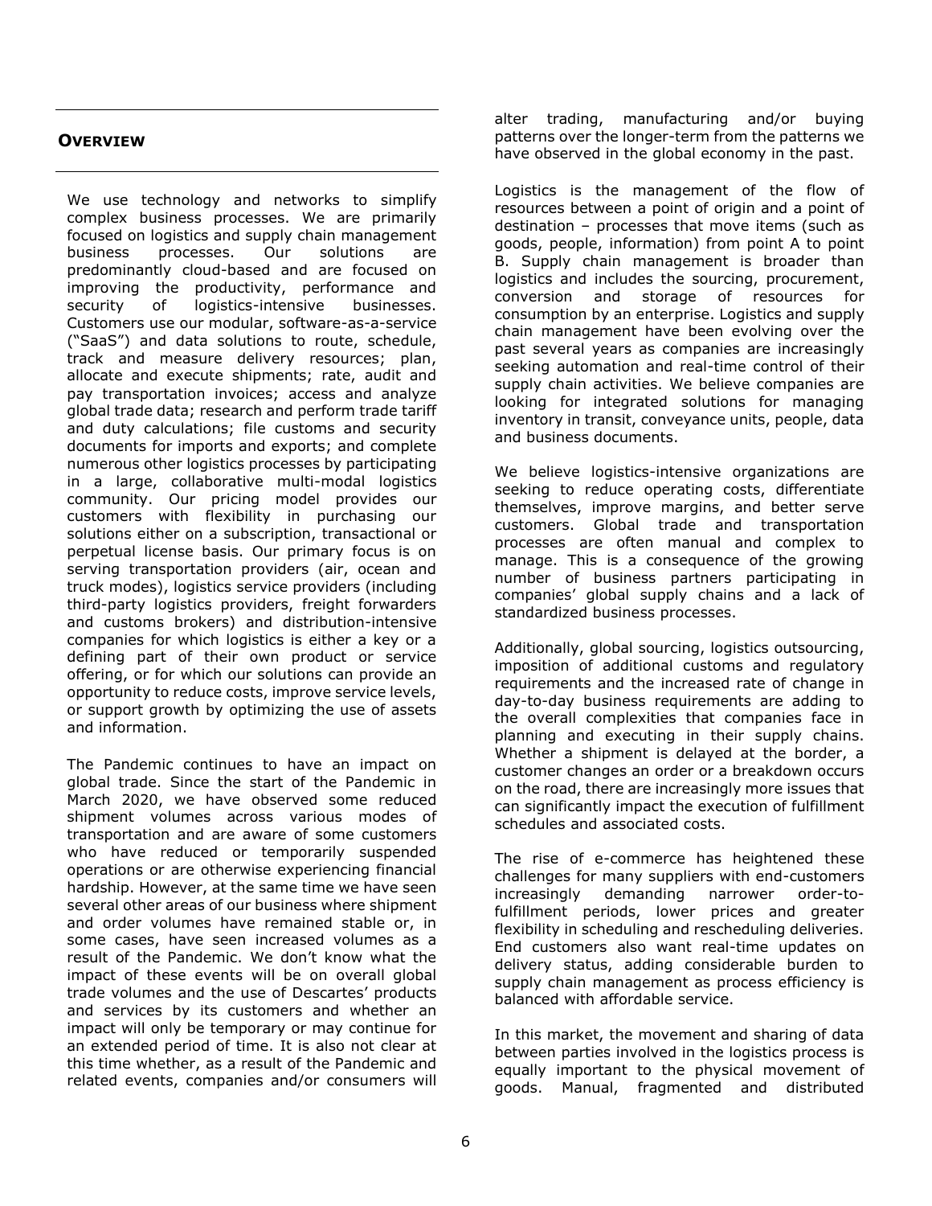## OVERVIEW

We use technology and networks to simplify complex business processes. We are primarily focused on logistics and supply chain management business processes. Our solutions are predominantly cloud-based and are focused on improving the productivity, performance and security of logistics-intensive businesses. Customers use our modular, software-as-a-service ("SaaS") and data solutions to route, schedule, track and measure delivery resources; plan, allocate and execute shipments; rate, audit and pay transportation invoices; access and analyze global trade data; research and perform trade tariff and duty calculations; file customs and security documents for imports and exports; and complete numerous other logistics processes by participating in a large, collaborative multi-modal logistics community. Our pricing model provides our customers with flexibility in purchasing our solutions either on a subscription, transactional or perpetual license basis. Our primary focus is on serving transportation providers (air, ocean and truck modes), logistics service providers (including third-party logistics providers, freight forwarders and customs brokers) and distribution-intensive companies for which logistics is either a key or a defining part of their own product or service offering, or for which our solutions can provide an opportunity to reduce costs, improve service levels, or support growth by optimizing the use of assets and information.

The Pandemic continues to have an impact on global trade. Since the start of the Pandemic in March 2020, we have observed some reduced shipment volumes across various modes of transportation and are aware of some customers who have reduced or temporarily suspended operations or are otherwise experiencing financial hardship. However, at the same time we have seen several other areas of our business where shipment and order volumes have remained stable or, in some cases, have seen increased volumes as a result of the Pandemic. We don't know what the impact of these events will be on overall global trade volumes and the use of Descartes' products and services by its customers and whether an impact will only be temporary or may continue for an extended period of time. It is also not clear at this time whether, as a result of the Pandemic and related events, companies and/or consumers will alter trading, manufacturing and/or buying patterns over the longer-term from the patterns we have observed in the global economy in the past.

Logistics is the management of the flow of resources between a point of origin and a point of destination – processes that move items (such as goods, people, information) from point A to point B. Supply chain management is broader than logistics and includes the sourcing, procurement, conversion and storage of resources for consumption by an enterprise. Logistics and supply chain management have been evolving over the past several years as companies are increasingly seeking automation and real-time control of their supply chain activities. We believe companies are looking for integrated solutions for managing inventory in transit, conveyance units, people, data and business documents.

We believe logistics-intensive organizations are seeking to reduce operating costs, differentiate themselves, improve margins, and better serve customers. Global trade and transportation processes are often manual and complex to manage. This is a consequence of the growing number of business partners participating in companies' global supply chains and a lack of standardized business processes.

Additionally, global sourcing, logistics outsourcing, imposition of additional customs and regulatory requirements and the increased rate of change in day-to-day business requirements are adding to the overall complexities that companies face in planning and executing in their supply chains. Whether a shipment is delayed at the border, a customer changes an order or a breakdown occurs on the road, there are increasingly more issues that can significantly impact the execution of fulfillment schedules and associated costs.

The rise of e-commerce has heightened these challenges for many suppliers with end-customers increasingly demanding narrower order-to-fulfillment periods, lower prices and greater flexibility in scheduling and rescheduling deliveries. End customers also want real-time updates on delivery status, adding considerable burden to supply chain management as process efficiency is balanced with affordable service.

In this market, the movement and sharing of data between parties involved in the logistics process is equally important to the physical movement of goods. Manual, fragmented and distributed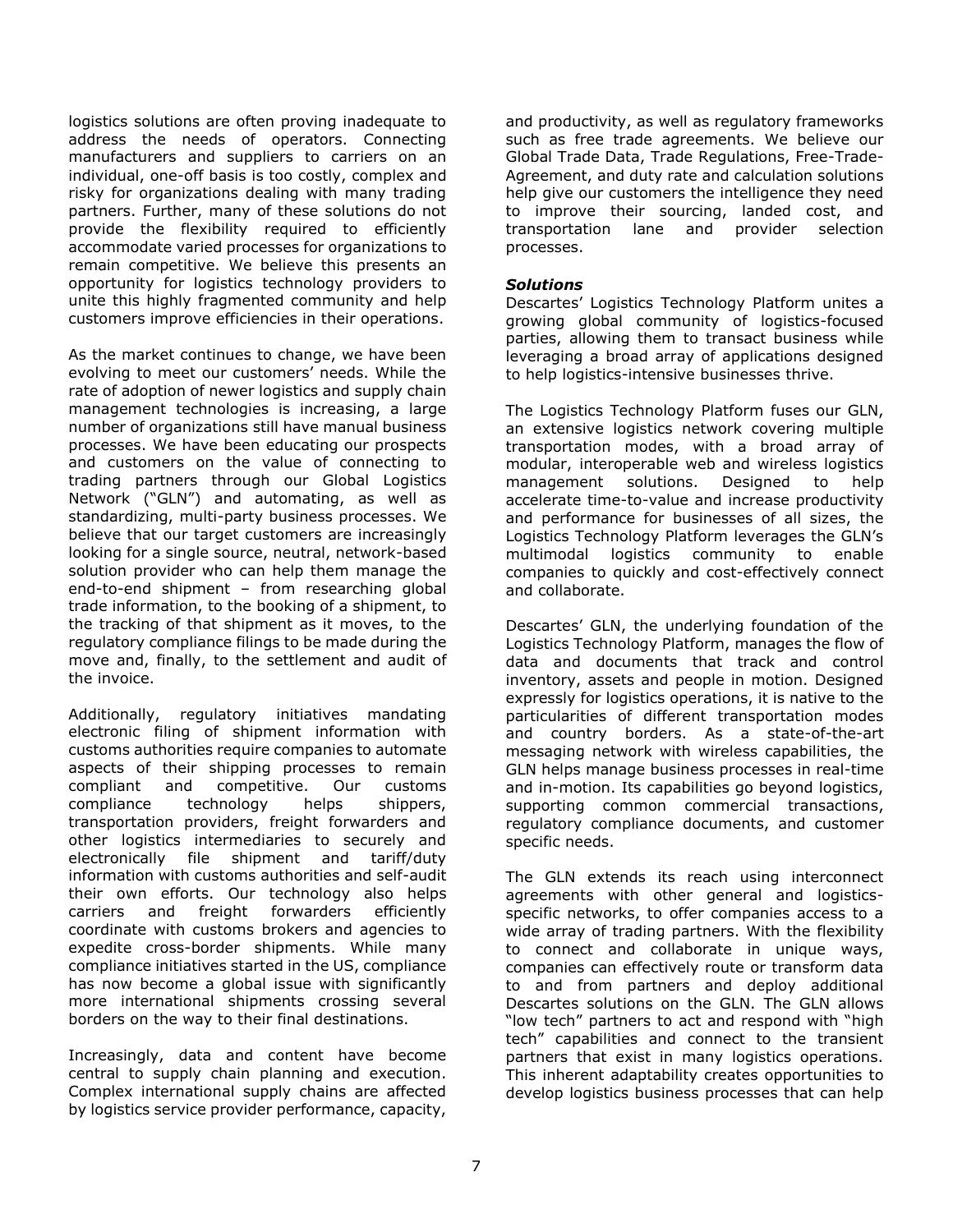logistics solutions are often proving inadequate to address the needs of operators. Connecting manufacturers and suppliers to carriers on an individual, one-off basis is too costly, complex and risky for organizations dealing with many trading partners. Further, many of these solutions do not provide the flexibility required to efficiently accommodate varied processes for organizations to remain competitive. We believe this presents an opportunity for logistics technology providers to unite this highly fragmented community and help customers improve efficiencies in their operations.

As the market continues to change, we have been evolving to meet our customers' needs. While the rate of adoption of newer logistics and supply chain management technologies is increasing, a large number of organizations still have manual business processes. We have been educating our prospects and customers on the value of connecting to trading partners through our Global Logistics Network ("GLN") and automating, as well as standardizing, multi-party business processes. We believe that our target customers are increasingly looking for a single source, neutral, network-based solution provider who can help them manage the end-to-end shipment – from researching global trade information, to the booking of a shipment, to the tracking of that shipment as it moves, to the regulatory compliance filings to be made during the move and, finally, to the settlement and audit of the invoice.

Additionally, regulatory initiatives mandating electronic filing of shipment information with customs authorities require companies to automate aspects of their shipping processes to remain compliant and competitive. Our customs compliance technology helps shippers, transportation providers, freight forwarders and other logistics intermediaries to securely and electronically file shipment and tariff/duty information with customs authorities and self-audit their own efforts. Our technology also helps carriers and freight forwarders efficiently coordinate with customs brokers and agencies to expedite cross-border shipments. While many compliance initiatives started in the US, compliance has now become a global issue with significantly more international shipments crossing several borders on the way to their final destinations.

Increasingly, data and content have become central to supply chain planning and execution. Complex international supply chains are affected by logistics service provider performance, capacity, and productivity, as well as regulatory frameworks such as free trade agreements. We believe our Global Trade Data, Trade Regulations, Free-Trade-Agreement, and duty rate and calculation solutions help give our customers the intelligence they need to improve their sourcing, landed cost, and transportation lane and provider selection processes.

***Solutions***

Descartes' Logistics Technology Platform unites a growing global community of logistics-focused parties, allowing them to transact business while leveraging a broad array of applications designed to help logistics-intensive businesses thrive.

The Logistics Technology Platform fuses our GLN, an extensive logistics network covering multiple transportation modes, with a broad array of modular, interoperable web and wireless logistics management solutions. Designed to help accelerate time-to-value and increase productivity and performance for businesses of all sizes, the Logistics Technology Platform leverages the GLN's multimodal logistics community to enable companies to quickly and cost-effectively connect and collaborate.

Descartes' GLN, the underlying foundation of the Logistics Technology Platform, manages the flow of data and documents that track and control inventory, assets and people in motion. Designed expressly for logistics operations, it is native to the particularities of different transportation modes and country borders. As a state-of-the-art messaging network with wireless capabilities, the GLN helps manage business processes in real-time and in-motion. Its capabilities go beyond logistics, supporting common commercial transactions, regulatory compliance documents, and customer specific needs.

The GLN extends its reach using interconnect agreements with other general and logistics-specific networks, to offer companies access to a wide array of trading partners. With the flexibility to connect and collaborate in unique ways, companies can effectively route or transform data to and from partners and deploy additional Descartes solutions on the GLN. The GLN allows "low tech" partners to act and respond with "high tech" capabilities and connect to the transient partners that exist in many logistics operations. This inherent adaptability creates opportunities to develop logistics business processes that can help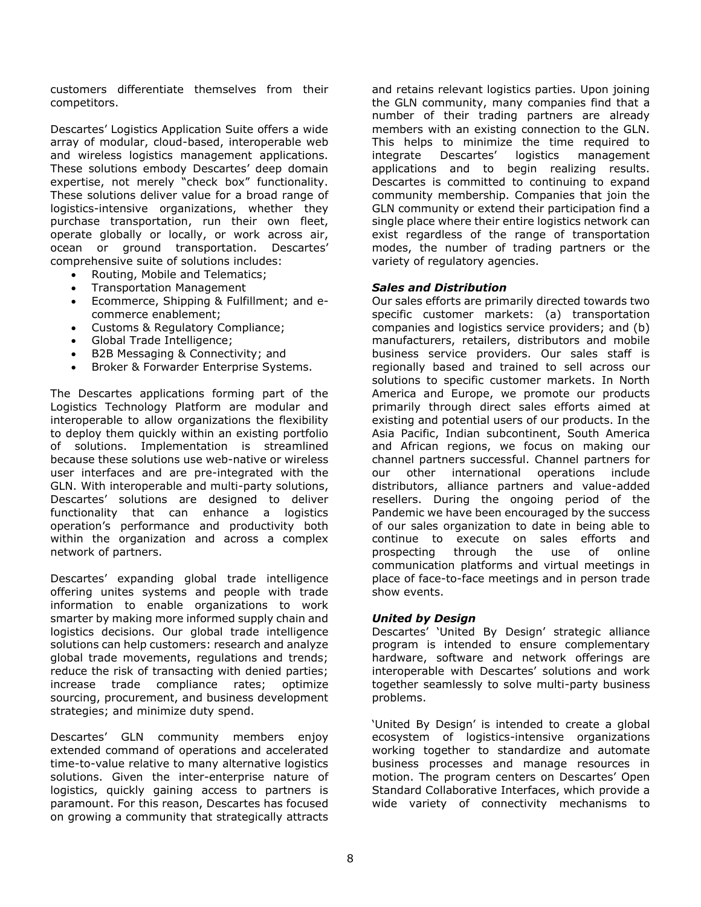customers differentiate themselves from their competitors.

Descartes' Logistics Application Suite offers a wide array of modular, cloud-based, interoperable web and wireless logistics management applications. These solutions embody Descartes' deep domain expertise, not merely "check box" functionality. These solutions deliver value for a broad range of logistics-intensive organizations, whether they purchase transportation, run their own fleet, operate globally or locally, or work across air, ocean or ground transportation. Descartes' comprehensive suite of solutions includes:

- Routing, Mobile and Telematics;
- Transportation Management
- Ecommerce, Shipping & Fulfillment; and e-commerce enablement;
- Customs & Regulatory Compliance;
- Global Trade Intelligence;
- B2B Messaging & Connectivity; and
- Broker & Forwarder Enterprise Systems.

The Descartes applications forming part of the Logistics Technology Platform are modular and interoperable to allow organizations the flexibility to deploy them quickly within an existing portfolio of solutions. Implementation is streamlined because these solutions use web-native or wireless user interfaces and are pre-integrated with the GLN. With interoperable and multi-party solutions, Descartes' solutions are designed to deliver functionality that can enhance a logistics operation's performance and productivity both within the organization and across a complex network of partners.

Descartes' expanding global trade intelligence offering unites systems and people with trade information to enable organizations to work smarter by making more informed supply chain and logistics decisions. Our global trade intelligence solutions can help customers: research and analyze global trade movements, regulations and trends; reduce the risk of transacting with denied parties; increase trade compliance rates; optimize sourcing, procurement, and business development strategies; and minimize duty spend.

Descartes' GLN community members enjoy extended command of operations and accelerated time-to-value relative to many alternative logistics solutions. Given the inter-enterprise nature of logistics, quickly gaining access to partners is paramount. For this reason, Descartes has focused on growing a community that strategically attracts and retains relevant logistics parties. Upon joining the GLN community, many companies find that a number of their trading partners are already members with an existing connection to the GLN. This helps to minimize the time required to integrate Descartes' logistics management applications and to begin realizing results. Descartes is committed to continuing to expand community membership. Companies that join the GLN community or extend their participation find a single place where their entire logistics network can exist regardless of the range of transportation modes, the number of trading partners or the variety of regulatory agencies.

***Sales and Distribution***

Our sales efforts are primarily directed towards two specific customer markets: (a) transportation companies and logistics service providers; and (b) manufacturers, retailers, distributors and mobile business service providers. Our sales staff is regionally based and trained to sell across our solutions to specific customer markets. In North America and Europe, we promote our products primarily through direct sales efforts aimed at existing and potential users of our products. In the Asia Pacific, Indian subcontinent, South America and African regions, we focus on making our channel partners successful. Channel partners for our other international operations include distributors, alliance partners and value-added resellers. During the ongoing period of the Pandemic we have been encouraged by the success of our sales organization to date in being able to continue to execute on sales efforts and prospecting through the use of online communication platforms and virtual meetings in place of face-to-face meetings and in person trade show events.

***United by Design***

Descartes' 'United By Design' strategic alliance program is intended to ensure complementary hardware, software and network offerings are interoperable with Descartes' solutions and work together seamlessly to solve multi-party business problems.

'United By Design' is intended to create a global ecosystem of logistics-intensive organizations working together to standardize and automate business processes and manage resources in motion. The program centers on Descartes' Open Standard Collaborative Interfaces, which provide a wide variety of connectivity mechanisms to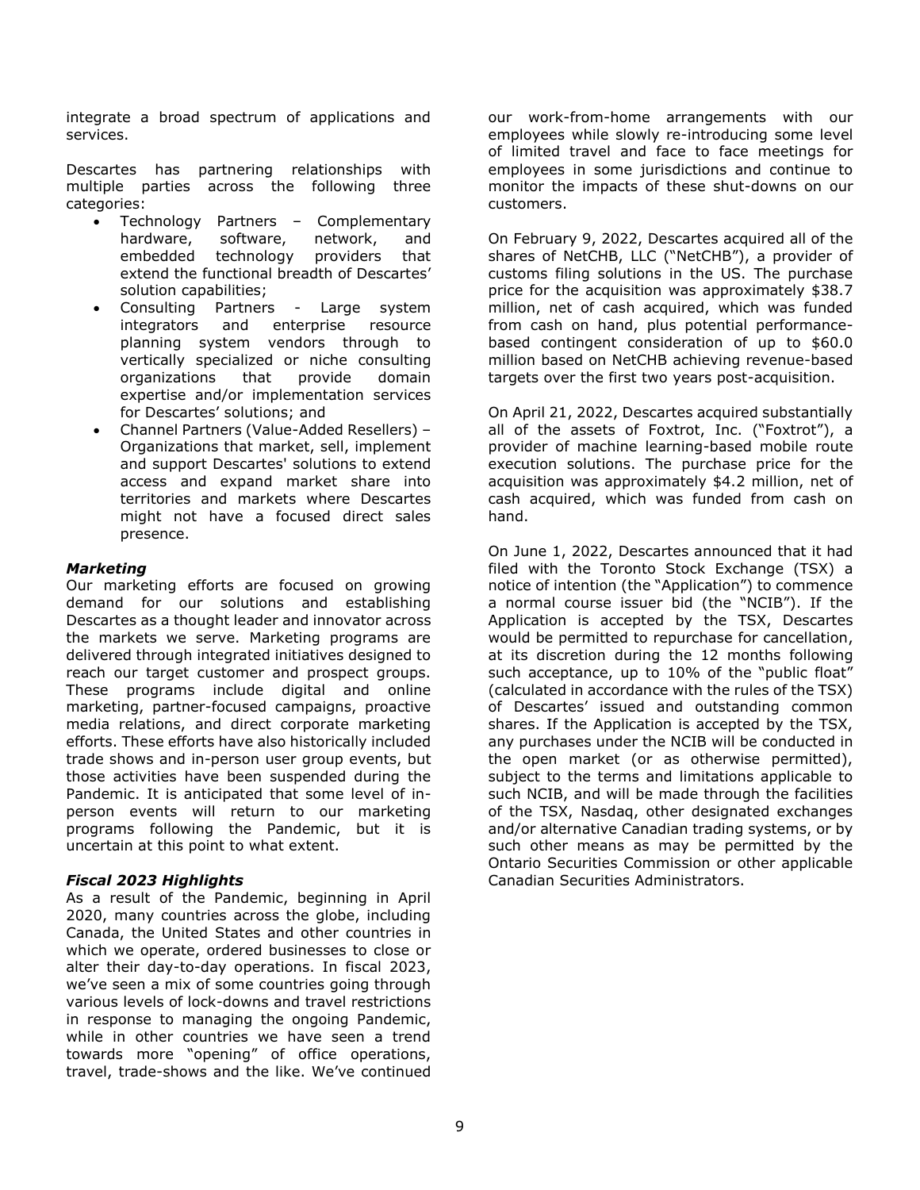integrate a broad spectrum of applications and services.

Descartes has partnering relationships with multiple parties across the following three categories:

- Technology Partners – Complementary hardware, software, network, and embedded technology providers that extend the functional breadth of Descartes' solution capabilities;
- Consulting Partners - Large system integrators and enterprise resource planning system vendors through to vertically specialized or niche consulting organizations that provide domain expertise and/or implementation services for Descartes' solutions; and
- Channel Partners (Value-Added Resellers) – Organizations that market, sell, implement and support Descartes' solutions to extend access and expand market share into territories and markets where Descartes might not have a focused direct sales presence.

***Marketing***

Our marketing efforts are focused on growing demand for our solutions and establishing Descartes as a thought leader and innovator across the markets we serve. Marketing programs are delivered through integrated initiatives designed to reach our target customer and prospect groups. These programs include digital and online marketing, partner-focused campaigns, proactive media relations, and direct corporate marketing efforts. These efforts have also historically included trade shows and in-person user group events, but those activities have been suspended during the Pandemic. It is anticipated that some level of in-person events will return to our marketing programs following the Pandemic, but it is uncertain at this point to what extent.

***Fiscal 2023 Highlights***

As a result of the Pandemic, beginning in April 2020, many countries across the globe, including Canada, the United States and other countries in which we operate, ordered businesses to close or alter their day-to-day operations. In fiscal 2023, we've seen a mix of some countries going through various levels of lock-downs and travel restrictions in response to managing the ongoing Pandemic, while in other countries we have seen a trend towards more "opening" of office operations, travel, trade-shows and the like. We've continued our work-from-home arrangements with our employees while slowly re-introducing some level of limited travel and face to face meetings for employees in some jurisdictions and continue to monitor the impacts of these shut-downs on our customers.

On February 9, 2022, Descartes acquired all of the shares of NetCHB, LLC ("NetCHB"), a provider of customs filing solutions in the US. The purchase price for the acquisition was approximately $38.7 million, net of cash acquired, which was funded from cash on hand, plus potential performance-based contingent consideration of up to $60.0 million based on NetCHB achieving revenue-based targets over the first two years post-acquisition.

On April 21, 2022, Descartes acquired substantially all of the assets of Foxtrot, Inc. ("Foxtrot"), a provider of machine learning-based mobile route execution solutions. The purchase price for the acquisition was approximately $4.2 million, net of cash acquired, which was funded from cash on hand.

On June 1, 2022, Descartes announced that it had filed with the Toronto Stock Exchange (TSX) a notice of intention (the "Application") to commence a normal course issuer bid (the "NCIB"). If the Application is accepted by the TSX, Descartes would be permitted to repurchase for cancellation, at its discretion during the 12 months following such acceptance, up to 10% of the "public float" (calculated in accordance with the rules of the TSX) of Descartes' issued and outstanding common shares. If the Application is accepted by the TSX, any purchases under the NCIB will be conducted in the open market (or as otherwise permitted), subject to the terms and limitations applicable to such NCIB, and will be made through the facilities of the TSX, Nasdaq, other designated exchanges and/or alternative Canadian trading systems, or by such other means as may be permitted by the Ontario Securities Commission or other applicable Canadian Securities Administrators.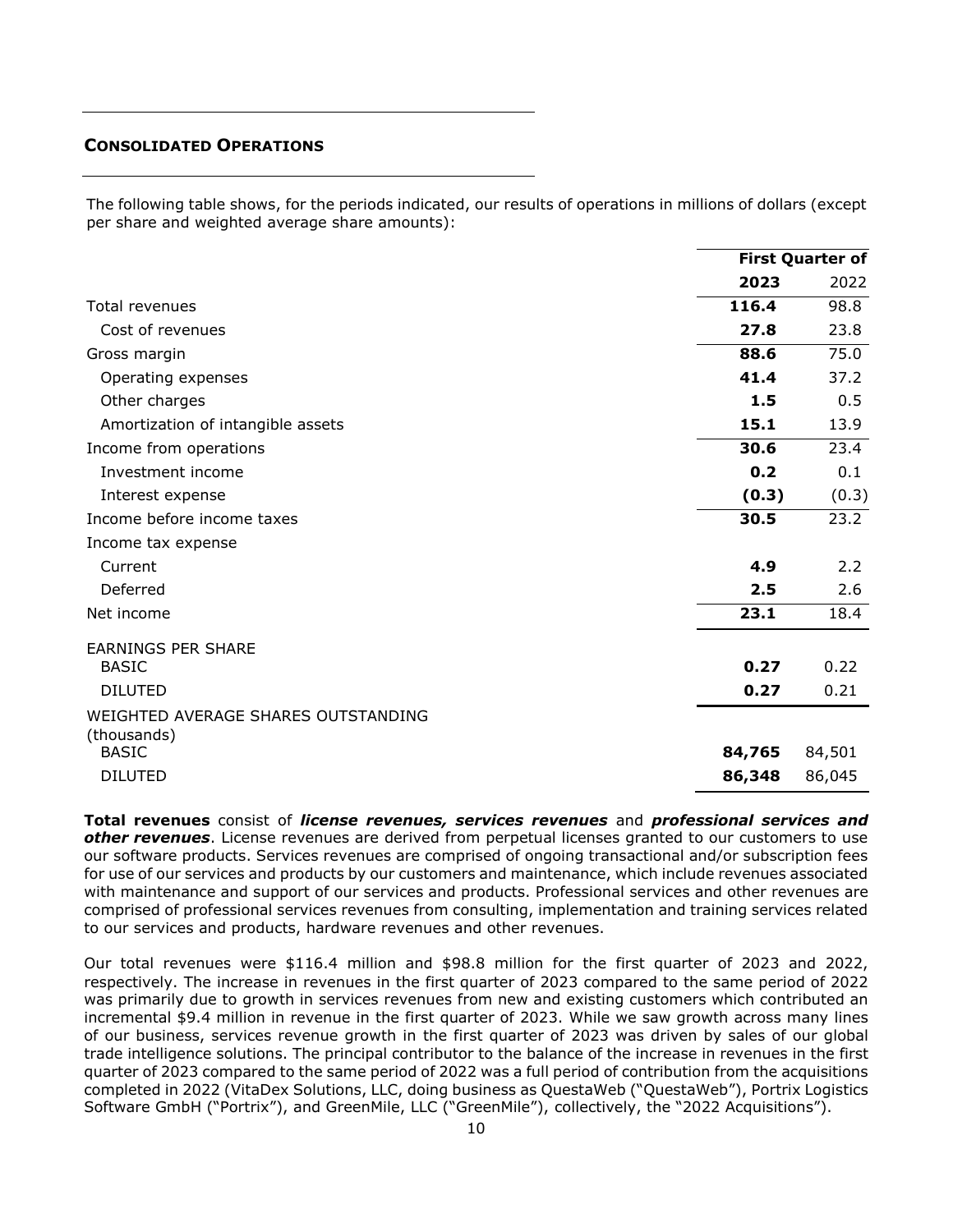## CONSOLIDATED OPERATIONS

The following table shows, for the periods indicated, our results of operations in millions of dollars (except per share and weighted average share amounts):

| | First Quarter of | |
|---|---|---|
| | **2023** | 2022 |
| Total revenues | **116.4** | 98.8 |
| Cost of revenues | **27.8** | 23.8 |
| Gross margin | **88.6** | 75.0 |
| Operating expenses | **41.4** | 37.2 |
| Other charges | **1.5** | 0.5 |
| Amortization of intangible assets | **15.1** | 13.9 |
| Income from operations | **30.6** | 23.4 |
| Investment income | **0.2** | 0.1 |
| Interest expense | **(0.3)** | (0.3) |
| Income before income taxes | **30.5** | 23.2 |
| Income tax expense | | |
| Current | **4.9** | 2.2 |
| Deferred | **2.5** | 2.6 |
| Net income | **23.1** | 18.4 |
| EARNINGS PER SHARE | | |
| BASIC | **0.27** | 0.22 |
| DILUTED | **0.27** | 0.21 |
| WEIGHTED AVERAGE SHARES OUTSTANDING (thousands) | | |
| BASIC | **84,765** | 84,501 |
| DILUTED | **86,348** | 86,045 |

**Total revenues** consist of ***license revenues, services revenues*** and ***professional services and other revenues***. License revenues are derived from perpetual licenses granted to our customers to use our software products. Services revenues are comprised of ongoing transactional and/or subscription fees for use of our services and products by our customers and maintenance, which include revenues associated with maintenance and support of our services and products. Professional services and other revenues are comprised of professional services revenues from consulting, implementation and training services related to our services and products, hardware revenues and other revenues.

Our total revenues were $116.4 million and $98.8 million for the first quarter of 2023 and 2022, respectively. The increase in revenues in the first quarter of 2023 compared to the same period of 2022 was primarily due to growth in services revenues from new and existing customers which contributed an incremental $9.4 million in revenue in the first quarter of 2023. While we saw growth across many lines of our business, services revenue growth in the first quarter of 2023 was driven by sales of our global trade intelligence solutions. The principal contributor to the balance of the increase in revenues in the first quarter of 2023 compared to the same period of 2022 was a full period of contribution from the acquisitions completed in 2022 (VitaDex Solutions, LLC, doing business as QuestaWeb ("QuestaWeb"), Portrix Logistics Software GmbH ("Portrix"), and GreenMile, LLC ("GreenMile"), collectively, the "2022 Acquisitions").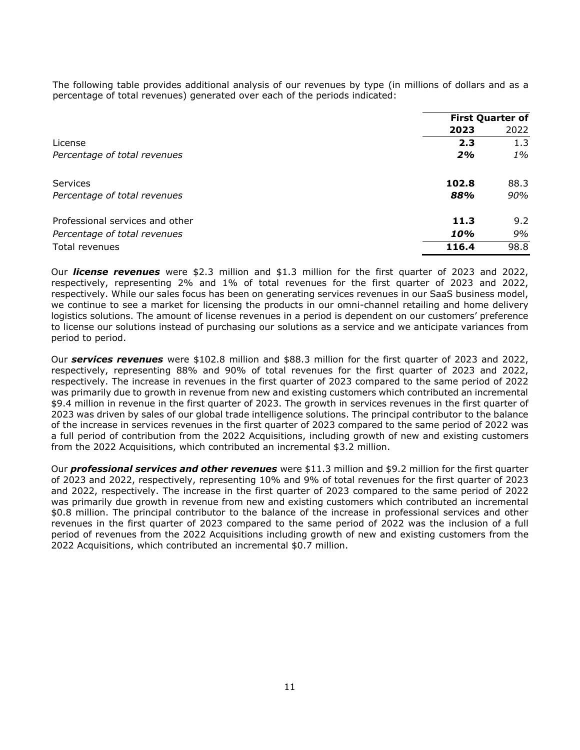The following table provides additional analysis of our revenues by type (in millions of dollars and as a percentage of total revenues) generated over each of the periods indicated:

| | First Quarter of | |
|---|---|---|
| | **2023** | 2022 |
| License | **2.3** | 1.3 |
| *Percentage of total revenues* | ***2%*** | *1%* |
| Services | **102.8** | 88.3 |
| *Percentage of total revenues* | ***88%*** | *90%* |
| Professional services and other | **11.3** | 9.2 |
| *Percentage of total revenues* | ***10%*** | *9%* |
| Total revenues | **116.4** | 98.8 |

Our ***license revenues*** were $2.3 million and $1.3 million for the first quarter of 2023 and 2022, respectively, representing 2% and 1% of total revenues for the first quarter of 2023 and 2022, respectively. While our sales focus has been on generating services revenues in our SaaS business model, we continue to see a market for licensing the products in our omni-channel retailing and home delivery logistics solutions. The amount of license revenues in a period is dependent on our customers' preference to license our solutions instead of purchasing our solutions as a service and we anticipate variances from period to period.

Our ***services revenues*** were $102.8 million and $88.3 million for the first quarter of 2023 and 2022, respectively, representing 88% and 90% of total revenues for the first quarter of 2023 and 2022, respectively. The increase in revenues in the first quarter of 2023 compared to the same period of 2022 was primarily due to growth in revenue from new and existing customers which contributed an incremental $9.4 million in revenue in the first quarter of 2023. The growth in services revenues in the first quarter of 2023 was driven by sales of our global trade intelligence solutions. The principal contributor to the balance of the increase in services revenues in the first quarter of 2023 compared to the same period of 2022 was a full period of contribution from the 2022 Acquisitions, including growth of new and existing customers from the 2022 Acquisitions, which contributed an incremental $3.2 million.

Our ***professional services and other revenues*** were $11.3 million and $9.2 million for the first quarter of 2023 and 2022, respectively, representing 10% and 9% of total revenues for the first quarter of 2023 and 2022, respectively. The increase in the first quarter of 2023 compared to the same period of 2022 was primarily due growth in revenue from new and existing customers which contributed an incremental $0.8 million. The principal contributor to the balance of the increase in professional services and other revenues in the first quarter of 2023 compared to the same period of 2022 was the inclusion of a full period of revenues from the 2022 Acquisitions including growth of new and existing customers from the 2022 Acquisitions, which contributed an incremental $0.7 million.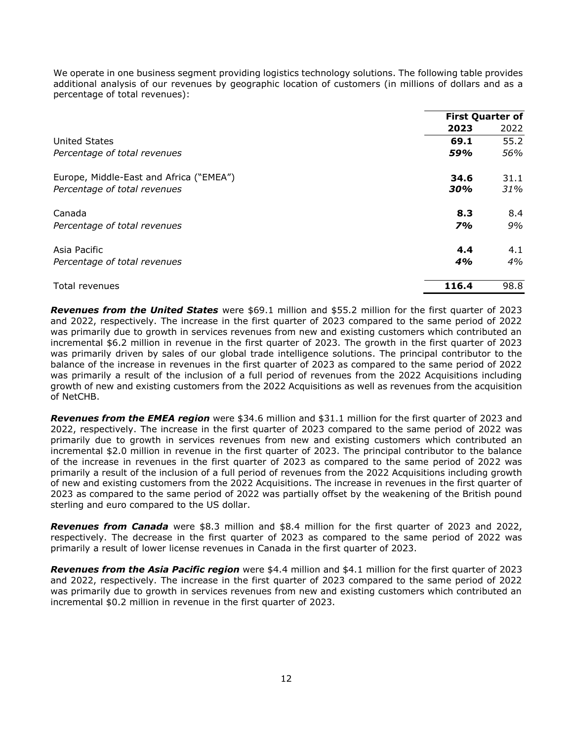We operate in one business segment providing logistics technology solutions. The following table provides additional analysis of our revenues by geographic location of customers (in millions of dollars and as a percentage of total revenues):

| | First Quarter of | |
|---|---|---|
| | **2023** | 2022 |
| United States | **69.1** | 55.2 |
| *Percentage of total revenues* | ***59%*** | *56%* |
| Europe, Middle-East and Africa ("EMEA") | **34.6** | 31.1 |
| *Percentage of total revenues* | ***30%*** | *31%* |
| Canada | **8.3** | 8.4 |
| *Percentage of total revenues* | ***7%*** | *9%* |
| Asia Pacific | **4.4** | 4.1 |
| *Percentage of total revenues* | ***4%*** | *4%* |
| Total revenues | **116.4** | 98.8 |

***Revenues from the United States*** were $69.1 million and $55.2 million for the first quarter of 2023 and 2022, respectively. The increase in the first quarter of 2023 compared to the same period of 2022 was primarily due to growth in services revenues from new and existing customers which contributed an incremental $6.2 million in revenue in the first quarter of 2023. The growth in the first quarter of 2023 was primarily driven by sales of our global trade intelligence solutions. The principal contributor to the balance of the increase in revenues in the first quarter of 2023 as compared to the same period of 2022 was primarily a result of the inclusion of a full period of revenues from the 2022 Acquisitions including growth of new and existing customers from the 2022 Acquisitions as well as revenues from the acquisition of NetCHB.

***Revenues from the EMEA region*** were $34.6 million and $31.1 million for the first quarter of 2023 and 2022, respectively. The increase in the first quarter of 2023 compared to the same period of 2022 was primarily due to growth in services revenues from new and existing customers which contributed an incremental $2.0 million in revenue in the first quarter of 2023. The principal contributor to the balance of the increase in revenues in the first quarter of 2023 as compared to the same period of 2022 was primarily a result of the inclusion of a full period of revenues from the 2022 Acquisitions including growth of new and existing customers from the 2022 Acquisitions. The increase in revenues in the first quarter of 2023 as compared to the same period of 2022 was partially offset by the weakening of the British pound sterling and euro compared to the US dollar.

***Revenues from Canada*** were $8.3 million and $8.4 million for the first quarter of 2023 and 2022, respectively. The decrease in the first quarter of 2023 as compared to the same period of 2022 was primarily a result of lower license revenues in Canada in the first quarter of 2023.

***Revenues from the Asia Pacific region*** were $4.4 million and $4.1 million for the first quarter of 2023 and 2022, respectively. The increase in the first quarter of 2023 compared to the same period of 2022 was primarily due to growth in services revenues from new and existing customers which contributed an incremental $0.2 million in revenue in the first quarter of 2023.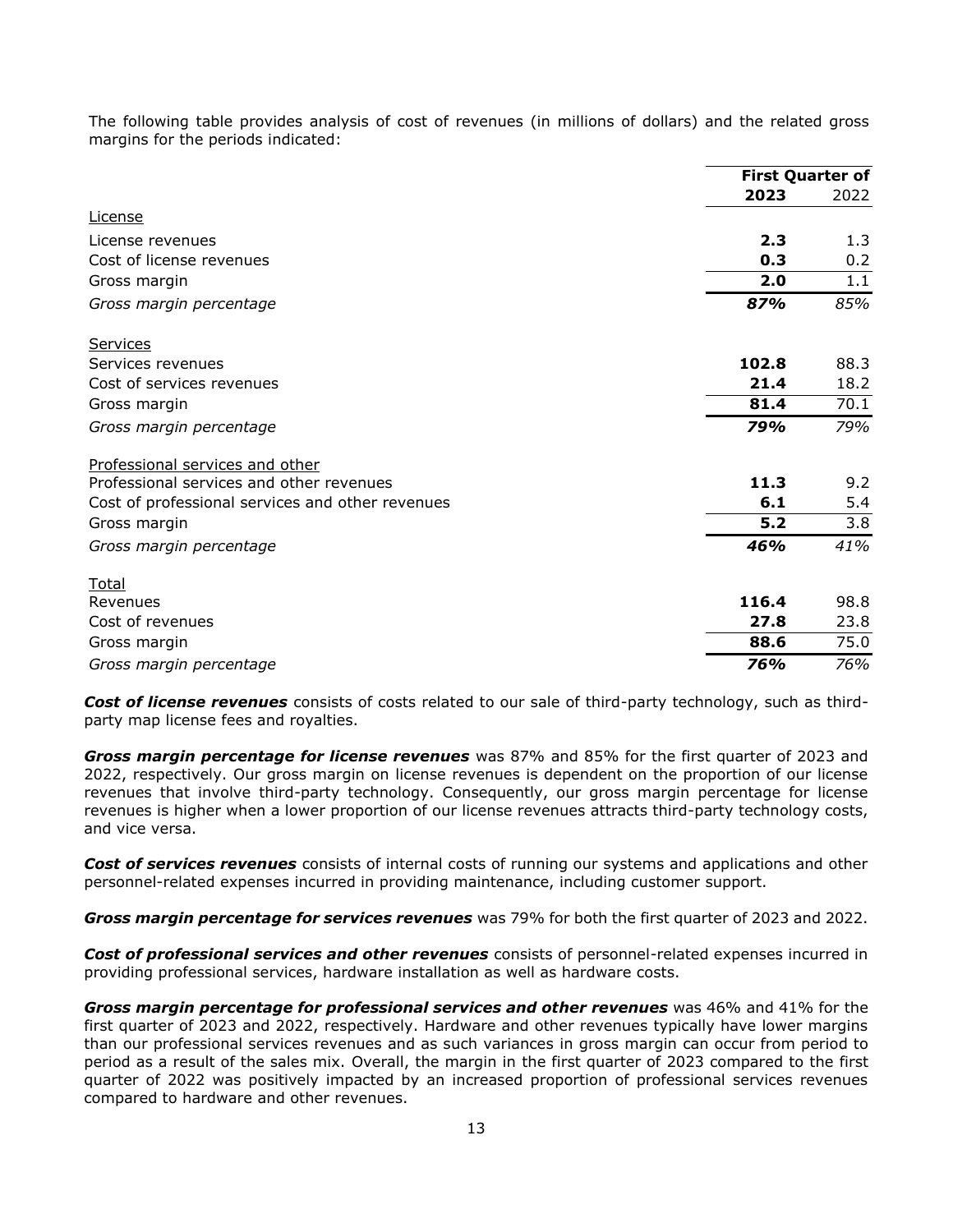The following table provides analysis of cost of revenues (in millions of dollars) and the related gross margins for the periods indicated:

| | First Quarter of | |
|---|---|---|
| | **2023** | 2022 |
| License | | |
| License revenues | **2.3** | 1.3 |
| Cost of license revenues | **0.3** | 0.2 |
| Gross margin | **2.0** | 1.1 |
| *Gross margin percentage* | ***87%*** | *85%* |
| Services | | |
| Services revenues | **102.8** | 88.3 |
| Cost of services revenues | **21.4** | 18.2 |
| Gross margin | **81.4** | 70.1 |
| *Gross margin percentage* | ***79%*** | *79%* |
| Professional services and other | | |
| Professional services and other revenues | **11.3** | 9.2 |
| Cost of professional services and other revenues | **6.1** | 5.4 |
| Gross margin | **5.2** | 3.8 |
| *Gross margin percentage* | ***46%*** | *41%* |
| Total | | |
| Revenues | **116.4** | 98.8 |
| Cost of revenues | **27.8** | 23.8 |
| Gross margin | **88.6** | 75.0 |
| *Gross margin percentage* | ***76%*** | *76%* |

***Cost of license revenues*** consists of costs related to our sale of third-party technology, such as third-party map license fees and royalties.

***Gross margin percentage for license revenues*** was 87% and 85% for the first quarter of 2023 and 2022, respectively. Our gross margin on license revenues is dependent on the proportion of our license revenues that involve third-party technology. Consequently, our gross margin percentage for license revenues is higher when a lower proportion of our license revenues attracts third-party technology costs, and vice versa.

***Cost of services revenues*** consists of internal costs of running our systems and applications and other personnel-related expenses incurred in providing maintenance, including customer support.

***Gross margin percentage for services revenues*** was 79% for both the first quarter of 2023 and 2022.

***Cost of professional services and other revenues*** consists of personnel-related expenses incurred in providing professional services, hardware installation as well as hardware costs.

***Gross margin percentage for professional services and other revenues*** was 46% and 41% for the first quarter of 2023 and 2022, respectively. Hardware and other revenues typically have lower margins than our professional services revenues and as such variances in gross margin can occur from period to period as a result of the sales mix. Overall, the margin in the first quarter of 2023 compared to the first quarter of 2022 was positively impacted by an increased proportion of professional services revenues compared to hardware and other revenues.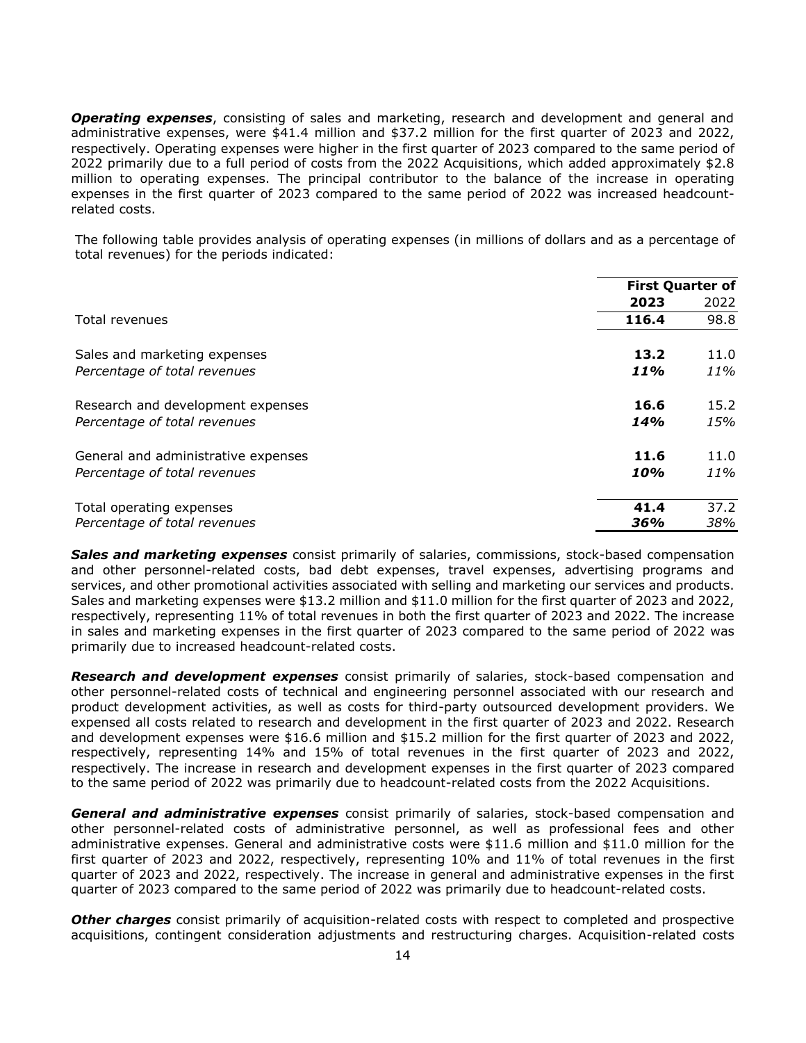***Operating expenses***, consisting of sales and marketing, research and development and general and administrative expenses, were $41.4 million and $37.2 million for the first quarter of 2023 and 2022, respectively. Operating expenses were higher in the first quarter of 2023 compared to the same period of 2022 primarily due to a full period of costs from the 2022 Acquisitions, which added approximately $2.8 million to operating expenses. The principal contributor to the balance of the increase in operating expenses in the first quarter of 2023 compared to the same period of 2022 was increased headcount-related costs.

The following table provides analysis of operating expenses (in millions of dollars and as a percentage of total revenues) for the periods indicated:

| | **First Quarter of** | |
|---|---|---|
| | **2023** | 2022 |
| Total revenues | **116.4** | 98.8 |
| Sales and marketing expenses | **13.2** | 11.0 |
| *Percentage of total revenues* | ***11%*** | *11%* |
| Research and development expenses | **16.6** | 15.2 |
| *Percentage of total revenues* | ***14%*** | *15%* |
| General and administrative expenses | **11.6** | 11.0 |
| *Percentage of total revenues* | ***10%*** | *11%* |
| Total operating expenses | **41.4** | 37.2 |
| *Percentage of total revenues* | ***36%*** | *38%* |

***Sales and marketing expenses*** consist primarily of salaries, commissions, stock-based compensation and other personnel-related costs, bad debt expenses, travel expenses, advertising programs and services, and other promotional activities associated with selling and marketing our services and products. Sales and marketing expenses were $13.2 million and $11.0 million for the first quarter of 2023 and 2022, respectively, representing 11% of total revenues in both the first quarter of 2023 and 2022. The increase in sales and marketing expenses in the first quarter of 2023 compared to the same period of 2022 was primarily due to increased headcount-related costs.

***Research and development expenses*** consist primarily of salaries, stock-based compensation and other personnel-related costs of technical and engineering personnel associated with our research and product development activities, as well as costs for third-party outsourced development providers. We expensed all costs related to research and development in the first quarter of 2023 and 2022. Research and development expenses were $16.6 million and $15.2 million for the first quarter of 2023 and 2022, respectively, representing 14% and 15% of total revenues in the first quarter of 2023 and 2022, respectively. The increase in research and development expenses in the first quarter of 2023 compared to the same period of 2022 was primarily due to headcount-related costs from the 2022 Acquisitions.

***General and administrative expenses*** consist primarily of salaries, stock-based compensation and other personnel-related costs of administrative personnel, as well as professional fees and other administrative expenses. General and administrative costs were $11.6 million and $11.0 million for the first quarter of 2023 and 2022, respectively, representing 10% and 11% of total revenues in the first quarter of 2023 and 2022, respectively. The increase in general and administrative expenses in the first quarter of 2023 compared to the same period of 2022 was primarily due to headcount-related costs.

***Other charges*** consist primarily of acquisition-related costs with respect to completed and prospective acquisitions, contingent consideration adjustments and restructuring charges. Acquisition-related costs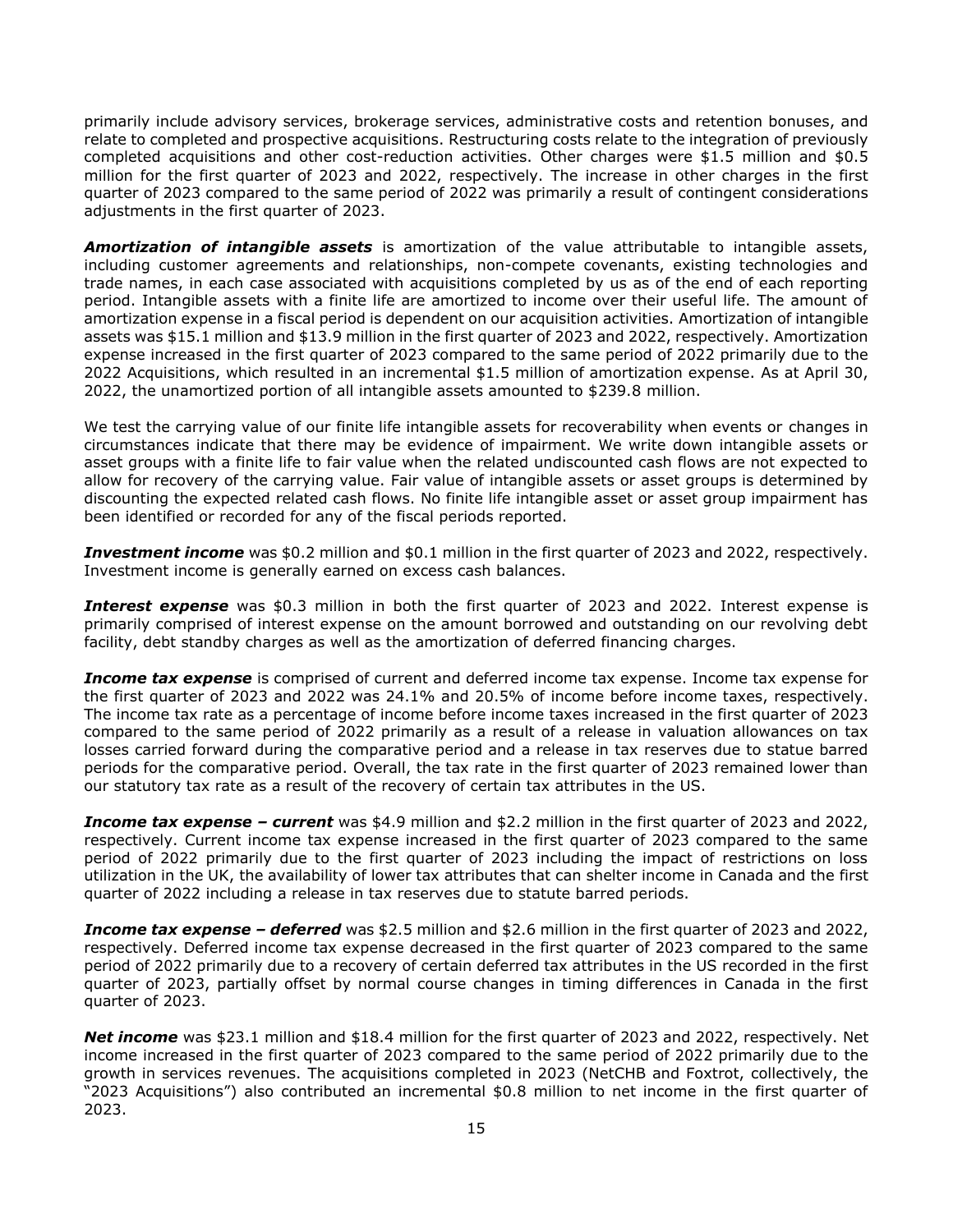primarily include advisory services, brokerage services, administrative costs and retention bonuses, and relate to completed and prospective acquisitions. Restructuring costs relate to the integration of previously completed acquisitions and other cost-reduction activities. Other charges were $1.5 million and $0.5 million for the first quarter of 2023 and 2022, respectively. The increase in other charges in the first quarter of 2023 compared to the same period of 2022 was primarily a result of contingent considerations adjustments in the first quarter of 2023.

***Amortization of intangible assets*** is amortization of the value attributable to intangible assets, including customer agreements and relationships, non-compete covenants, existing technologies and trade names, in each case associated with acquisitions completed by us as of the end of each reporting period. Intangible assets with a finite life are amortized to income over their useful life. The amount of amortization expense in a fiscal period is dependent on our acquisition activities. Amortization of intangible assets was $15.1 million and $13.9 million in the first quarter of 2023 and 2022, respectively. Amortization expense increased in the first quarter of 2023 compared to the same period of 2022 primarily due to the 2022 Acquisitions, which resulted in an incremental $1.5 million of amortization expense. As at April 30, 2022, the unamortized portion of all intangible assets amounted to $239.8 million.

We test the carrying value of our finite life intangible assets for recoverability when events or changes in circumstances indicate that there may be evidence of impairment. We write down intangible assets or asset groups with a finite life to fair value when the related undiscounted cash flows are not expected to allow for recovery of the carrying value. Fair value of intangible assets or asset groups is determined by discounting the expected related cash flows. No finite life intangible asset or asset group impairment has been identified or recorded for any of the fiscal periods reported.

***Investment income*** was $0.2 million and $0.1 million in the first quarter of 2023 and 2022, respectively. Investment income is generally earned on excess cash balances.

***Interest expense*** was $0.3 million in both the first quarter of 2023 and 2022. Interest expense is primarily comprised of interest expense on the amount borrowed and outstanding on our revolving debt facility, debt standby charges as well as the amortization of deferred financing charges.

***Income tax expense*** is comprised of current and deferred income tax expense. Income tax expense for the first quarter of 2023 and 2022 was 24.1% and 20.5% of income before income taxes, respectively. The income tax rate as a percentage of income before income taxes increased in the first quarter of 2023 compared to the same period of 2022 primarily as a result of a release in valuation allowances on tax losses carried forward during the comparative period and a release in tax reserves due to statue barred periods for the comparative period. Overall, the tax rate in the first quarter of 2023 remained lower than our statutory tax rate as a result of the recovery of certain tax attributes in the US.

***Income tax expense – current*** was $4.9 million and $2.2 million in the first quarter of 2023 and 2022, respectively. Current income tax expense increased in the first quarter of 2023 compared to the same period of 2022 primarily due to the first quarter of 2023 including the impact of restrictions on loss utilization in the UK, the availability of lower tax attributes that can shelter income in Canada and the first quarter of 2022 including a release in tax reserves due to statute barred periods.

***Income tax expense – deferred*** was $2.5 million and $2.6 million in the first quarter of 2023 and 2022, respectively. Deferred income tax expense decreased in the first quarter of 2023 compared to the same period of 2022 primarily due to a recovery of certain deferred tax attributes in the US recorded in the first quarter of 2023, partially offset by normal course changes in timing differences in Canada in the first quarter of 2023.

***Net income*** was $23.1 million and $18.4 million for the first quarter of 2023 and 2022, respectively. Net income increased in the first quarter of 2023 compared to the same period of 2022 primarily due to the growth in services revenues. The acquisitions completed in 2023 (NetCHB and Foxtrot, collectively, the "2023 Acquisitions") also contributed an incremental $0.8 million to net income in the first quarter of 2023.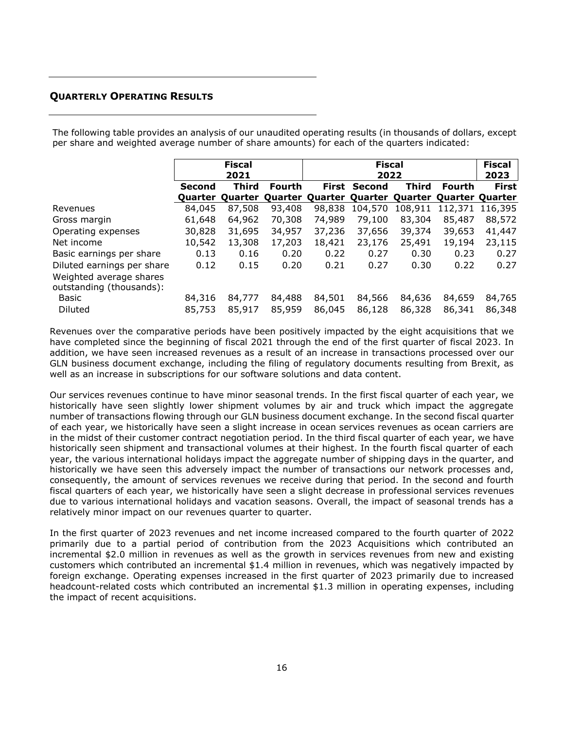## QUARTERLY OPERATING RESULTS

The following table provides an analysis of our unaudited operating results (in thousands of dollars, except per share and weighted average number of share amounts) for each of the quarters indicated:

| | Fiscal 2021 | | | Fiscal 2022 | | | | Fiscal 2023 |
|---|---|---|---|---|---|---|---|---|
| | Second Quarter | Third Quarter | Fourth Quarter | First Quarter | Second Quarter | Third Quarter | Fourth Quarter | First Quarter |
| Revenues | 84,045 | 87,508 | 93,408 | 98,838 | 104,570 | 108,911 | 112,371 | 116,395 |
| Gross margin | 61,648 | 64,962 | 70,308 | 74,989 | 79,100 | 83,304 | 85,487 | 88,572 |
| Operating expenses | 30,828 | 31,695 | 34,957 | 37,236 | 37,656 | 39,374 | 39,653 | 41,447 |
| Net income | 10,542 | 13,308 | 17,203 | 18,421 | 23,176 | 25,491 | 19,194 | 23,115 |
| Basic earnings per share | 0.13 | 0.16 | 0.20 | 0.22 | 0.27 | 0.30 | 0.23 | 0.27 |
| Diluted earnings per share | 0.12 | 0.15 | 0.20 | 0.21 | 0.27 | 0.30 | 0.22 | 0.27 |
| Weighted average shares outstanding (thousands): | | | | | | | | |
| Basic | 84,316 | 84,777 | 84,488 | 84,501 | 84,566 | 84,636 | 84,659 | 84,765 |
| Diluted | 85,753 | 85,917 | 85,959 | 86,045 | 86,128 | 86,328 | 86,341 | 86,348 |

Revenues over the comparative periods have been positively impacted by the eight acquisitions that we have completed since the beginning of fiscal 2021 through the end of the first quarter of fiscal 2023. In addition, we have seen increased revenues as a result of an increase in transactions processed over our GLN business document exchange, including the filing of regulatory documents resulting from Brexit, as well as an increase in subscriptions for our software solutions and data content.

Our services revenues continue to have minor seasonal trends. In the first fiscal quarter of each year, we historically have seen slightly lower shipment volumes by air and truck which impact the aggregate number of transactions flowing through our GLN business document exchange. In the second fiscal quarter of each year, we historically have seen a slight increase in ocean services revenues as ocean carriers are in the midst of their customer contract negotiation period. In the third fiscal quarter of each year, we have historically seen shipment and transactional volumes at their highest. In the fourth fiscal quarter of each year, the various international holidays impact the aggregate number of shipping days in the quarter, and historically we have seen this adversely impact the number of transactions our network processes and, consequently, the amount of services revenues we receive during that period. In the second and fourth fiscal quarters of each year, we historically have seen a slight decrease in professional services revenues due to various international holidays and vacation seasons. Overall, the impact of seasonal trends has a relatively minor impact on our revenues quarter to quarter.

In the first quarter of 2023 revenues and net income increased compared to the fourth quarter of 2022 primarily due to a partial period of contribution from the 2023 Acquisitions which contributed an incremental $2.0 million in revenues as well as the growth in services revenues from new and existing customers which contributed an incremental $1.4 million in revenues, which was negatively impacted by foreign exchange. Operating expenses increased in the first quarter of 2023 primarily due to increased headcount-related costs which contributed an incremental $1.3 million in operating expenses, including the impact of recent acquisitions.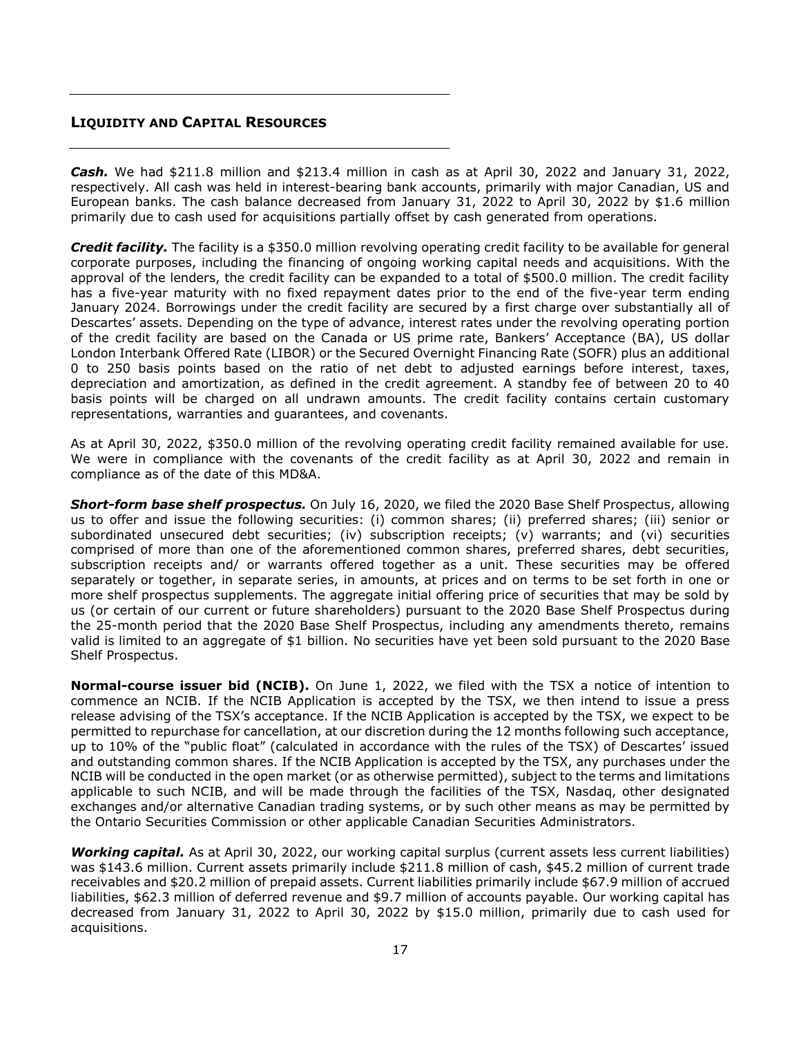## LIQUIDITY AND CAPITAL RESOURCES

***Cash.*** We had $211.8 million and $213.4 million in cash as at April 30, 2022 and January 31, 2022, respectively. All cash was held in interest-bearing bank accounts, primarily with major Canadian, US and European banks. The cash balance decreased from January 31, 2022 to April 30, 2022 by $1.6 million primarily due to cash used for acquisitions partially offset by cash generated from operations.

***Credit facility.*** The facility is a $350.0 million revolving operating credit facility to be available for general corporate purposes, including the financing of ongoing working capital needs and acquisitions. With the approval of the lenders, the credit facility can be expanded to a total of $500.0 million. The credit facility has a five-year maturity with no fixed repayment dates prior to the end of the five-year term ending January 2024. Borrowings under the credit facility are secured by a first charge over substantially all of Descartes' assets. Depending on the type of advance, interest rates under the revolving operating portion of the credit facility are based on the Canada or US prime rate, Bankers' Acceptance (BA), US dollar London Interbank Offered Rate (LIBOR) or the Secured Overnight Financing Rate (SOFR) plus an additional 0 to 250 basis points based on the ratio of net debt to adjusted earnings before interest, taxes, depreciation and amortization, as defined in the credit agreement. A standby fee of between 20 to 40 basis points will be charged on all undrawn amounts. The credit facility contains certain customary representations, warranties and guarantees, and covenants.

As at April 30, 2022, $350.0 million of the revolving operating credit facility remained available for use. We were in compliance with the covenants of the credit facility as at April 30, 2022 and remain in compliance as of the date of this MD&A.

***Short-form base shelf prospectus.*** On July 16, 2020, we filed the 2020 Base Shelf Prospectus, allowing us to offer and issue the following securities: (i) common shares; (ii) preferred shares; (iii) senior or subordinated unsecured debt securities; (iv) subscription receipts; (v) warrants; and (vi) securities comprised of more than one of the aforementioned common shares, preferred shares, debt securities, subscription receipts and/ or warrants offered together as a unit. These securities may be offered separately or together, in separate series, in amounts, at prices and on terms to be set forth in one or more shelf prospectus supplements. The aggregate initial offering price of securities that may be sold by us (or certain of our current or future shareholders) pursuant to the 2020 Base Shelf Prospectus during the 25-month period that the 2020 Base Shelf Prospectus, including any amendments thereto, remains valid is limited to an aggregate of $1 billion. No securities have yet been sold pursuant to the 2020 Base Shelf Prospectus.

**Normal-course issuer bid (NCIB).** On June 1, 2022, we filed with the TSX a notice of intention to commence an NCIB. If the NCIB Application is accepted by the TSX, we then intend to issue a press release advising of the TSX's acceptance. If the NCIB Application is accepted by the TSX, we expect to be permitted to repurchase for cancellation, at our discretion during the 12 months following such acceptance, up to 10% of the "public float" (calculated in accordance with the rules of the TSX) of Descartes' issued and outstanding common shares. If the NCIB Application is accepted by the TSX, any purchases under the NCIB will be conducted in the open market (or as otherwise permitted), subject to the terms and limitations applicable to such NCIB, and will be made through the facilities of the TSX, Nasdaq, other designated exchanges and/or alternative Canadian trading systems, or by such other means as may be permitted by the Ontario Securities Commission or other applicable Canadian Securities Administrators.

***Working capital.*** As at April 30, 2022, our working capital surplus (current assets less current liabilities) was $143.6 million. Current assets primarily include $211.8 million of cash, $45.2 million of current trade receivables and $20.2 million of prepaid assets. Current liabilities primarily include $67.9 million of accrued liabilities, $62.3 million of deferred revenue and $9.7 million of accounts payable. Our working capital has decreased from January 31, 2022 to April 30, 2022 by $15.0 million, primarily due to cash used for acquisitions.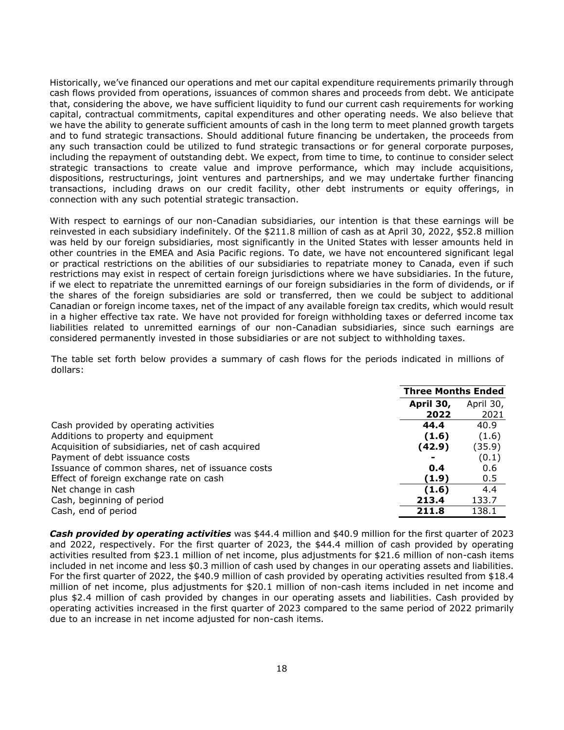Historically, we've financed our operations and met our capital expenditure requirements primarily through cash flows provided from operations, issuances of common shares and proceeds from debt. We anticipate that, considering the above, we have sufficient liquidity to fund our current cash requirements for working capital, contractual commitments, capital expenditures and other operating needs. We also believe that we have the ability to generate sufficient amounts of cash in the long term to meet planned growth targets and to fund strategic transactions. Should additional future financing be undertaken, the proceeds from any such transaction could be utilized to fund strategic transactions or for general corporate purposes, including the repayment of outstanding debt. We expect, from time to time, to continue to consider select strategic transactions to create value and improve performance, which may include acquisitions, dispositions, restructurings, joint ventures and partnerships, and we may undertake further financing transactions, including draws on our credit facility, other debt instruments or equity offerings, in connection with any such potential strategic transaction.

With respect to earnings of our non-Canadian subsidiaries, our intention is that these earnings will be reinvested in each subsidiary indefinitely. Of the $211.8 million of cash as at April 30, 2022, $52.8 million was held by our foreign subsidiaries, most significantly in the United States with lesser amounts held in other countries in the EMEA and Asia Pacific regions. To date, we have not encountered significant legal or practical restrictions on the abilities of our subsidiaries to repatriate money to Canada, even if such restrictions may exist in respect of certain foreign jurisdictions where we have subsidiaries. In the future, if we elect to repatriate the unremitted earnings of our foreign subsidiaries in the form of dividends, or if the shares of the foreign subsidiaries are sold or transferred, then we could be subject to additional Canadian or foreign income taxes, net of the impact of any available foreign tax credits, which would result in a higher effective tax rate. We have not provided for foreign withholding taxes or deferred income tax liabilities related to unremitted earnings of our non-Canadian subsidiaries, since such earnings are considered permanently invested in those subsidiaries or are not subject to withholding taxes.

The table set forth below provides a summary of cash flows for the periods indicated in millions of dollars:

| | **Three Months Ended** | |
|---|---|---|
| | **April 30, 2022** | April 30, 2021 |
| Cash provided by operating activities | **44.4** | 40.9 |
| Additions to property and equipment | **(1.6)** | (1.6) |
| Acquisition of subsidiaries, net of cash acquired | **(42.9)** | (35.9) |
| Payment of debt issuance costs | **-** | (0.1) |
| Issuance of common shares, net of issuance costs | **0.4** | 0.6 |
| Effect of foreign exchange rate on cash | **(1.9)** | 0.5 |
| Net change in cash | **(1.6)** | 4.4 |
| Cash, beginning of period | **213.4** | 133.7 |
| Cash, end of period | **211.8** | 138.1 |

***Cash provided by operating activities*** was $44.4 million and $40.9 million for the first quarter of 2023 and 2022, respectively. For the first quarter of 2023, the $44.4 million of cash provided by operating activities resulted from $23.1 million of net income, plus adjustments for $21.6 million of non-cash items included in net income and less $0.3 million of cash used by changes in our operating assets and liabilities. For the first quarter of 2022, the $40.9 million of cash provided by operating activities resulted from $18.4 million of net income, plus adjustments for $20.1 million of non-cash items included in net income and plus $2.4 million of cash provided by changes in our operating assets and liabilities. Cash provided by operating activities increased in the first quarter of 2023 compared to the same period of 2022 primarily due to an increase in net income adjusted for non-cash items.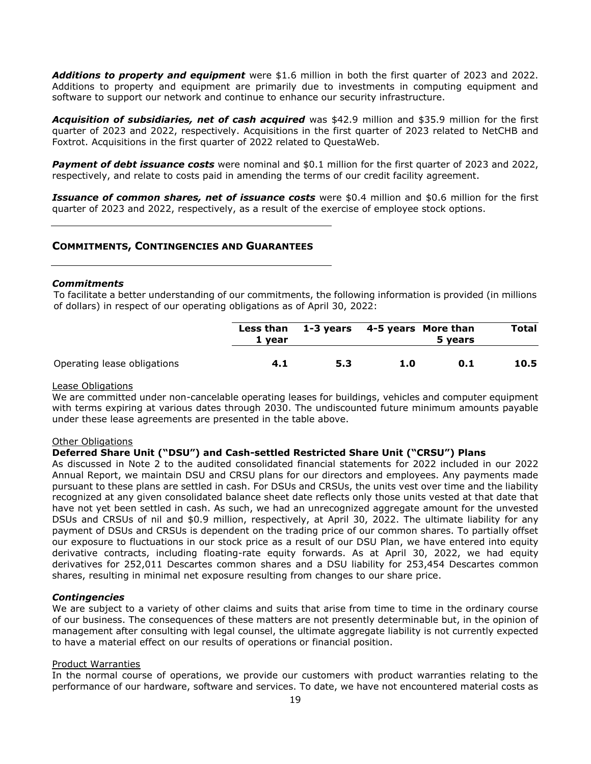***Additions to property and equipment*** were $1.6 million in both the first quarter of 2023 and 2022. Additions to property and equipment are primarily due to investments in computing equipment and software to support our network and continue to enhance our security infrastructure.

***Acquisition of subsidiaries, net of cash acquired*** was $42.9 million and $35.9 million for the first quarter of 2023 and 2022, respectively. Acquisitions in the first quarter of 2023 related to NetCHB and Foxtrot. Acquisitions in the first quarter of 2022 related to QuestaWeb.

***Payment of debt issuance costs*** were nominal and $0.1 million for the first quarter of 2023 and 2022, respectively, and relate to costs paid in amending the terms of our credit facility agreement.

***Issuance of common shares, net of issuance costs*** were $0.4 million and $0.6 million for the first quarter of 2023 and 2022, respectively, as a result of the exercise of employee stock options.

## COMMITMENTS, CONTINGENCIES AND GUARANTEES

### *Commitments*

To facilitate a better understanding of our commitments, the following information is provided (in millions of dollars) in respect of our operating obligations as of April 30, 2022:

| | Less than 1 year | 1-3 years | 4-5 years | More than 5 years | Total |
|---|---|---|---|---|---|
| Operating lease obligations | **4.1** | **5.3** | **1.0** | **0.1** | **10.5** |

Lease Obligations

We are committed under non-cancelable operating leases for buildings, vehicles and computer equipment with terms expiring at various dates through 2030. The undiscounted future minimum amounts payable under these lease agreements are presented in the table above.

Other Obligations

**Deferred Share Unit ("DSU") and Cash-settled Restricted Share Unit ("CRSU") Plans**

As discussed in Note 2 to the audited consolidated financial statements for 2022 included in our 2022 Annual Report, we maintain DSU and CRSU plans for our directors and employees. Any payments made pursuant to these plans are settled in cash. For DSUs and CRSUs, the units vest over time and the liability recognized at any given consolidated balance sheet date reflects only those units vested at that date that have not yet been settled in cash. As such, we had an unrecognized aggregate amount for the unvested DSUs and CRSUs of nil and $0.9 million, respectively, at April 30, 2022. The ultimate liability for any payment of DSUs and CRSUs is dependent on the trading price of our common shares. To partially offset our exposure to fluctuations in our stock price as a result of our DSU Plan, we have entered into equity derivative contracts, including floating-rate equity forwards. As at April 30, 2022, we had equity derivatives for 252,011 Descartes common shares and a DSU liability for 253,454 Descartes common shares, resulting in minimal net exposure resulting from changes to our share price.

### *Contingencies*

We are subject to a variety of other claims and suits that arise from time to time in the ordinary course of our business. The consequences of these matters are not presently determinable but, in the opinion of management after consulting with legal counsel, the ultimate aggregate liability is not currently expected to have a material effect on our results of operations or financial position.

Product Warranties

In the normal course of operations, we provide our customers with product warranties relating to the performance of our hardware, software and services. To date, we have not encountered material costs as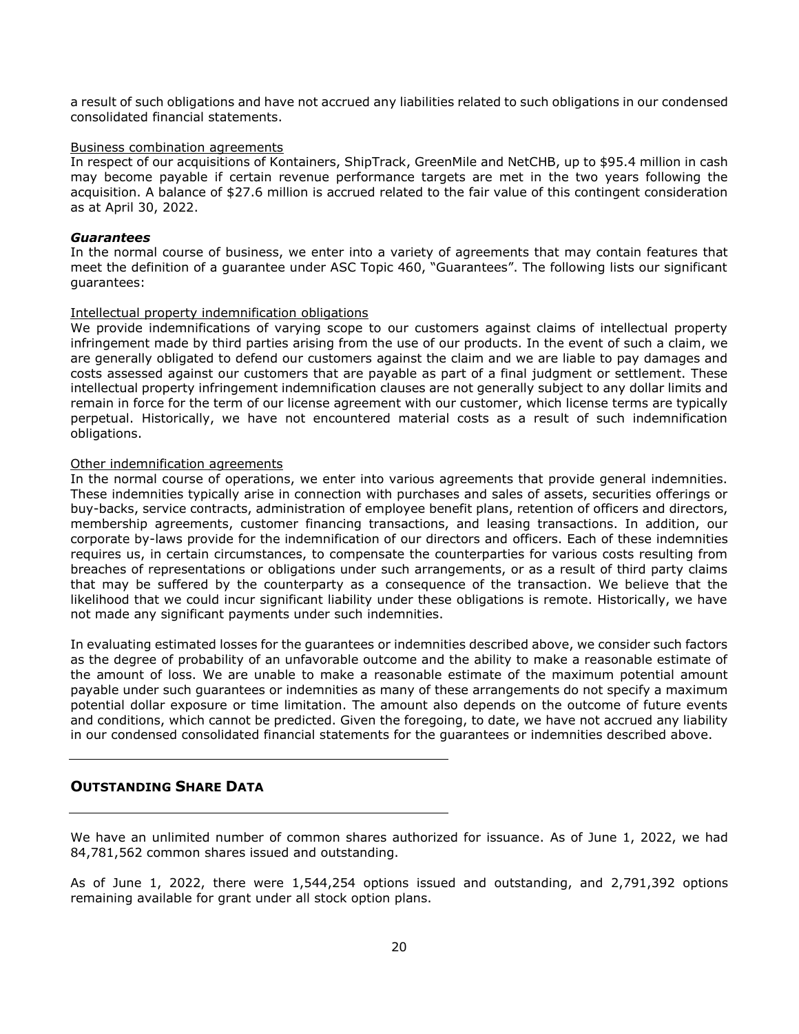a result of such obligations and have not accrued any liabilities related to such obligations in our condensed consolidated financial statements.

Business combination agreements

In respect of our acquisitions of Kontainers, ShipTrack, GreenMile and NetCHB, up to $95.4 million in cash may become payable if certain revenue performance targets are met in the two years following the acquisition. A balance of $27.6 million is accrued related to the fair value of this contingent consideration as at April 30, 2022.

***Guarantees***

In the normal course of business, we enter into a variety of agreements that may contain features that meet the definition of a guarantee under ASC Topic 460, "Guarantees". The following lists our significant guarantees:

Intellectual property indemnification obligations

We provide indemnifications of varying scope to our customers against claims of intellectual property infringement made by third parties arising from the use of our products. In the event of such a claim, we are generally obligated to defend our customers against the claim and we are liable to pay damages and costs assessed against our customers that are payable as part of a final judgment or settlement. These intellectual property infringement indemnification clauses are not generally subject to any dollar limits and remain in force for the term of our license agreement with our customer, which license terms are typically perpetual. Historically, we have not encountered material costs as a result of such indemnification obligations.

Other indemnification agreements

In the normal course of operations, we enter into various agreements that provide general indemnities. These indemnities typically arise in connection with purchases and sales of assets, securities offerings or buy-backs, service contracts, administration of employee benefit plans, retention of officers and directors, membership agreements, customer financing transactions, and leasing transactions. In addition, our corporate by-laws provide for the indemnification of our directors and officers. Each of these indemnities requires us, in certain circumstances, to compensate the counterparties for various costs resulting from breaches of representations or obligations under such arrangements, or as a result of third party claims that may be suffered by the counterparty as a consequence of the transaction. We believe that the likelihood that we could incur significant liability under these obligations is remote. Historically, we have not made any significant payments under such indemnities.

In evaluating estimated losses for the guarantees or indemnities described above, we consider such factors as the degree of probability of an unfavorable outcome and the ability to make a reasonable estimate of the amount of loss. We are unable to make a reasonable estimate of the maximum potential amount payable under such guarantees or indemnities as many of these arrangements do not specify a maximum potential dollar exposure or time limitation. The amount also depends on the outcome of future events and conditions, which cannot be predicted. Given the foregoing, to date, we have not accrued any liability in our condensed consolidated financial statements for the guarantees or indemnities described above.

## OUTSTANDING SHARE DATA

We have an unlimited number of common shares authorized for issuance. As of June 1, 2022, we had 84,781,562 common shares issued and outstanding.

As of June 1, 2022, there were 1,544,254 options issued and outstanding, and 2,791,392 options remaining available for grant under all stock option plans.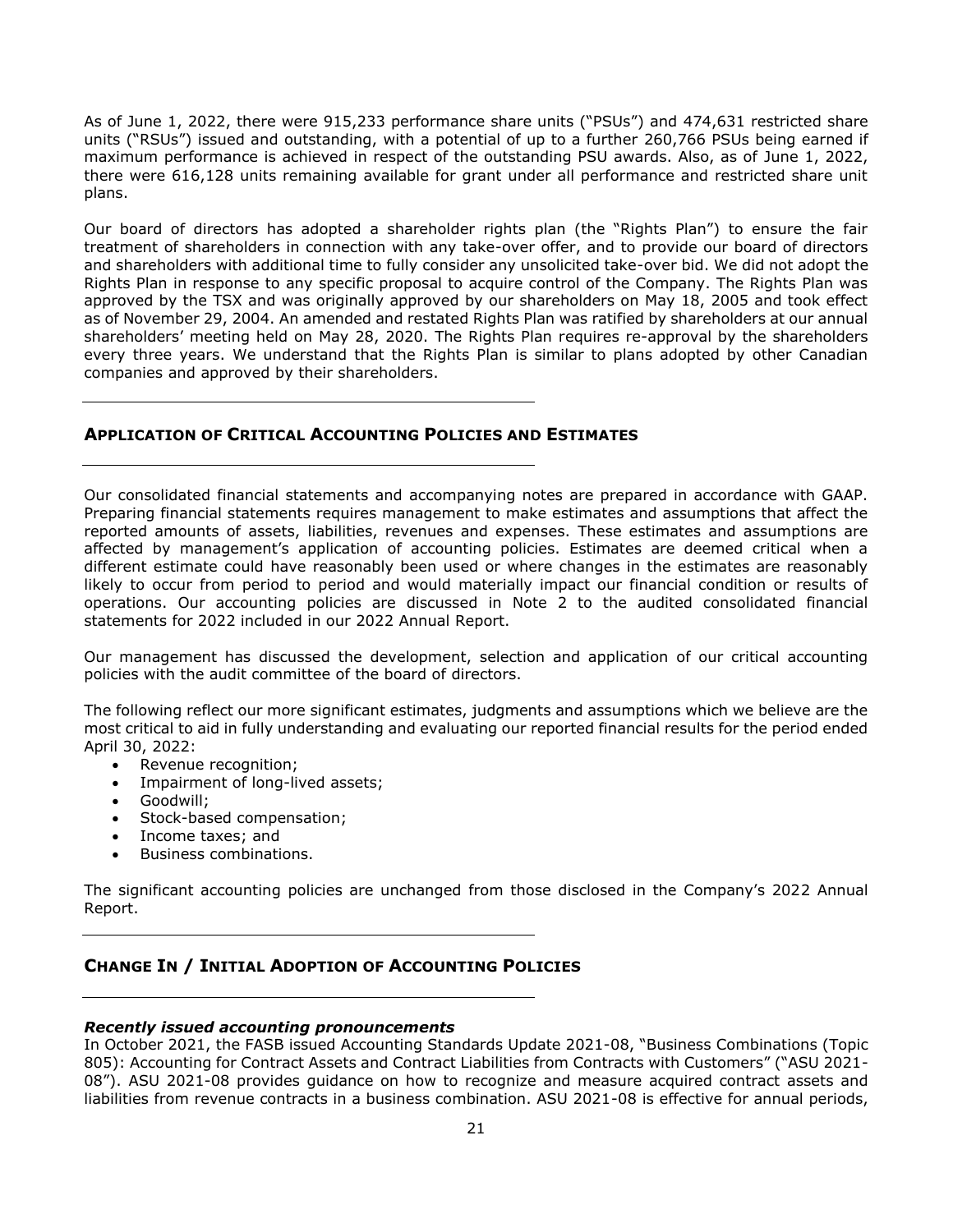As of June 1, 2022, there were 915,233 performance share units ("PSUs") and 474,631 restricted share units ("RSUs") issued and outstanding, with a potential of up to a further 260,766 PSUs being earned if maximum performance is achieved in respect of the outstanding PSU awards. Also, as of June 1, 2022, there were 616,128 units remaining available for grant under all performance and restricted share unit plans.

Our board of directors has adopted a shareholder rights plan (the "Rights Plan") to ensure the fair treatment of shareholders in connection with any take-over offer, and to provide our board of directors and shareholders with additional time to fully consider any unsolicited take-over bid. We did not adopt the Rights Plan in response to any specific proposal to acquire control of the Company. The Rights Plan was approved by the TSX and was originally approved by our shareholders on May 18, 2005 and took effect as of November 29, 2004. An amended and restated Rights Plan was ratified by shareholders at our annual shareholders' meeting held on May 28, 2020. The Rights Plan requires re-approval by the shareholders every three years. We understand that the Rights Plan is similar to plans adopted by other Canadian companies and approved by their shareholders.

## APPLICATION OF CRITICAL ACCOUNTING POLICIES AND ESTIMATES

Our consolidated financial statements and accompanying notes are prepared in accordance with GAAP. Preparing financial statements requires management to make estimates and assumptions that affect the reported amounts of assets, liabilities, revenues and expenses. These estimates and assumptions are affected by management's application of accounting policies. Estimates are deemed critical when a different estimate could have reasonably been used or where changes in the estimates are reasonably likely to occur from period to period and would materially impact our financial condition or results of operations. Our accounting policies are discussed in Note 2 to the audited consolidated financial statements for 2022 included in our 2022 Annual Report.

Our management has discussed the development, selection and application of our critical accounting policies with the audit committee of the board of directors.

The following reflect our more significant estimates, judgments and assumptions which we believe are the most critical to aid in fully understanding and evaluating our reported financial results for the period ended April 30, 2022:

- Revenue recognition;
- Impairment of long-lived assets;
- Goodwill;
- Stock-based compensation;
- Income taxes; and
- Business combinations.

The significant accounting policies are unchanged from those disclosed in the Company's 2022 Annual Report.

## CHANGE IN / INITIAL ADOPTION OF ACCOUNTING POLICIES

***Recently issued accounting pronouncements***

In October 2021, the FASB issued Accounting Standards Update 2021-08, "Business Combinations (Topic 805): Accounting for Contract Assets and Contract Liabilities from Contracts with Customers" ("ASU 2021-08"). ASU 2021-08 provides guidance on how to recognize and measure acquired contract assets and liabilities from revenue contracts in a business combination. ASU 2021-08 is effective for annual periods,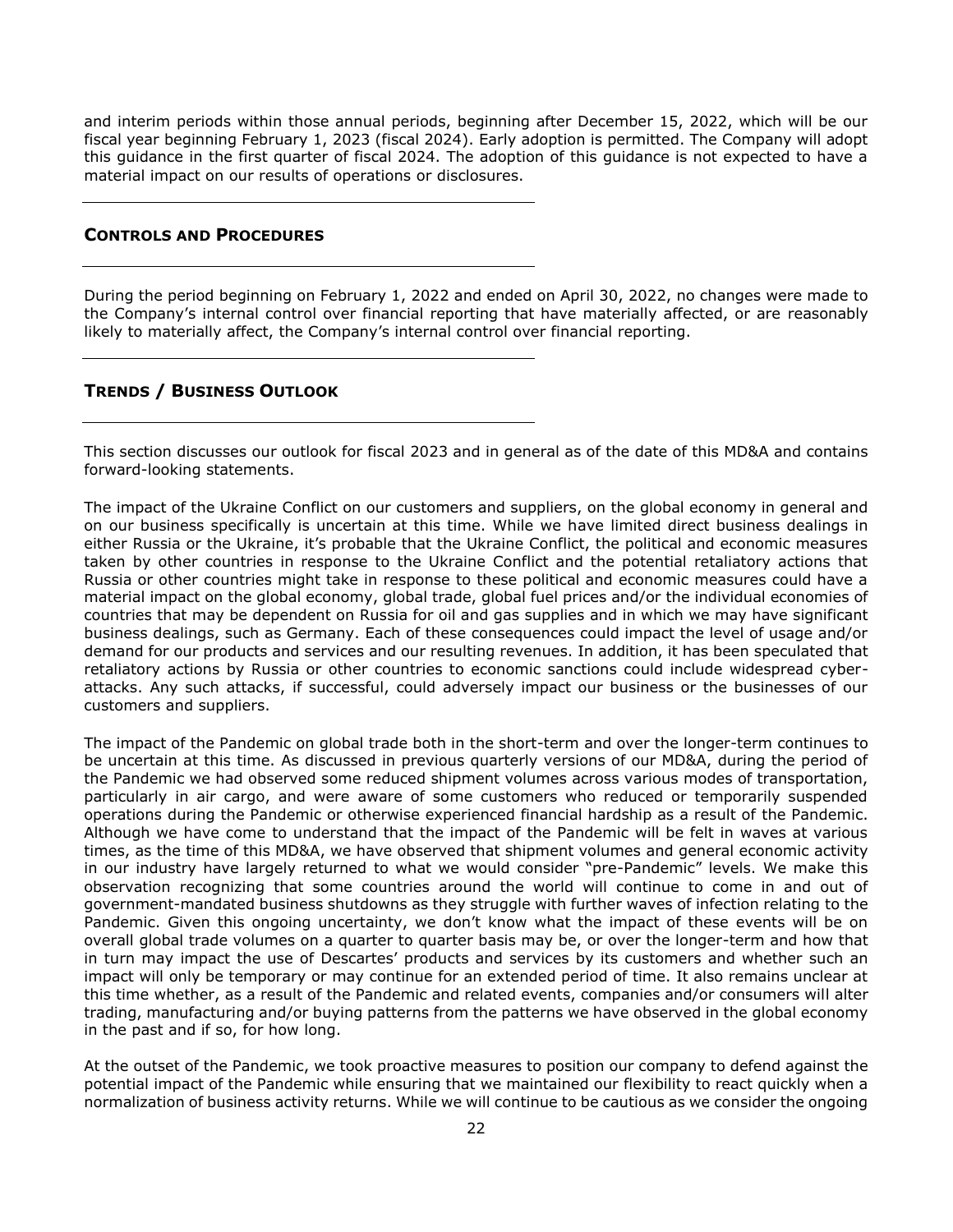and interim periods within those annual periods, beginning after December 15, 2022, which will be our fiscal year beginning February 1, 2023 (fiscal 2024). Early adoption is permitted. The Company will adopt this guidance in the first quarter of fiscal 2024. The adoption of this guidance is not expected to have a material impact on our results of operations or disclosures.

## CONTROLS AND PROCEDURES

During the period beginning on February 1, 2022 and ended on April 30, 2022, no changes were made to the Company's internal control over financial reporting that have materially affected, or are reasonably likely to materially affect, the Company's internal control over financial reporting.

## TRENDS / BUSINESS OUTLOOK

This section discusses our outlook for fiscal 2023 and in general as of the date of this MD&A and contains forward-looking statements.

The impact of the Ukraine Conflict on our customers and suppliers, on the global economy in general and on our business specifically is uncertain at this time. While we have limited direct business dealings in either Russia or the Ukraine, it's probable that the Ukraine Conflict, the political and economic measures taken by other countries in response to the Ukraine Conflict and the potential retaliatory actions that Russia or other countries might take in response to these political and economic measures could have a material impact on the global economy, global trade, global fuel prices and/or the individual economies of countries that may be dependent on Russia for oil and gas supplies and in which we may have significant business dealings, such as Germany. Each of these consequences could impact the level of usage and/or demand for our products and services and our resulting revenues. In addition, it has been speculated that retaliatory actions by Russia or other countries to economic sanctions could include widespread cyber-attacks. Any such attacks, if successful, could adversely impact our business or the businesses of our customers and suppliers.

The impact of the Pandemic on global trade both in the short-term and over the longer-term continues to be uncertain at this time. As discussed in previous quarterly versions of our MD&A, during the period of the Pandemic we had observed some reduced shipment volumes across various modes of transportation, particularly in air cargo, and were aware of some customers who reduced or temporarily suspended operations during the Pandemic or otherwise experienced financial hardship as a result of the Pandemic. Although we have come to understand that the impact of the Pandemic will be felt in waves at various times, as the time of this MD&A, we have observed that shipment volumes and general economic activity in our industry have largely returned to what we would consider "pre-Pandemic" levels. We make this observation recognizing that some countries around the world will continue to come in and out of government-mandated business shutdowns as they struggle with further waves of infection relating to the Pandemic. Given this ongoing uncertainty, we don't know what the impact of these events will be on overall global trade volumes on a quarter to quarter basis may be, or over the longer-term and how that in turn may impact the use of Descartes' products and services by its customers and whether such an impact will only be temporary or may continue for an extended period of time. It also remains unclear at this time whether, as a result of the Pandemic and related events, companies and/or consumers will alter trading, manufacturing and/or buying patterns from the patterns we have observed in the global economy in the past and if so, for how long.

At the outset of the Pandemic, we took proactive measures to position our company to defend against the potential impact of the Pandemic while ensuring that we maintained our flexibility to react quickly when a normalization of business activity returns. While we will continue to be cautious as we consider the ongoing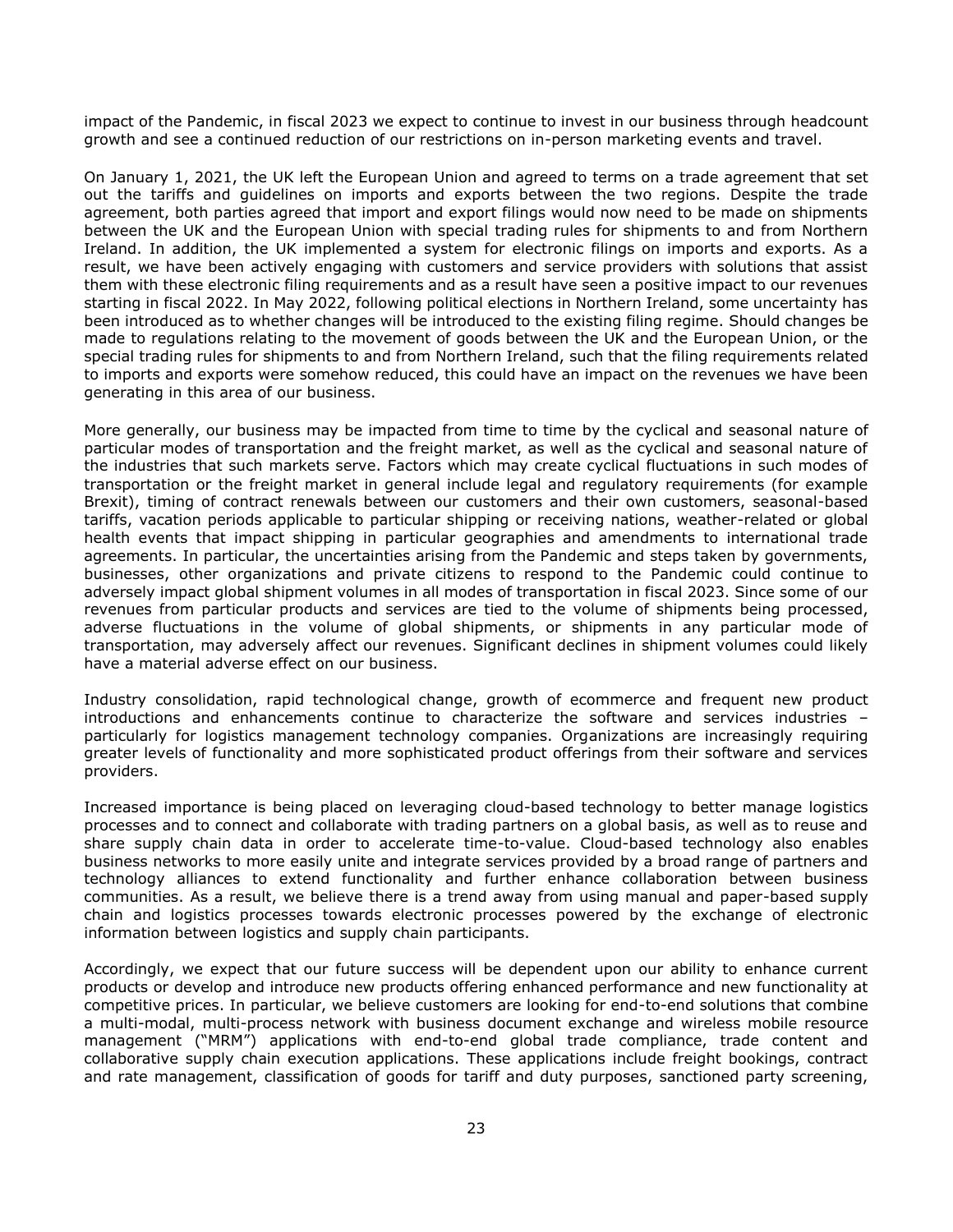impact of the Pandemic, in fiscal 2023 we expect to continue to invest in our business through headcount growth and see a continued reduction of our restrictions on in-person marketing events and travel.

On January 1, 2021, the UK left the European Union and agreed to terms on a trade agreement that set out the tariffs and guidelines on imports and exports between the two regions. Despite the trade agreement, both parties agreed that import and export filings would now need to be made on shipments between the UK and the European Union with special trading rules for shipments to and from Northern Ireland. In addition, the UK implemented a system for electronic filings on imports and exports. As a result, we have been actively engaging with customers and service providers with solutions that assist them with these electronic filing requirements and as a result have seen a positive impact to our revenues starting in fiscal 2022. In May 2022, following political elections in Northern Ireland, some uncertainty has been introduced as to whether changes will be introduced to the existing filing regime. Should changes be made to regulations relating to the movement of goods between the UK and the European Union, or the special trading rules for shipments to and from Northern Ireland, such that the filing requirements related to imports and exports were somehow reduced, this could have an impact on the revenues we have been generating in this area of our business.

More generally, our business may be impacted from time to time by the cyclical and seasonal nature of particular modes of transportation and the freight market, as well as the cyclical and seasonal nature of the industries that such markets serve. Factors which may create cyclical fluctuations in such modes of transportation or the freight market in general include legal and regulatory requirements (for example Brexit), timing of contract renewals between our customers and their own customers, seasonal-based tariffs, vacation periods applicable to particular shipping or receiving nations, weather-related or global health events that impact shipping in particular geographies and amendments to international trade agreements. In particular, the uncertainties arising from the Pandemic and steps taken by governments, businesses, other organizations and private citizens to respond to the Pandemic could continue to adversely impact global shipment volumes in all modes of transportation in fiscal 2023. Since some of our revenues from particular products and services are tied to the volume of shipments being processed, adverse fluctuations in the volume of global shipments, or shipments in any particular mode of transportation, may adversely affect our revenues. Significant declines in shipment volumes could likely have a material adverse effect on our business.

Industry consolidation, rapid technological change, growth of ecommerce and frequent new product introductions and enhancements continue to characterize the software and services industries – particularly for logistics management technology companies. Organizations are increasingly requiring greater levels of functionality and more sophisticated product offerings from their software and services providers.

Increased importance is being placed on leveraging cloud-based technology to better manage logistics processes and to connect and collaborate with trading partners on a global basis, as well as to reuse and share supply chain data in order to accelerate time-to-value. Cloud-based technology also enables business networks to more easily unite and integrate services provided by a broad range of partners and technology alliances to extend functionality and further enhance collaboration between business communities. As a result, we believe there is a trend away from using manual and paper-based supply chain and logistics processes towards electronic processes powered by the exchange of electronic information between logistics and supply chain participants.

Accordingly, we expect that our future success will be dependent upon our ability to enhance current products or develop and introduce new products offering enhanced performance and new functionality at competitive prices. In particular, we believe customers are looking for end-to-end solutions that combine a multi-modal, multi-process network with business document exchange and wireless mobile resource management ("MRM") applications with end-to-end global trade compliance, trade content and collaborative supply chain execution applications. These applications include freight bookings, contract and rate management, classification of goods for tariff and duty purposes, sanctioned party screening,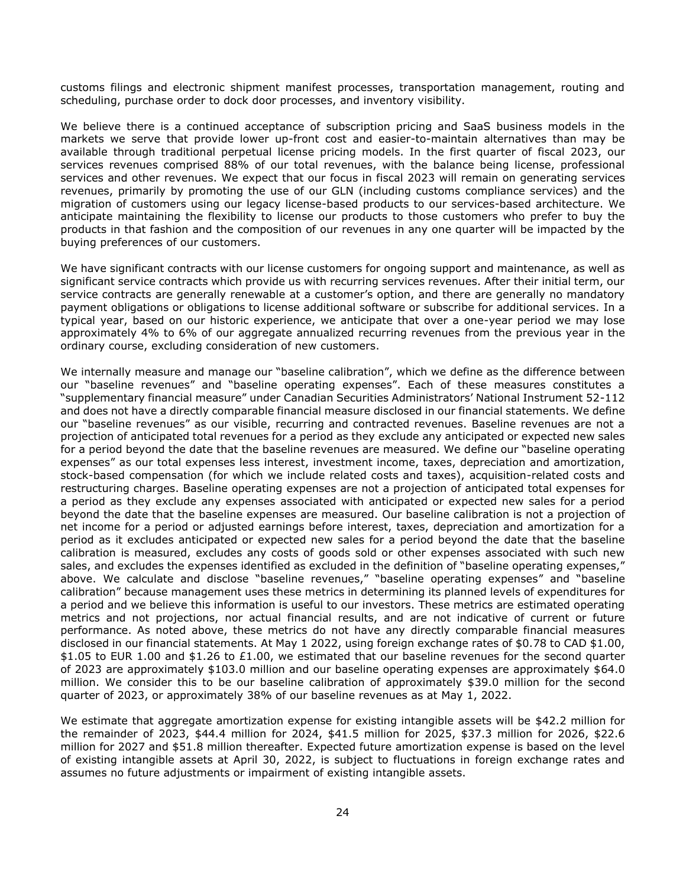customs filings and electronic shipment manifest processes, transportation management, routing and scheduling, purchase order to dock door processes, and inventory visibility.

We believe there is a continued acceptance of subscription pricing and SaaS business models in the markets we serve that provide lower up-front cost and easier-to-maintain alternatives than may be available through traditional perpetual license pricing models. In the first quarter of fiscal 2023, our services revenues comprised 88% of our total revenues, with the balance being license, professional services and other revenues. We expect that our focus in fiscal 2023 will remain on generating services revenues, primarily by promoting the use of our GLN (including customs compliance services) and the migration of customers using our legacy license-based products to our services-based architecture. We anticipate maintaining the flexibility to license our products to those customers who prefer to buy the products in that fashion and the composition of our revenues in any one quarter will be impacted by the buying preferences of our customers.

We have significant contracts with our license customers for ongoing support and maintenance, as well as significant service contracts which provide us with recurring services revenues. After their initial term, our service contracts are generally renewable at a customer's option, and there are generally no mandatory payment obligations or obligations to license additional software or subscribe for additional services. In a typical year, based on our historic experience, we anticipate that over a one-year period we may lose approximately 4% to 6% of our aggregate annualized recurring revenues from the previous year in the ordinary course, excluding consideration of new customers.

We internally measure and manage our "baseline calibration", which we define as the difference between our "baseline revenues" and "baseline operating expenses". Each of these measures constitutes a "supplementary financial measure" under Canadian Securities Administrators' National Instrument 52-112 and does not have a directly comparable financial measure disclosed in our financial statements. We define our "baseline revenues" as our visible, recurring and contracted revenues. Baseline revenues are not a projection of anticipated total revenues for a period as they exclude any anticipated or expected new sales for a period beyond the date that the baseline revenues are measured. We define our "baseline operating expenses" as our total expenses less interest, investment income, taxes, depreciation and amortization, stock-based compensation (for which we include related costs and taxes), acquisition-related costs and restructuring charges. Baseline operating expenses are not a projection of anticipated total expenses for a period as they exclude any expenses associated with anticipated or expected new sales for a period beyond the date that the baseline expenses are measured. Our baseline calibration is not a projection of net income for a period or adjusted earnings before interest, taxes, depreciation and amortization for a period as it excludes anticipated or expected new sales for a period beyond the date that the baseline calibration is measured, excludes any costs of goods sold or other expenses associated with such new sales, and excludes the expenses identified as excluded in the definition of "baseline operating expenses," above. We calculate and disclose "baseline revenues," "baseline operating expenses" and "baseline calibration" because management uses these metrics in determining its planned levels of expenditures for a period and we believe this information is useful to our investors. These metrics are estimated operating metrics and not projections, nor actual financial results, and are not indicative of current or future performance. As noted above, these metrics do not have any directly comparable financial measures disclosed in our financial statements. At May 1 2022, using foreign exchange rates of $0.78 to CAD $1.00, $1.05 to EUR 1.00 and $1.26 to £1.00, we estimated that our baseline revenues for the second quarter of 2023 are approximately $103.0 million and our baseline operating expenses are approximately $64.0 million. We consider this to be our baseline calibration of approximately $39.0 million for the second quarter of 2023, or approximately 38% of our baseline revenues as at May 1, 2022.

We estimate that aggregate amortization expense for existing intangible assets will be $42.2 million for the remainder of 2023, $44.4 million for 2024, $41.5 million for 2025, $37.3 million for 2026, $22.6 million for 2027 and $51.8 million thereafter. Expected future amortization expense is based on the level of existing intangible assets at April 30, 2022, is subject to fluctuations in foreign exchange rates and assumes no future adjustments or impairment of existing intangible assets.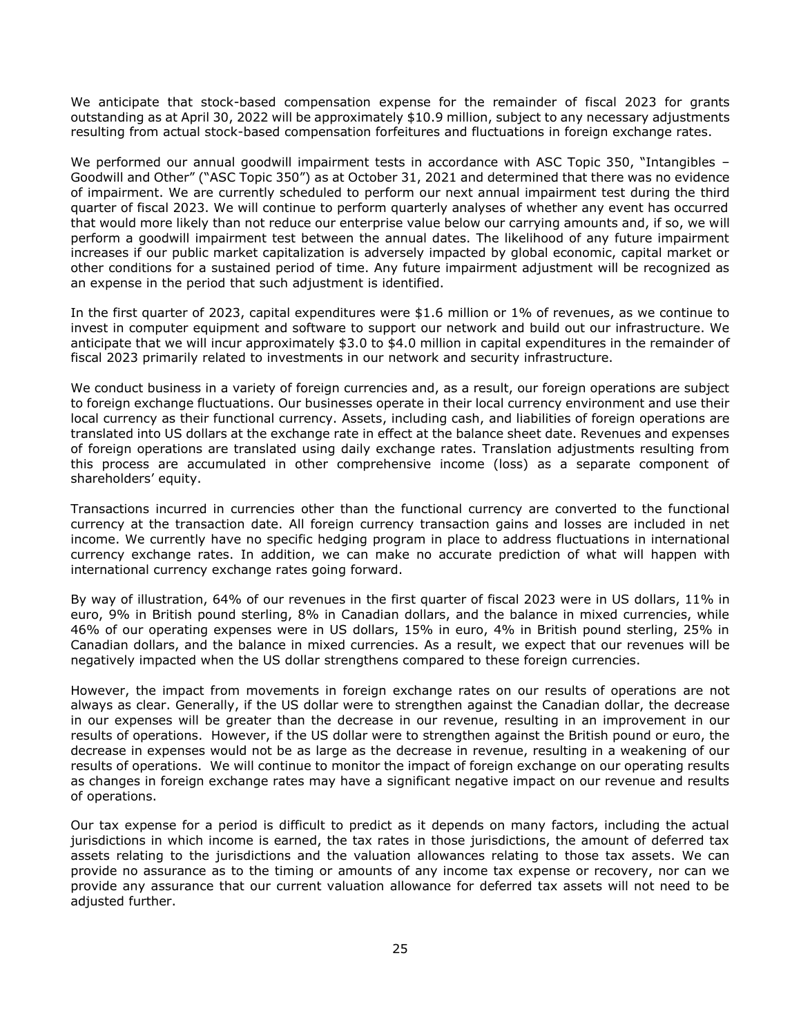We anticipate that stock-based compensation expense for the remainder of fiscal 2023 for grants outstanding as at April 30, 2022 will be approximately $10.9 million, subject to any necessary adjustments resulting from actual stock-based compensation forfeitures and fluctuations in foreign exchange rates.

We performed our annual goodwill impairment tests in accordance with ASC Topic 350, "Intangibles – Goodwill and Other" ("ASC Topic 350") as at October 31, 2021 and determined that there was no evidence of impairment. We are currently scheduled to perform our next annual impairment test during the third quarter of fiscal 2023. We will continue to perform quarterly analyses of whether any event has occurred that would more likely than not reduce our enterprise value below our carrying amounts and, if so, we will perform a goodwill impairment test between the annual dates. The likelihood of any future impairment increases if our public market capitalization is adversely impacted by global economic, capital market or other conditions for a sustained period of time. Any future impairment adjustment will be recognized as an expense in the period that such adjustment is identified.

In the first quarter of 2023, capital expenditures were $1.6 million or 1% of revenues, as we continue to invest in computer equipment and software to support our network and build out our infrastructure. We anticipate that we will incur approximately $3.0 to $4.0 million in capital expenditures in the remainder of fiscal 2023 primarily related to investments in our network and security infrastructure.

We conduct business in a variety of foreign currencies and, as a result, our foreign operations are subject to foreign exchange fluctuations. Our businesses operate in their local currency environment and use their local currency as their functional currency. Assets, including cash, and liabilities of foreign operations are translated into US dollars at the exchange rate in effect at the balance sheet date. Revenues and expenses of foreign operations are translated using daily exchange rates. Translation adjustments resulting from this process are accumulated in other comprehensive income (loss) as a separate component of shareholders' equity.

Transactions incurred in currencies other than the functional currency are converted to the functional currency at the transaction date. All foreign currency transaction gains and losses are included in net income. We currently have no specific hedging program in place to address fluctuations in international currency exchange rates. In addition, we can make no accurate prediction of what will happen with international currency exchange rates going forward.

By way of illustration, 64% of our revenues in the first quarter of fiscal 2023 were in US dollars, 11% in euro, 9% in British pound sterling, 8% in Canadian dollars, and the balance in mixed currencies, while 46% of our operating expenses were in US dollars, 15% in euro, 4% in British pound sterling, 25% in Canadian dollars, and the balance in mixed currencies. As a result, we expect that our revenues will be negatively impacted when the US dollar strengthens compared to these foreign currencies.

However, the impact from movements in foreign exchange rates on our results of operations are not always as clear. Generally, if the US dollar were to strengthen against the Canadian dollar, the decrease in our expenses will be greater than the decrease in our revenue, resulting in an improvement in our results of operations. However, if the US dollar were to strengthen against the British pound or euro, the decrease in expenses would not be as large as the decrease in revenue, resulting in a weakening of our results of operations. We will continue to monitor the impact of foreign exchange on our operating results as changes in foreign exchange rates may have a significant negative impact on our revenue and results of operations.

Our tax expense for a period is difficult to predict as it depends on many factors, including the actual jurisdictions in which income is earned, the tax rates in those jurisdictions, the amount of deferred tax assets relating to the jurisdictions and the valuation allowances relating to those tax assets. We can provide no assurance as to the timing or amounts of any income tax expense or recovery, nor can we provide any assurance that our current valuation allowance for deferred tax assets will not need to be adjusted further.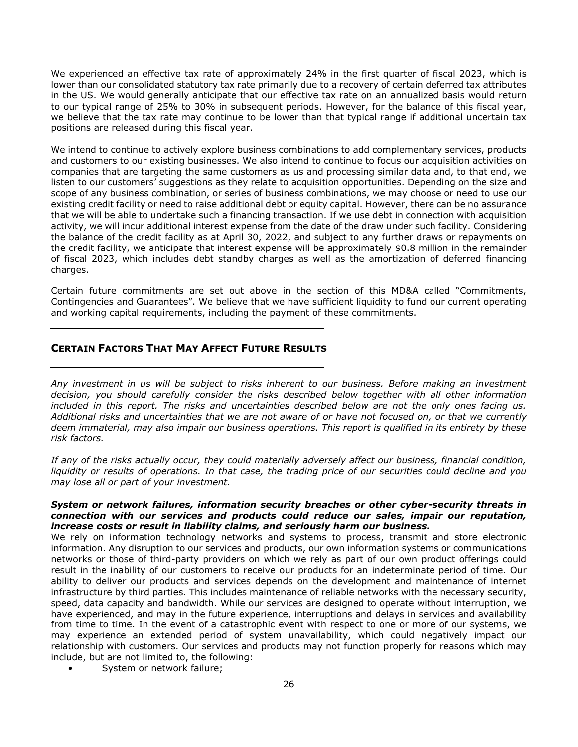We experienced an effective tax rate of approximately 24% in the first quarter of fiscal 2023, which is lower than our consolidated statutory tax rate primarily due to a recovery of certain deferred tax attributes in the US. We would generally anticipate that our effective tax rate on an annualized basis would return to our typical range of 25% to 30% in subsequent periods. However, for the balance of this fiscal year, we believe that the tax rate may continue to be lower than that typical range if additional uncertain tax positions are released during this fiscal year.

We intend to continue to actively explore business combinations to add complementary services, products and customers to our existing businesses. We also intend to continue to focus our acquisition activities on companies that are targeting the same customers as us and processing similar data and, to that end, we listen to our customers' suggestions as they relate to acquisition opportunities. Depending on the size and scope of any business combination, or series of business combinations, we may choose or need to use our existing credit facility or need to raise additional debt or equity capital. However, there can be no assurance that we will be able to undertake such a financing transaction. If we use debt in connection with acquisition activity, we will incur additional interest expense from the date of the draw under such facility. Considering the balance of the credit facility as at April 30, 2022, and subject to any further draws or repayments on the credit facility, we anticipate that interest expense will be approximately $0.8 million in the remainder of fiscal 2023, which includes debt standby charges as well as the amortization of deferred financing charges.

Certain future commitments are set out above in the section of this MD&A called "Commitments, Contingencies and Guarantees". We believe that we have sufficient liquidity to fund our current operating and working capital requirements, including the payment of these commitments.

## CERTAIN FACTORS THAT MAY AFFECT FUTURE RESULTS

*Any investment in us will be subject to risks inherent to our business. Before making an investment decision, you should carefully consider the risks described below together with all other information included in this report. The risks and uncertainties described below are not the only ones facing us. Additional risks and uncertainties that we are not aware of or have not focused on, or that we currently deem immaterial, may also impair our business operations. This report is qualified in its entirety by these risk factors.*

*If any of the risks actually occur, they could materially adversely affect our business, financial condition, liquidity or results of operations. In that case, the trading price of our securities could decline and you may lose all or part of your investment.*

***System or network failures, information security breaches or other cyber-security threats in connection with our services and products could reduce our sales, impair our reputation, increase costs or result in liability claims, and seriously harm our business.***

We rely on information technology networks and systems to process, transmit and store electronic information. Any disruption to our services and products, our own information systems or communications networks or those of third-party providers on which we rely as part of our own product offerings could result in the inability of our customers to receive our products for an indeterminate period of time. Our ability to deliver our products and services depends on the development and maintenance of internet infrastructure by third parties. This includes maintenance of reliable networks with the necessary security, speed, data capacity and bandwidth. While our services are designed to operate without interruption, we have experienced, and may in the future experience, interruptions and delays in services and availability from time to time. In the event of a catastrophic event with respect to one or more of our systems, we may experience an extended period of system unavailability, which could negatively impact our relationship with customers. Our services and products may not function properly for reasons which may include, but are not limited to, the following:

- System or network failure;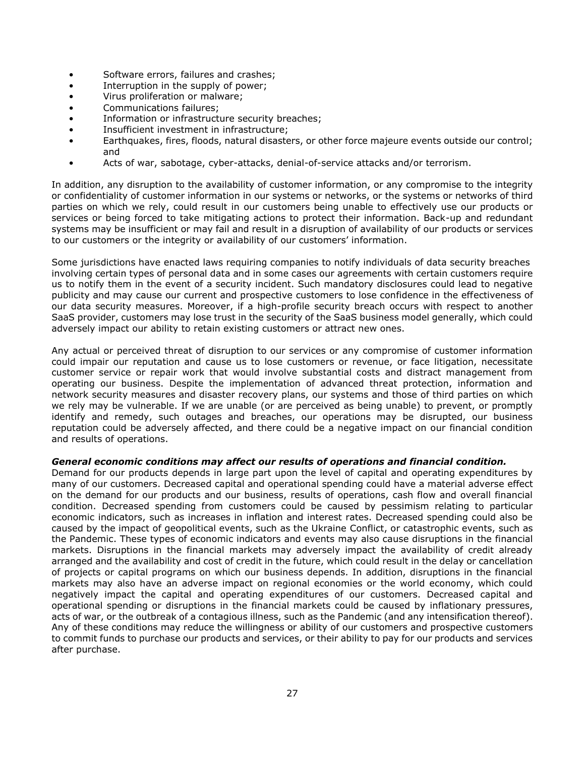- Software errors, failures and crashes;
- Interruption in the supply of power;
- Virus proliferation or malware;
- Communications failures;
- Information or infrastructure security breaches;
- Insufficient investment in infrastructure;
- Earthquakes, fires, floods, natural disasters, or other force majeure events outside our control; and
- Acts of war, sabotage, cyber-attacks, denial-of-service attacks and/or terrorism.

In addition, any disruption to the availability of customer information, or any compromise to the integrity or confidentiality of customer information in our systems or networks, or the systems or networks of third parties on which we rely, could result in our customers being unable to effectively use our products or services or being forced to take mitigating actions to protect their information. Back-up and redundant systems may be insufficient or may fail and result in a disruption of availability of our products or services to our customers or the integrity or availability of our customers' information.

Some jurisdictions have enacted laws requiring companies to notify individuals of data security breaches involving certain types of personal data and in some cases our agreements with certain customers require us to notify them in the event of a security incident. Such mandatory disclosures could lead to negative publicity and may cause our current and prospective customers to lose confidence in the effectiveness of our data security measures. Moreover, if a high-profile security breach occurs with respect to another SaaS provider, customers may lose trust in the security of the SaaS business model generally, which could adversely impact our ability to retain existing customers or attract new ones.

Any actual or perceived threat of disruption to our services or any compromise of customer information could impair our reputation and cause us to lose customers or revenue, or face litigation, necessitate customer service or repair work that would involve substantial costs and distract management from operating our business. Despite the implementation of advanced threat protection, information and network security measures and disaster recovery plans, our systems and those of third parties on which we rely may be vulnerable. If we are unable (or are perceived as being unable) to prevent, or promptly identify and remedy, such outages and breaches, our operations may be disrupted, our business reputation could be adversely affected, and there could be a negative impact on our financial condition and results of operations.

***General economic conditions may affect our results of operations and financial condition.***

Demand for our products depends in large part upon the level of capital and operating expenditures by many of our customers. Decreased capital and operational spending could have a material adverse effect on the demand for our products and our business, results of operations, cash flow and overall financial condition. Decreased spending from customers could be caused by pessimism relating to particular economic indicators, such as increases in inflation and interest rates. Decreased spending could also be caused by the impact of geopolitical events, such as the Ukraine Conflict, or catastrophic events, such as the Pandemic. These types of economic indicators and events may also cause disruptions in the financial markets. Disruptions in the financial markets may adversely impact the availability of credit already arranged and the availability and cost of credit in the future, which could result in the delay or cancellation of projects or capital programs on which our business depends. In addition, disruptions in the financial markets may also have an adverse impact on regional economies or the world economy, which could negatively impact the capital and operating expenditures of our customers. Decreased capital and operational spending or disruptions in the financial markets could be caused by inflationary pressures, acts of war, or the outbreak of a contagious illness, such as the Pandemic (and any intensification thereof). Any of these conditions may reduce the willingness or ability of our customers and prospective customers to commit funds to purchase our products and services, or their ability to pay for our products and services after purchase.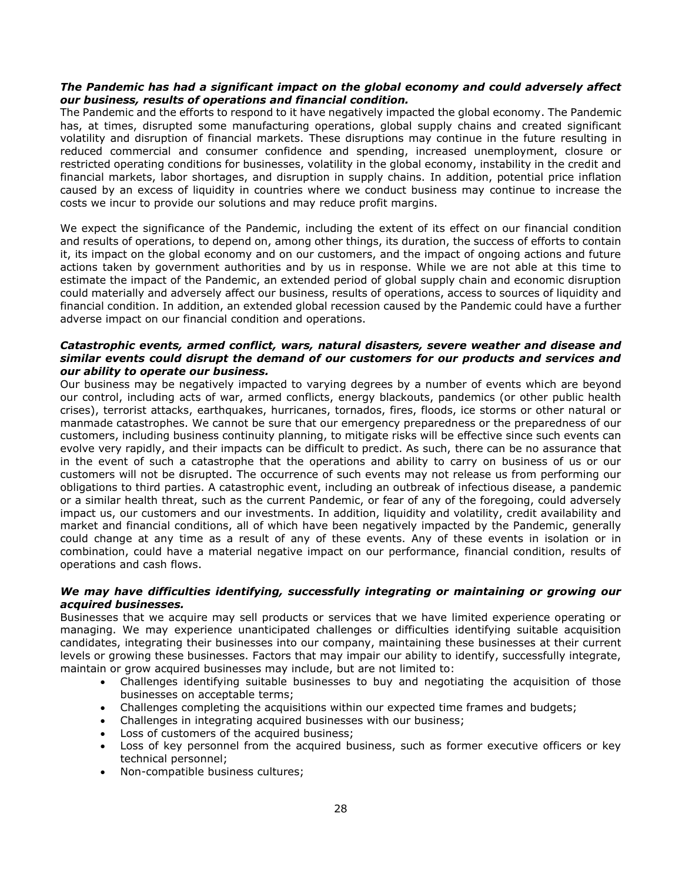***The Pandemic has had a significant impact on the global economy and could adversely affect our business, results of operations and financial condition.***
The Pandemic and the efforts to respond to it have negatively impacted the global economy. The Pandemic has, at times, disrupted some manufacturing operations, global supply chains and created significant volatility and disruption of financial markets. These disruptions may continue in the future resulting in reduced commercial and consumer confidence and spending, increased unemployment, closure or restricted operating conditions for businesses, volatility in the global economy, instability in the credit and financial markets, labor shortages, and disruption in supply chains. In addition, potential price inflation caused by an excess of liquidity in countries where we conduct business may continue to increase the costs we incur to provide our solutions and may reduce profit margins.

We expect the significance of the Pandemic, including the extent of its effect on our financial condition and results of operations, to depend on, among other things, its duration, the success of efforts to contain it, its impact on the global economy and on our customers, and the impact of ongoing actions and future actions taken by government authorities and by us in response. While we are not able at this time to estimate the impact of the Pandemic, an extended period of global supply chain and economic disruption could materially and adversely affect our business, results of operations, access to sources of liquidity and financial condition. In addition, an extended global recession caused by the Pandemic could have a further adverse impact on our financial condition and operations.

***Catastrophic events, armed conflict, wars, natural disasters, severe weather and disease and similar events could disrupt the demand of our customers for our products and services and our ability to operate our business.***
Our business may be negatively impacted to varying degrees by a number of events which are beyond our control, including acts of war, armed conflicts, energy blackouts, pandemics (or other public health crises), terrorist attacks, earthquakes, hurricanes, tornados, fires, floods, ice storms or other natural or manmade catastrophes. We cannot be sure that our emergency preparedness or the preparedness of our customers, including business continuity planning, to mitigate risks will be effective since such events can evolve very rapidly, and their impacts can be difficult to predict. As such, there can be no assurance that in the event of such a catastrophe that the operations and ability to carry on business of us or our customers will not be disrupted. The occurrence of such events may not release us from performing our obligations to third parties. A catastrophic event, including an outbreak of infectious disease, a pandemic or a similar health threat, such as the current Pandemic, or fear of any of the foregoing, could adversely impact us, our customers and our investments. In addition, liquidity and volatility, credit availability and market and financial conditions, all of which have been negatively impacted by the Pandemic, generally could change at any time as a result of any of these events. Any of these events in isolation or in combination, could have a material negative impact on our performance, financial condition, results of operations and cash flows.

***We may have difficulties identifying, successfully integrating or maintaining or growing our acquired businesses.***
Businesses that we acquire may sell products or services that we have limited experience operating or managing. We may experience unanticipated challenges or difficulties identifying suitable acquisition candidates, integrating their businesses into our company, maintaining these businesses at their current levels or growing these businesses. Factors that may impair our ability to identify, successfully integrate, maintain or grow acquired businesses may include, but are not limited to:

- Challenges identifying suitable businesses to buy and negotiating the acquisition of those businesses on acceptable terms;
- Challenges completing the acquisitions within our expected time frames and budgets;
- Challenges in integrating acquired businesses with our business;
- Loss of customers of the acquired business;
- Loss of key personnel from the acquired business, such as former executive officers or key technical personnel;
- Non-compatible business cultures;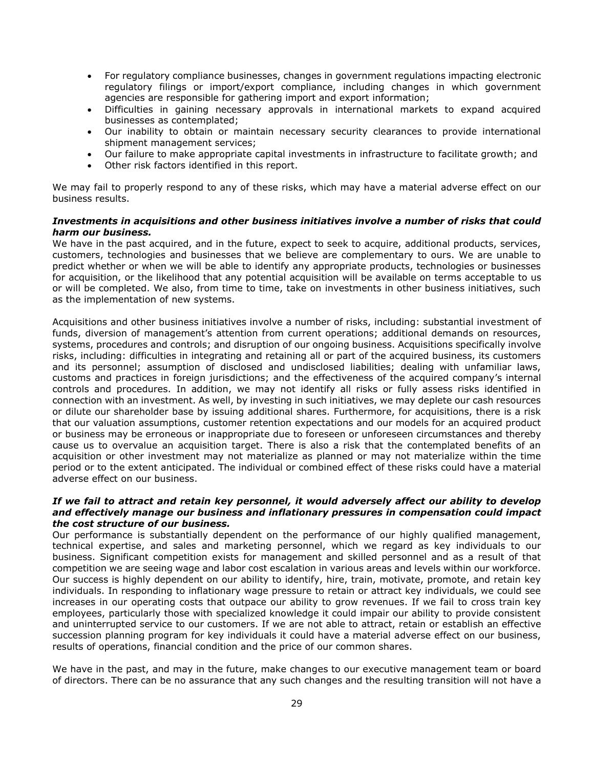- For regulatory compliance businesses, changes in government regulations impacting electronic regulatory filings or import/export compliance, including changes in which government agencies are responsible for gathering import and export information;
- Difficulties in gaining necessary approvals in international markets to expand acquired businesses as contemplated;
- Our inability to obtain or maintain necessary security clearances to provide international shipment management services;
- Our failure to make appropriate capital investments in infrastructure to facilitate growth; and
- Other risk factors identified in this report.

We may fail to properly respond to any of these risks, which may have a material adverse effect on our business results.

***Investments in acquisitions and other business initiatives involve a number of risks that could harm our business.***

We have in the past acquired, and in the future, expect to seek to acquire, additional products, services, customers, technologies and businesses that we believe are complementary to ours. We are unable to predict whether or when we will be able to identify any appropriate products, technologies or businesses for acquisition, or the likelihood that any potential acquisition will be available on terms acceptable to us or will be completed. We also, from time to time, take on investments in other business initiatives, such as the implementation of new systems.

Acquisitions and other business initiatives involve a number of risks, including: substantial investment of funds, diversion of management's attention from current operations; additional demands on resources, systems, procedures and controls; and disruption of our ongoing business. Acquisitions specifically involve risks, including: difficulties in integrating and retaining all or part of the acquired business, its customers and its personnel; assumption of disclosed and undisclosed liabilities; dealing with unfamiliar laws, customs and practices in foreign jurisdictions; and the effectiveness of the acquired company's internal controls and procedures. In addition, we may not identify all risks or fully assess risks identified in connection with an investment. As well, by investing in such initiatives, we may deplete our cash resources or dilute our shareholder base by issuing additional shares. Furthermore, for acquisitions, there is a risk that our valuation assumptions, customer retention expectations and our models for an acquired product or business may be erroneous or inappropriate due to foreseen or unforeseen circumstances and thereby cause us to overvalue an acquisition target. There is also a risk that the contemplated benefits of an acquisition or other investment may not materialize as planned or may not materialize within the time period or to the extent anticipated. The individual or combined effect of these risks could have a material adverse effect on our business.

***If we fail to attract and retain key personnel, it would adversely affect our ability to develop and effectively manage our business and inflationary pressures in compensation could impact the cost structure of our business.***

Our performance is substantially dependent on the performance of our highly qualified management, technical expertise, and sales and marketing personnel, which we regard as key individuals to our business. Significant competition exists for management and skilled personnel and as a result of that competition we are seeing wage and labor cost escalation in various areas and levels within our workforce. Our success is highly dependent on our ability to identify, hire, train, motivate, promote, and retain key individuals. In responding to inflationary wage pressure to retain or attract key individuals, we could see increases in our operating costs that outpace our ability to grow revenues. If we fail to cross train key employees, particularly those with specialized knowledge it could impair our ability to provide consistent and uninterrupted service to our customers. If we are not able to attract, retain or establish an effective succession planning program for key individuals it could have a material adverse effect on our business, results of operations, financial condition and the price of our common shares.

We have in the past, and may in the future, make changes to our executive management team or board of directors. There can be no assurance that any such changes and the resulting transition will not have a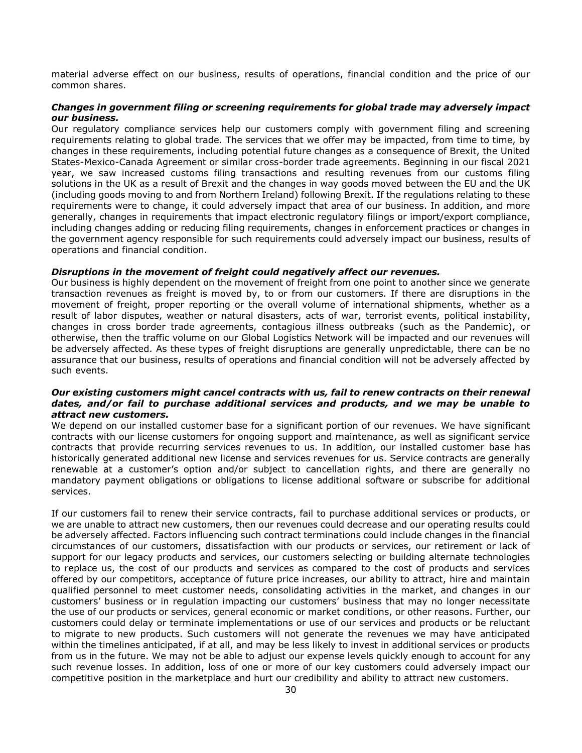material adverse effect on our business, results of operations, financial condition and the price of our common shares.

***Changes in government filing or screening requirements for global trade may adversely impact our business.***

Our regulatory compliance services help our customers comply with government filing and screening requirements relating to global trade. The services that we offer may be impacted, from time to time, by changes in these requirements, including potential future changes as a consequence of Brexit, the United States-Mexico-Canada Agreement or similar cross-border trade agreements. Beginning in our fiscal 2021 year, we saw increased customs filing transactions and resulting revenues from our customs filing solutions in the UK as a result of Brexit and the changes in way goods moved between the EU and the UK (including goods moving to and from Northern Ireland) following Brexit. If the regulations relating to these requirements were to change, it could adversely impact that area of our business. In addition, and more generally, changes in requirements that impact electronic regulatory filings or import/export compliance, including changes adding or reducing filing requirements, changes in enforcement practices or changes in the government agency responsible for such requirements could adversely impact our business, results of operations and financial condition.

***Disruptions in the movement of freight could negatively affect our revenues.***

Our business is highly dependent on the movement of freight from one point to another since we generate transaction revenues as freight is moved by, to or from our customers. If there are disruptions in the movement of freight, proper reporting or the overall volume of international shipments, whether as a result of labor disputes, weather or natural disasters, acts of war, terrorist events, political instability, changes in cross border trade agreements, contagious illness outbreaks (such as the Pandemic), or otherwise, then the traffic volume on our Global Logistics Network will be impacted and our revenues will be adversely affected. As these types of freight disruptions are generally unpredictable, there can be no assurance that our business, results of operations and financial condition will not be adversely affected by such events.

***Our existing customers might cancel contracts with us, fail to renew contracts on their renewal dates, and/or fail to purchase additional services and products, and we may be unable to attract new customers.***

We depend on our installed customer base for a significant portion of our revenues. We have significant contracts with our license customers for ongoing support and maintenance, as well as significant service contracts that provide recurring services revenues to us. In addition, our installed customer base has historically generated additional new license and services revenues for us. Service contracts are generally renewable at a customer's option and/or subject to cancellation rights, and there are generally no mandatory payment obligations or obligations to license additional software or subscribe for additional services.

If our customers fail to renew their service contracts, fail to purchase additional services or products, or we are unable to attract new customers, then our revenues could decrease and our operating results could be adversely affected. Factors influencing such contract terminations could include changes in the financial circumstances of our customers, dissatisfaction with our products or services, our retirement or lack of support for our legacy products and services, our customers selecting or building alternate technologies to replace us, the cost of our products and services as compared to the cost of products and services offered by our competitors, acceptance of future price increases, our ability to attract, hire and maintain qualified personnel to meet customer needs, consolidating activities in the market, and changes in our customers' business or in regulation impacting our customers' business that may no longer necessitate the use of our products or services, general economic or market conditions, or other reasons. Further, our customers could delay or terminate implementations or use of our services and products or be reluctant to migrate to new products. Such customers will not generate the revenues we may have anticipated within the timelines anticipated, if at all, and may be less likely to invest in additional services or products from us in the future. We may not be able to adjust our expense levels quickly enough to account for any such revenue losses. In addition, loss of one or more of our key customers could adversely impact our competitive position in the marketplace and hurt our credibility and ability to attract new customers.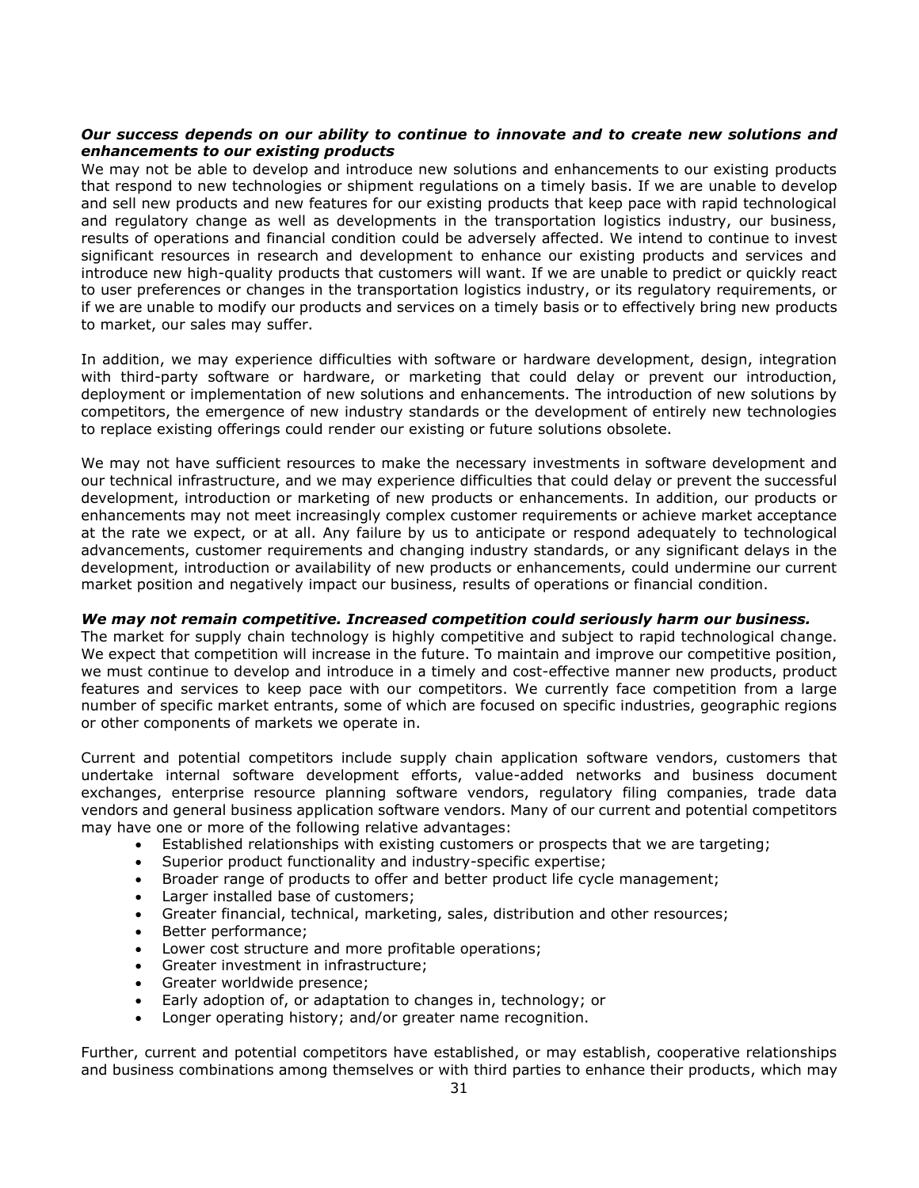***Our success depends on our ability to continue to innovate and to create new solutions and enhancements to our existing products***

We may not be able to develop and introduce new solutions and enhancements to our existing products that respond to new technologies or shipment regulations on a timely basis. If we are unable to develop and sell new products and new features for our existing products that keep pace with rapid technological and regulatory change as well as developments in the transportation logistics industry, our business, results of operations and financial condition could be adversely affected. We intend to continue to invest significant resources in research and development to enhance our existing products and services and introduce new high-quality products that customers will want. If we are unable to predict or quickly react to user preferences or changes in the transportation logistics industry, or its regulatory requirements, or if we are unable to modify our products and services on a timely basis or to effectively bring new products to market, our sales may suffer.

In addition, we may experience difficulties with software or hardware development, design, integration with third-party software or hardware, or marketing that could delay or prevent our introduction, deployment or implementation of new solutions and enhancements. The introduction of new solutions by competitors, the emergence of new industry standards or the development of entirely new technologies to replace existing offerings could render our existing or future solutions obsolete.

We may not have sufficient resources to make the necessary investments in software development and our technical infrastructure, and we may experience difficulties that could delay or prevent the successful development, introduction or marketing of new products or enhancements. In addition, our products or enhancements may not meet increasingly complex customer requirements or achieve market acceptance at the rate we expect, or at all. Any failure by us to anticipate or respond adequately to technological advancements, customer requirements and changing industry standards, or any significant delays in the development, introduction or availability of new products or enhancements, could undermine our current market position and negatively impact our business, results of operations or financial condition.

***We may not remain competitive. Increased competition could seriously harm our business.***

The market for supply chain technology is highly competitive and subject to rapid technological change. We expect that competition will increase in the future. To maintain and improve our competitive position, we must continue to develop and introduce in a timely and cost-effective manner new products, product features and services to keep pace with our competitors. We currently face competition from a large number of specific market entrants, some of which are focused on specific industries, geographic regions or other components of markets we operate in.

Current and potential competitors include supply chain application software vendors, customers that undertake internal software development efforts, value-added networks and business document exchanges, enterprise resource planning software vendors, regulatory filing companies, trade data vendors and general business application software vendors. Many of our current and potential competitors may have one or more of the following relative advantages:

- Established relationships with existing customers or prospects that we are targeting;
- Superior product functionality and industry-specific expertise;
- Broader range of products to offer and better product life cycle management;
- Larger installed base of customers;
- Greater financial, technical, marketing, sales, distribution and other resources;
- Better performance;
- Lower cost structure and more profitable operations;
- Greater investment in infrastructure;
- Greater worldwide presence;
- Early adoption of, or adaptation to changes in, technology; or
- Longer operating history; and/or greater name recognition.

Further, current and potential competitors have established, or may establish, cooperative relationships and business combinations among themselves or with third parties to enhance their products, which may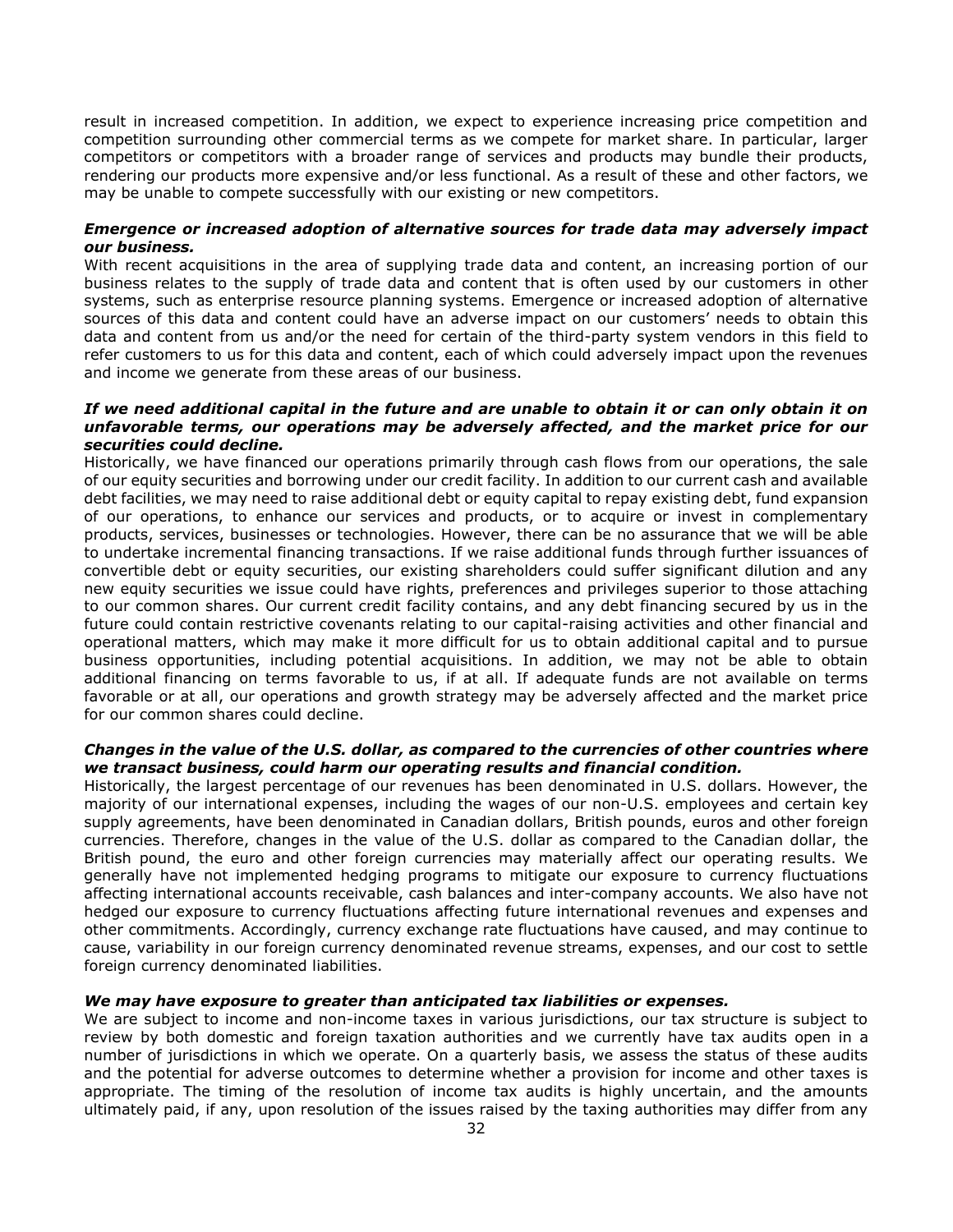result in increased competition. In addition, we expect to experience increasing price competition and competition surrounding other commercial terms as we compete for market share. In particular, larger competitors or competitors with a broader range of services and products may bundle their products, rendering our products more expensive and/or less functional. As a result of these and other factors, we may be unable to compete successfully with our existing or new competitors.

***Emergence or increased adoption of alternative sources for trade data may adversely impact our business.***

With recent acquisitions in the area of supplying trade data and content, an increasing portion of our business relates to the supply of trade data and content that is often used by our customers in other systems, such as enterprise resource planning systems. Emergence or increased adoption of alternative sources of this data and content could have an adverse impact on our customers' needs to obtain this data and content from us and/or the need for certain of the third-party system vendors in this field to refer customers to us for this data and content, each of which could adversely impact upon the revenues and income we generate from these areas of our business.

***If we need additional capital in the future and are unable to obtain it or can only obtain it on unfavorable terms, our operations may be adversely affected, and the market price for our securities could decline.***

Historically, we have financed our operations primarily through cash flows from our operations, the sale of our equity securities and borrowing under our credit facility. In addition to our current cash and available debt facilities, we may need to raise additional debt or equity capital to repay existing debt, fund expansion of our operations, to enhance our services and products, or to acquire or invest in complementary products, services, businesses or technologies. However, there can be no assurance that we will be able to undertake incremental financing transactions. If we raise additional funds through further issuances of convertible debt or equity securities, our existing shareholders could suffer significant dilution and any new equity securities we issue could have rights, preferences and privileges superior to those attaching to our common shares. Our current credit facility contains, and any debt financing secured by us in the future could contain restrictive covenants relating to our capital-raising activities and other financial and operational matters, which may make it more difficult for us to obtain additional capital and to pursue business opportunities, including potential acquisitions. In addition, we may not be able to obtain additional financing on terms favorable to us, if at all. If adequate funds are not available on terms favorable or at all, our operations and growth strategy may be adversely affected and the market price for our common shares could decline.

***Changes in the value of the U.S. dollar, as compared to the currencies of other countries where we transact business, could harm our operating results and financial condition.***

Historically, the largest percentage of our revenues has been denominated in U.S. dollars. However, the majority of our international expenses, including the wages of our non-U.S. employees and certain key supply agreements, have been denominated in Canadian dollars, British pounds, euros and other foreign currencies. Therefore, changes in the value of the U.S. dollar as compared to the Canadian dollar, the British pound, the euro and other foreign currencies may materially affect our operating results. We generally have not implemented hedging programs to mitigate our exposure to currency fluctuations affecting international accounts receivable, cash balances and inter-company accounts. We also have not hedged our exposure to currency fluctuations affecting future international revenues and expenses and other commitments. Accordingly, currency exchange rate fluctuations have caused, and may continue to cause, variability in our foreign currency denominated revenue streams, expenses, and our cost to settle foreign currency denominated liabilities.

***We may have exposure to greater than anticipated tax liabilities or expenses.***

We are subject to income and non-income taxes in various jurisdictions, our tax structure is subject to review by both domestic and foreign taxation authorities and we currently have tax audits open in a number of jurisdictions in which we operate. On a quarterly basis, we assess the status of these audits and the potential for adverse outcomes to determine whether a provision for income and other taxes is appropriate. The timing of the resolution of income tax audits is highly uncertain, and the amounts ultimately paid, if any, upon resolution of the issues raised by the taxing authorities may differ from any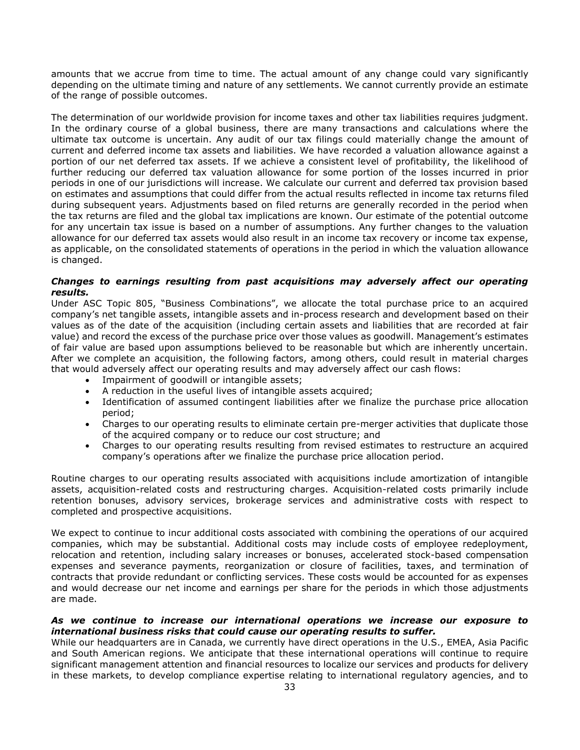amounts that we accrue from time to time. The actual amount of any change could vary significantly depending on the ultimate timing and nature of any settlements. We cannot currently provide an estimate of the range of possible outcomes.

The determination of our worldwide provision for income taxes and other tax liabilities requires judgment. In the ordinary course of a global business, there are many transactions and calculations where the ultimate tax outcome is uncertain. Any audit of our tax filings could materially change the amount of current and deferred income tax assets and liabilities. We have recorded a valuation allowance against a portion of our net deferred tax assets. If we achieve a consistent level of profitability, the likelihood of further reducing our deferred tax valuation allowance for some portion of the losses incurred in prior periods in one of our jurisdictions will increase. We calculate our current and deferred tax provision based on estimates and assumptions that could differ from the actual results reflected in income tax returns filed during subsequent years. Adjustments based on filed returns are generally recorded in the period when the tax returns are filed and the global tax implications are known. Our estimate of the potential outcome for any uncertain tax issue is based on a number of assumptions. Any further changes to the valuation allowance for our deferred tax assets would also result in an income tax recovery or income tax expense, as applicable, on the consolidated statements of operations in the period in which the valuation allowance is changed.

***Changes to earnings resulting from past acquisitions may adversely affect our operating results.***

Under ASC Topic 805, "Business Combinations", we allocate the total purchase price to an acquired company's net tangible assets, intangible assets and in-process research and development based on their values as of the date of the acquisition (including certain assets and liabilities that are recorded at fair value) and record the excess of the purchase price over those values as goodwill. Management's estimates of fair value are based upon assumptions believed to be reasonable but which are inherently uncertain. After we complete an acquisition, the following factors, among others, could result in material charges that would adversely affect our operating results and may adversely affect our cash flows:

- Impairment of goodwill or intangible assets;
- A reduction in the useful lives of intangible assets acquired;
- Identification of assumed contingent liabilities after we finalize the purchase price allocation period;
- Charges to our operating results to eliminate certain pre-merger activities that duplicate those of the acquired company or to reduce our cost structure; and
- Charges to our operating results resulting from revised estimates to restructure an acquired company's operations after we finalize the purchase price allocation period.

Routine charges to our operating results associated with acquisitions include amortization of intangible assets, acquisition-related costs and restructuring charges. Acquisition-related costs primarily include retention bonuses, advisory services, brokerage services and administrative costs with respect to completed and prospective acquisitions.

We expect to continue to incur additional costs associated with combining the operations of our acquired companies, which may be substantial. Additional costs may include costs of employee redeployment, relocation and retention, including salary increases or bonuses, accelerated stock-based compensation expenses and severance payments, reorganization or closure of facilities, taxes, and termination of contracts that provide redundant or conflicting services. These costs would be accounted for as expenses and would decrease our net income and earnings per share for the periods in which those adjustments are made.

***As we continue to increase our international operations we increase our exposure to international business risks that could cause our operating results to suffer.***

While our headquarters are in Canada, we currently have direct operations in the U.S., EMEA, Asia Pacific and South American regions. We anticipate that these international operations will continue to require significant management attention and financial resources to localize our services and products for delivery in these markets, to develop compliance expertise relating to international regulatory agencies, and to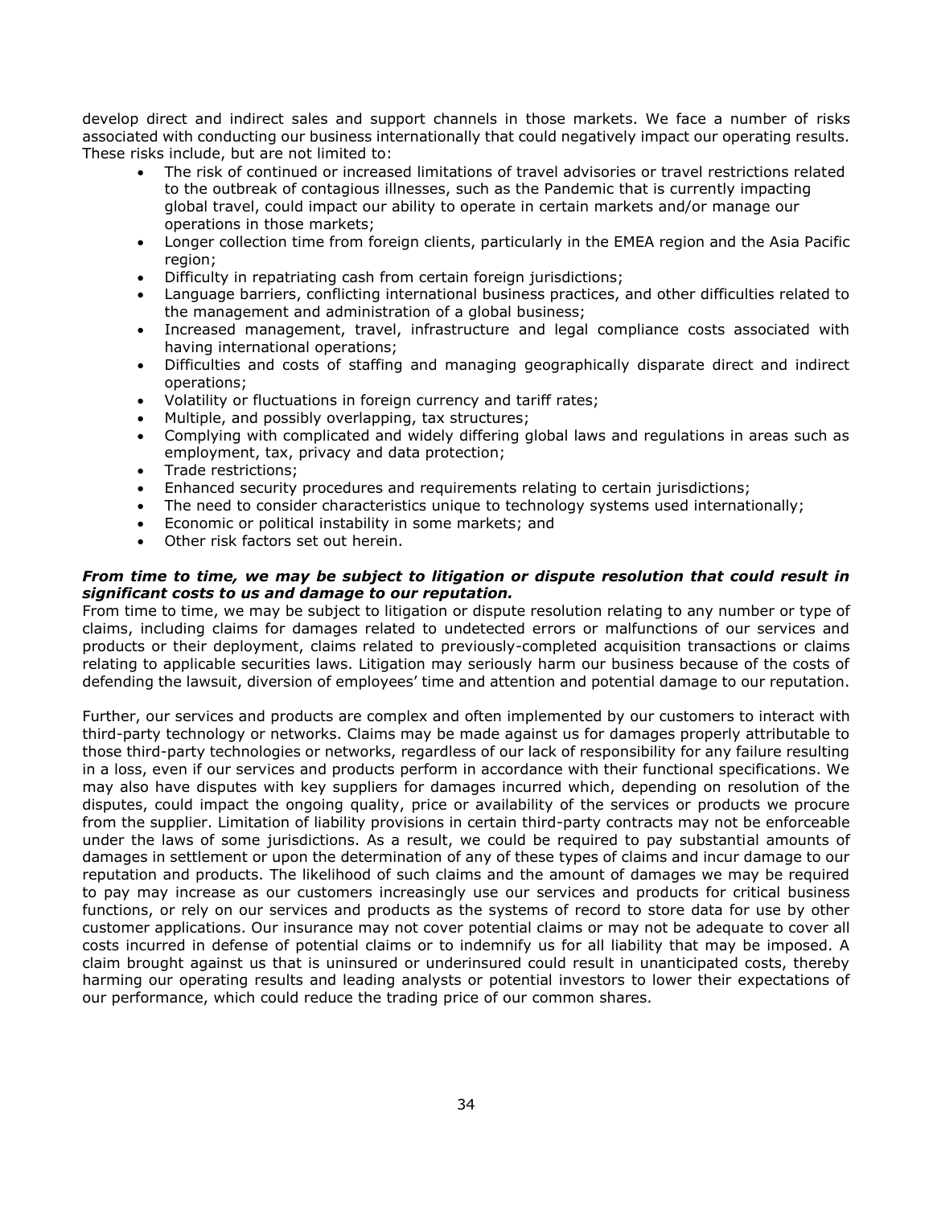develop direct and indirect sales and support channels in those markets. We face a number of risks associated with conducting our business internationally that could negatively impact our operating results. These risks include, but are not limited to:

- The risk of continued or increased limitations of travel advisories or travel restrictions related to the outbreak of contagious illnesses, such as the Pandemic that is currently impacting global travel, could impact our ability to operate in certain markets and/or manage our operations in those markets;
- Longer collection time from foreign clients, particularly in the EMEA region and the Asia Pacific region;
- Difficulty in repatriating cash from certain foreign jurisdictions;
- Language barriers, conflicting international business practices, and other difficulties related to the management and administration of a global business;
- Increased management, travel, infrastructure and legal compliance costs associated with having international operations;
- Difficulties and costs of staffing and managing geographically disparate direct and indirect operations;
- Volatility or fluctuations in foreign currency and tariff rates;
- Multiple, and possibly overlapping, tax structures;
- Complying with complicated and widely differing global laws and regulations in areas such as employment, tax, privacy and data protection;
- Trade restrictions;
- Enhanced security procedures and requirements relating to certain jurisdictions;
- The need to consider characteristics unique to technology systems used internationally;
- Economic or political instability in some markets; and
- Other risk factors set out herein.

***From time to time, we may be subject to litigation or dispute resolution that could result in significant costs to us and damage to our reputation.***

From time to time, we may be subject to litigation or dispute resolution relating to any number or type of claims, including claims for damages related to undetected errors or malfunctions of our services and products or their deployment, claims related to previously-completed acquisition transactions or claims relating to applicable securities laws. Litigation may seriously harm our business because of the costs of defending the lawsuit, diversion of employees' time and attention and potential damage to our reputation.

Further, our services and products are complex and often implemented by our customers to interact with third-party technology or networks. Claims may be made against us for damages properly attributable to those third-party technologies or networks, regardless of our lack of responsibility for any failure resulting in a loss, even if our services and products perform in accordance with their functional specifications. We may also have disputes with key suppliers for damages incurred which, depending on resolution of the disputes, could impact the ongoing quality, price or availability of the services or products we procure from the supplier. Limitation of liability provisions in certain third-party contracts may not be enforceable under the laws of some jurisdictions. As a result, we could be required to pay substantial amounts of damages in settlement or upon the determination of any of these types of claims and incur damage to our reputation and products. The likelihood of such claims and the amount of damages we may be required to pay may increase as our customers increasingly use our services and products for critical business functions, or rely on our services and products as the systems of record to store data for use by other customer applications. Our insurance may not cover potential claims or may not be adequate to cover all costs incurred in defense of potential claims or to indemnify us for all liability that may be imposed. A claim brought against us that is uninsured or underinsured could result in unanticipated costs, thereby harming our operating results and leading analysts or potential investors to lower their expectations of our performance, which could reduce the trading price of our common shares.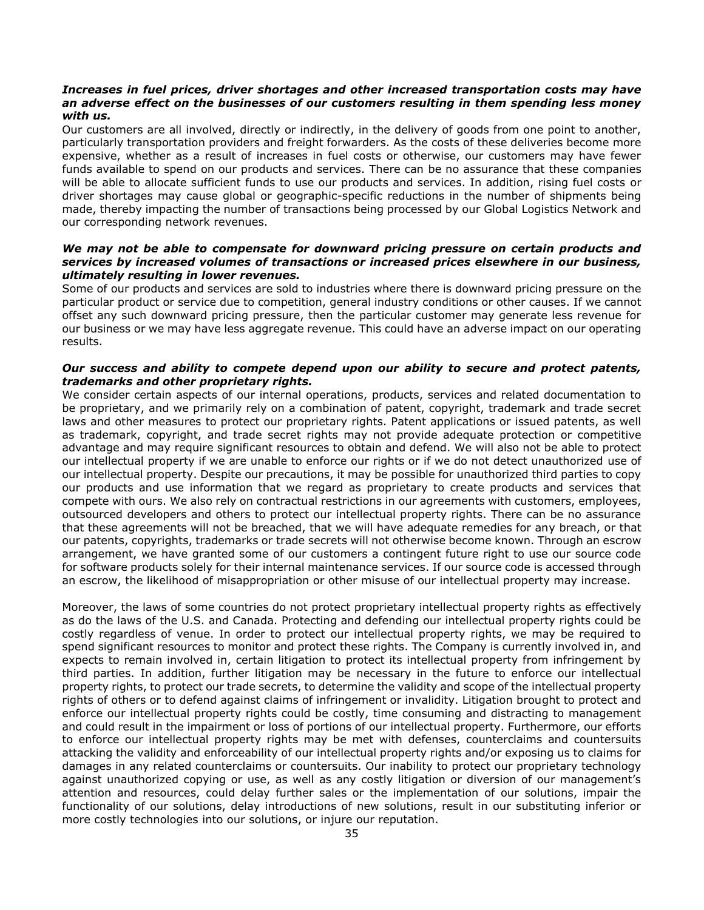***Increases in fuel prices, driver shortages and other increased transportation costs may have an adverse effect on the businesses of our customers resulting in them spending less money with us.***

Our customers are all involved, directly or indirectly, in the delivery of goods from one point to another, particularly transportation providers and freight forwarders. As the costs of these deliveries become more expensive, whether as a result of increases in fuel costs or otherwise, our customers may have fewer funds available to spend on our products and services. There can be no assurance that these companies will be able to allocate sufficient funds to use our products and services. In addition, rising fuel costs or driver shortages may cause global or geographic-specific reductions in the number of shipments being made, thereby impacting the number of transactions being processed by our Global Logistics Network and our corresponding network revenues.

***We may not be able to compensate for downward pricing pressure on certain products and services by increased volumes of transactions or increased prices elsewhere in our business, ultimately resulting in lower revenues.***

Some of our products and services are sold to industries where there is downward pricing pressure on the particular product or service due to competition, general industry conditions or other causes. If we cannot offset any such downward pricing pressure, then the particular customer may generate less revenue for our business or we may have less aggregate revenue. This could have an adverse impact on our operating results.

***Our success and ability to compete depend upon our ability to secure and protect patents, trademarks and other proprietary rights.***

We consider certain aspects of our internal operations, products, services and related documentation to be proprietary, and we primarily rely on a combination of patent, copyright, trademark and trade secret laws and other measures to protect our proprietary rights. Patent applications or issued patents, as well as trademark, copyright, and trade secret rights may not provide adequate protection or competitive advantage and may require significant resources to obtain and defend. We will also not be able to protect our intellectual property if we are unable to enforce our rights or if we do not detect unauthorized use of our intellectual property. Despite our precautions, it may be possible for unauthorized third parties to copy our products and use information that we regard as proprietary to create products and services that compete with ours. We also rely on contractual restrictions in our agreements with customers, employees, outsourced developers and others to protect our intellectual property rights. There can be no assurance that these agreements will not be breached, that we will have adequate remedies for any breach, or that our patents, copyrights, trademarks or trade secrets will not otherwise become known. Through an escrow arrangement, we have granted some of our customers a contingent future right to use our source code for software products solely for their internal maintenance services. If our source code is accessed through an escrow, the likelihood of misappropriation or other misuse of our intellectual property may increase.

Moreover, the laws of some countries do not protect proprietary intellectual property rights as effectively as do the laws of the U.S. and Canada. Protecting and defending our intellectual property rights could be costly regardless of venue. In order to protect our intellectual property rights, we may be required to spend significant resources to monitor and protect these rights. The Company is currently involved in, and expects to remain involved in, certain litigation to protect its intellectual property from infringement by third parties. In addition, further litigation may be necessary in the future to enforce our intellectual property rights, to protect our trade secrets, to determine the validity and scope of the intellectual property rights of others or to defend against claims of infringement or invalidity. Litigation brought to protect and enforce our intellectual property rights could be costly, time consuming and distracting to management and could result in the impairment or loss of portions of our intellectual property. Furthermore, our efforts to enforce our intellectual property rights may be met with defenses, counterclaims and countersuits attacking the validity and enforceability of our intellectual property rights and/or exposing us to claims for damages in any related counterclaims or countersuits. Our inability to protect our proprietary technology against unauthorized copying or use, as well as any costly litigation or diversion of our management's attention and resources, could delay further sales or the implementation of our solutions, impair the functionality of our solutions, delay introductions of new solutions, result in our substituting inferior or more costly technologies into our solutions, or injure our reputation.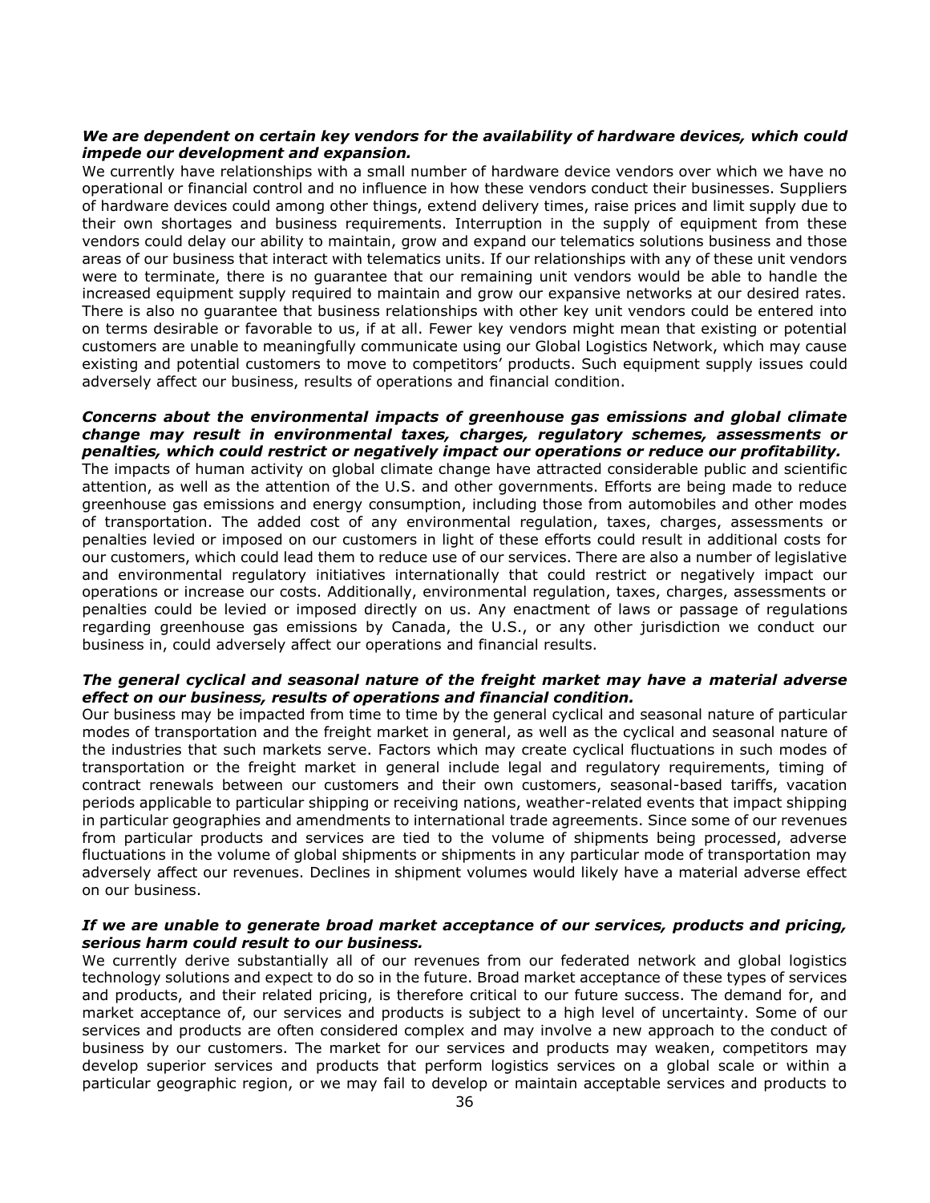***We are dependent on certain key vendors for the availability of hardware devices, which could impede our development and expansion.***

We currently have relationships with a small number of hardware device vendors over which we have no operational or financial control and no influence in how these vendors conduct their businesses. Suppliers of hardware devices could among other things, extend delivery times, raise prices and limit supply due to their own shortages and business requirements. Interruption in the supply of equipment from these vendors could delay our ability to maintain, grow and expand our telematics solutions business and those areas of our business that interact with telematics units. If our relationships with any of these unit vendors were to terminate, there is no guarantee that our remaining unit vendors would be able to handle the increased equipment supply required to maintain and grow our expansive networks at our desired rates. There is also no guarantee that business relationships with other key unit vendors could be entered into on terms desirable or favorable to us, if at all. Fewer key vendors might mean that existing or potential customers are unable to meaningfully communicate using our Global Logistics Network, which may cause existing and potential customers to move to competitors' products. Such equipment supply issues could adversely affect our business, results of operations and financial condition.

***Concerns about the environmental impacts of greenhouse gas emissions and global climate change may result in environmental taxes, charges, regulatory schemes, assessments or penalties, which could restrict or negatively impact our operations or reduce our profitability.***

The impacts of human activity on global climate change have attracted considerable public and scientific attention, as well as the attention of the U.S. and other governments. Efforts are being made to reduce greenhouse gas emissions and energy consumption, including those from automobiles and other modes of transportation. The added cost of any environmental regulation, taxes, charges, assessments or penalties levied or imposed on our customers in light of these efforts could result in additional costs for our customers, which could lead them to reduce use of our services. There are also a number of legislative and environmental regulatory initiatives internationally that could restrict or negatively impact our operations or increase our costs. Additionally, environmental regulation, taxes, charges, assessments or penalties could be levied or imposed directly on us. Any enactment of laws or passage of regulations regarding greenhouse gas emissions by Canada, the U.S., or any other jurisdiction we conduct our business in, could adversely affect our operations and financial results.

***The general cyclical and seasonal nature of the freight market may have a material adverse effect on our business, results of operations and financial condition.***

Our business may be impacted from time to time by the general cyclical and seasonal nature of particular modes of transportation and the freight market in general, as well as the cyclical and seasonal nature of the industries that such markets serve. Factors which may create cyclical fluctuations in such modes of transportation or the freight market in general include legal and regulatory requirements, timing of contract renewals between our customers and their own customers, seasonal-based tariffs, vacation periods applicable to particular shipping or receiving nations, weather-related events that impact shipping in particular geographies and amendments to international trade agreements. Since some of our revenues from particular products and services are tied to the volume of shipments being processed, adverse fluctuations in the volume of global shipments or shipments in any particular mode of transportation may adversely affect our revenues. Declines in shipment volumes would likely have a material adverse effect on our business.

***If we are unable to generate broad market acceptance of our services, products and pricing, serious harm could result to our business.***

We currently derive substantially all of our revenues from our federated network and global logistics technology solutions and expect to do so in the future. Broad market acceptance of these types of services and products, and their related pricing, is therefore critical to our future success. The demand for, and market acceptance of, our services and products is subject to a high level of uncertainty. Some of our services and products are often considered complex and may involve a new approach to the conduct of business by our customers. The market for our services and products may weaken, competitors may develop superior services and products that perform logistics services on a global scale or within a particular geographic region, or we may fail to develop or maintain acceptable services and products to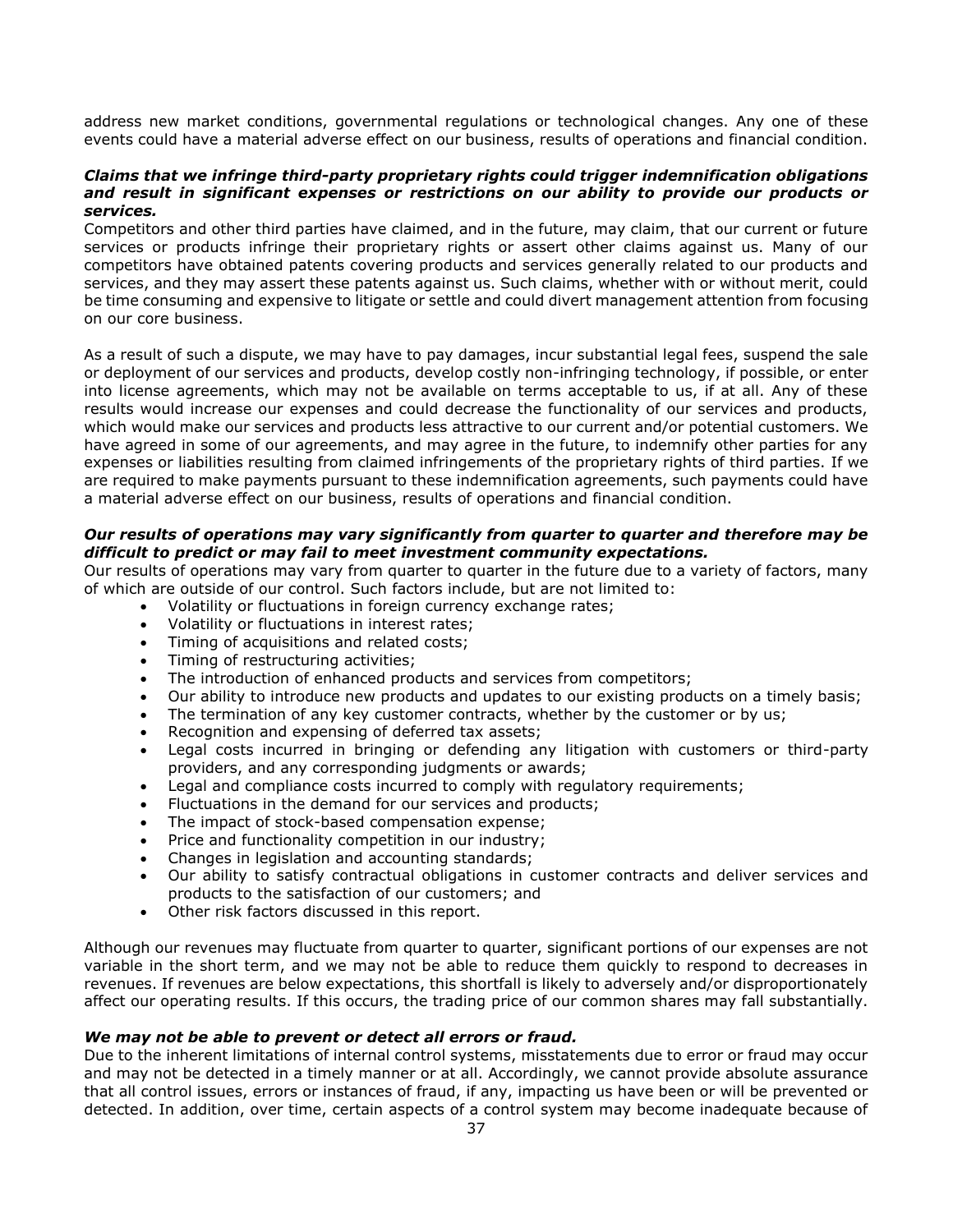address new market conditions, governmental regulations or technological changes. Any one of these events could have a material adverse effect on our business, results of operations and financial condition.

***Claims that we infringe third-party proprietary rights could trigger indemnification obligations and result in significant expenses or restrictions on our ability to provide our products or services.***

Competitors and other third parties have claimed, and in the future, may claim, that our current or future services or products infringe their proprietary rights or assert other claims against us. Many of our competitors have obtained patents covering products and services generally related to our products and services, and they may assert these patents against us. Such claims, whether with or without merit, could be time consuming and expensive to litigate or settle and could divert management attention from focusing on our core business.

As a result of such a dispute, we may have to pay damages, incur substantial legal fees, suspend the sale or deployment of our services and products, develop costly non-infringing technology, if possible, or enter into license agreements, which may not be available on terms acceptable to us, if at all. Any of these results would increase our expenses and could decrease the functionality of our services and products, which would make our services and products less attractive to our current and/or potential customers. We have agreed in some of our agreements, and may agree in the future, to indemnify other parties for any expenses or liabilities resulting from claimed infringements of the proprietary rights of third parties. If we are required to make payments pursuant to these indemnification agreements, such payments could have a material adverse effect on our business, results of operations and financial condition.

***Our results of operations may vary significantly from quarter to quarter and therefore may be difficult to predict or may fail to meet investment community expectations.***

Our results of operations may vary from quarter to quarter in the future due to a variety of factors, many of which are outside of our control. Such factors include, but are not limited to:

- Volatility or fluctuations in foreign currency exchange rates;
- Volatility or fluctuations in interest rates;
- Timing of acquisitions and related costs;
- Timing of restructuring activities;
- The introduction of enhanced products and services from competitors;
- Our ability to introduce new products and updates to our existing products on a timely basis;
- The termination of any key customer contracts, whether by the customer or by us;
- Recognition and expensing of deferred tax assets;
- Legal costs incurred in bringing or defending any litigation with customers or third-party providers, and any corresponding judgments or awards;
- Legal and compliance costs incurred to comply with regulatory requirements;
- Fluctuations in the demand for our services and products;
- The impact of stock-based compensation expense;
- Price and functionality competition in our industry;
- Changes in legislation and accounting standards;
- Our ability to satisfy contractual obligations in customer contracts and deliver services and products to the satisfaction of our customers; and
- Other risk factors discussed in this report.

Although our revenues may fluctuate from quarter to quarter, significant portions of our expenses are not variable in the short term, and we may not be able to reduce them quickly to respond to decreases in revenues. If revenues are below expectations, this shortfall is likely to adversely and/or disproportionately affect our operating results. If this occurs, the trading price of our common shares may fall substantially.

***We may not be able to prevent or detect all errors or fraud.***

Due to the inherent limitations of internal control systems, misstatements due to error or fraud may occur and may not be detected in a timely manner or at all. Accordingly, we cannot provide absolute assurance that all control issues, errors or instances of fraud, if any, impacting us have been or will be prevented or detected. In addition, over time, certain aspects of a control system may become inadequate because of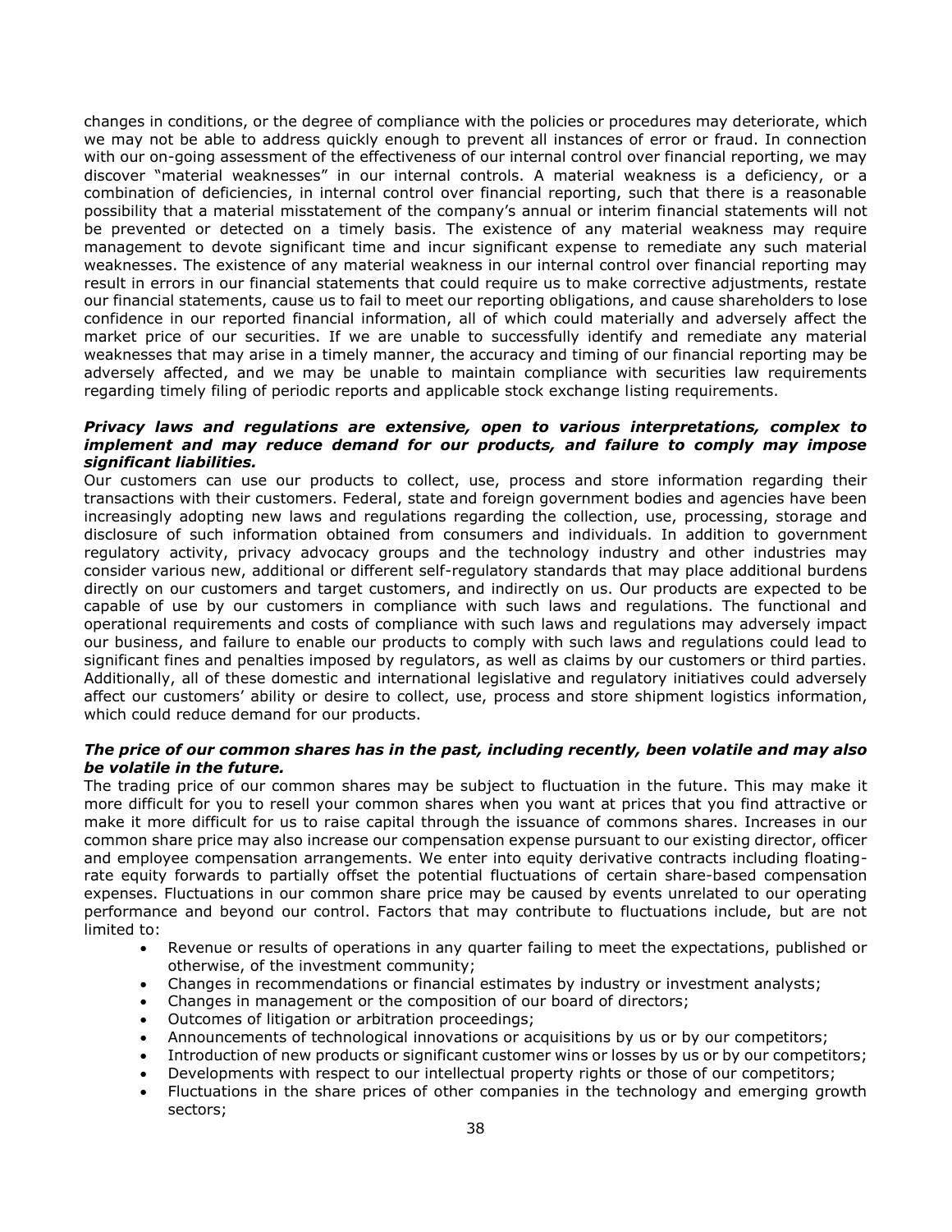changes in conditions, or the degree of compliance with the policies or procedures may deteriorate, which we may not be able to address quickly enough to prevent all instances of error or fraud. In connection with our on-going assessment of the effectiveness of our internal control over financial reporting, we may discover "material weaknesses" in our internal controls. A material weakness is a deficiency, or a combination of deficiencies, in internal control over financial reporting, such that there is a reasonable possibility that a material misstatement of the company's annual or interim financial statements will not be prevented or detected on a timely basis. The existence of any material weakness may require management to devote significant time and incur significant expense to remediate any such material weaknesses. The existence of any material weakness in our internal control over financial reporting may result in errors in our financial statements that could require us to make corrective adjustments, restate our financial statements, cause us to fail to meet our reporting obligations, and cause shareholders to lose confidence in our reported financial information, all of which could materially and adversely affect the market price of our securities. If we are unable to successfully identify and remediate any material weaknesses that may arise in a timely manner, the accuracy and timing of our financial reporting may be adversely affected, and we may be unable to maintain compliance with securities law requirements regarding timely filing of periodic reports and applicable stock exchange listing requirements.

***Privacy laws and regulations are extensive, open to various interpretations, complex to implement and may reduce demand for our products, and failure to comply may impose significant liabilities.***

Our customers can use our products to collect, use, process and store information regarding their transactions with their customers. Federal, state and foreign government bodies and agencies have been increasingly adopting new laws and regulations regarding the collection, use, processing, storage and disclosure of such information obtained from consumers and individuals. In addition to government regulatory activity, privacy advocacy groups and the technology industry and other industries may consider various new, additional or different self-regulatory standards that may place additional burdens directly on our customers and target customers, and indirectly on us. Our products are expected to be capable of use by our customers in compliance with such laws and regulations. The functional and operational requirements and costs of compliance with such laws and regulations may adversely impact our business, and failure to enable our products to comply with such laws and regulations could lead to significant fines and penalties imposed by regulators, as well as claims by our customers or third parties. Additionally, all of these domestic and international legislative and regulatory initiatives could adversely affect our customers' ability or desire to collect, use, process and store shipment logistics information, which could reduce demand for our products.

***The price of our common shares has in the past, including recently, been volatile and may also be volatile in the future.***

The trading price of our common shares may be subject to fluctuation in the future. This may make it more difficult for you to resell your common shares when you want at prices that you find attractive or make it more difficult for us to raise capital through the issuance of commons shares. Increases in our common share price may also increase our compensation expense pursuant to our existing director, officer and employee compensation arrangements. We enter into equity derivative contracts including floating-rate equity forwards to partially offset the potential fluctuations of certain share-based compensation expenses. Fluctuations in our common share price may be caused by events unrelated to our operating performance and beyond our control. Factors that may contribute to fluctuations include, but are not limited to:

- Revenue or results of operations in any quarter failing to meet the expectations, published or otherwise, of the investment community;
- Changes in recommendations or financial estimates by industry or investment analysts;
- Changes in management or the composition of our board of directors;
- Outcomes of litigation or arbitration proceedings;
- Announcements of technological innovations or acquisitions by us or by our competitors;
- Introduction of new products or significant customer wins or losses by us or by our competitors;
- Developments with respect to our intellectual property rights or those of our competitors;
- Fluctuations in the share prices of other companies in the technology and emerging growth sectors;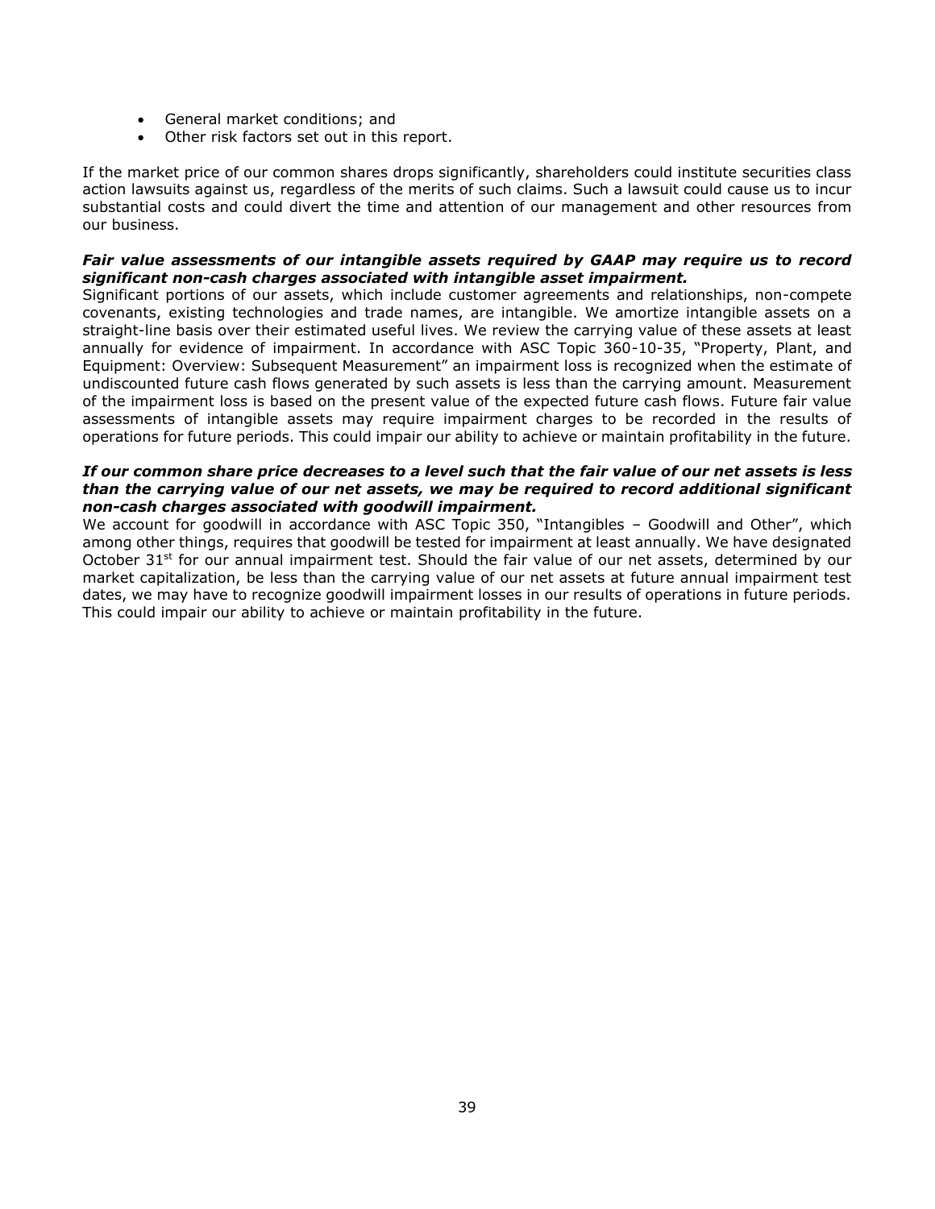- General market conditions; and
- Other risk factors set out in this report.

If the market price of our common shares drops significantly, shareholders could institute securities class action lawsuits against us, regardless of the merits of such claims. Such a lawsuit could cause us to incur substantial costs and could divert the time and attention of our management and other resources from our business.

***Fair value assessments of our intangible assets required by GAAP may require us to record significant non-cash charges associated with intangible asset impairment.***

Significant portions of our assets, which include customer agreements and relationships, non-compete covenants, existing technologies and trade names, are intangible. We amortize intangible assets on a straight-line basis over their estimated useful lives. We review the carrying value of these assets at least annually for evidence of impairment. In accordance with ASC Topic 360-10-35, "Property, Plant, and Equipment: Overview: Subsequent Measurement" an impairment loss is recognized when the estimate of undiscounted future cash flows generated by such assets is less than the carrying amount. Measurement of the impairment loss is based on the present value of the expected future cash flows. Future fair value assessments of intangible assets may require impairment charges to be recorded in the results of operations for future periods. This could impair our ability to achieve or maintain profitability in the future.

***If our common share price decreases to a level such that the fair value of our net assets is less than the carrying value of our net assets, we may be required to record additional significant non-cash charges associated with goodwill impairment.***

We account for goodwill in accordance with ASC Topic 350, "Intangibles – Goodwill and Other", which among other things, requires that goodwill be tested for impairment at least annually. We have designated October 31st for our annual impairment test. Should the fair value of our net assets, determined by our market capitalization, be less than the carrying value of our net assets at future annual impairment test dates, we may have to recognize goodwill impairment losses in our results of operations in future periods. This could impair our ability to achieve or maintain profitability in the future.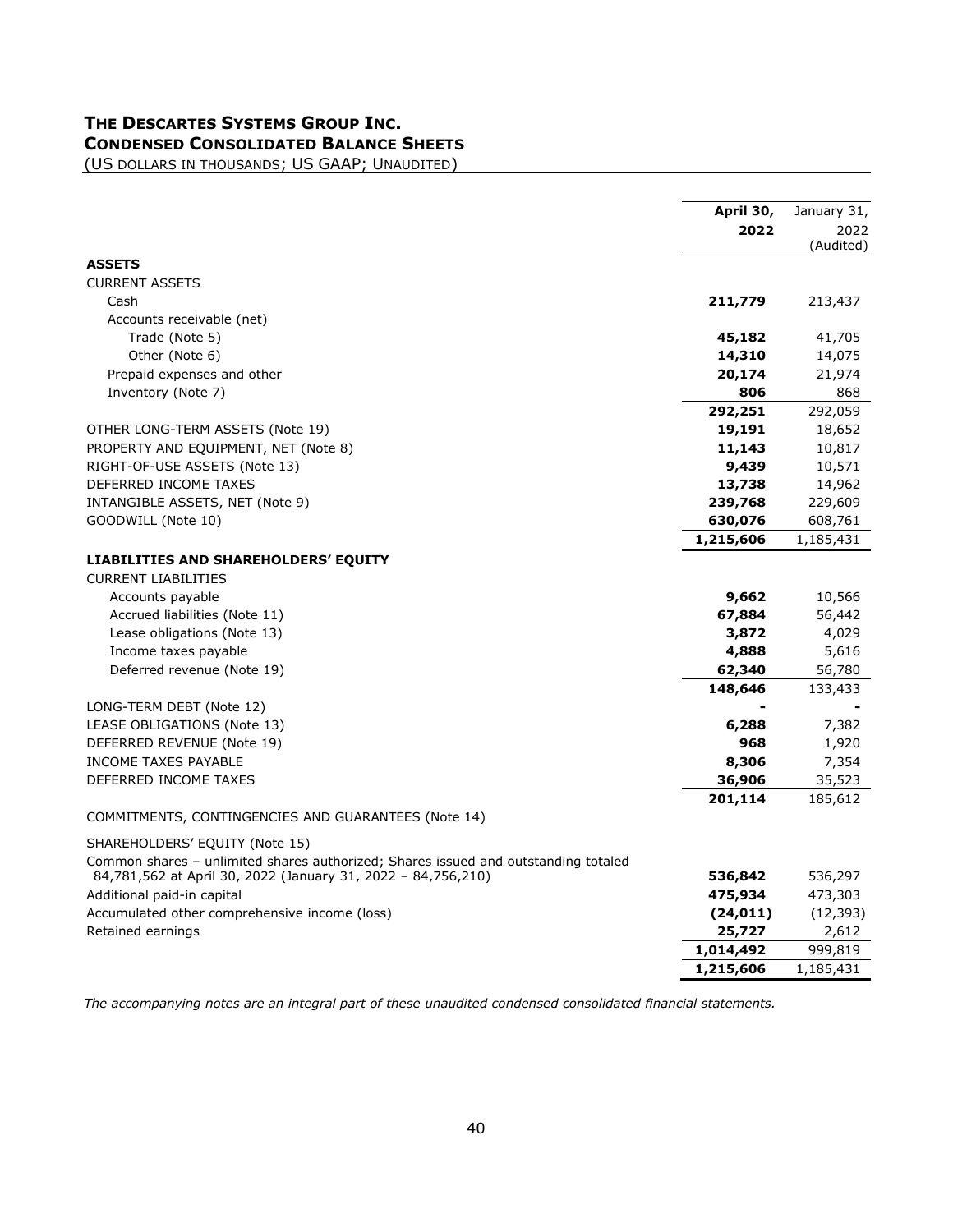# THE DESCARTES SYSTEMS GROUP INC.
## CONDENSED CONSOLIDATED BALANCE SHEETS
(US DOLLARS IN THOUSANDS; US GAAP; UNAUDITED)

| | **April 30, 2022** | January 31, 2022 (Audited) |
|---|---|---|
| **ASSETS** | | |
| CURRENT ASSETS | | |
| Cash | **211,779** | 213,437 |
| Accounts receivable (net) | | |
| Trade (Note 5) | **45,182** | 41,705 |
| Other (Note 6) | **14,310** | 14,075 |
| Prepaid expenses and other | **20,174** | 21,974 |
| Inventory (Note 7) | **806** | 868 |
| | **292,251** | 292,059 |
| OTHER LONG-TERM ASSETS (Note 19) | **19,191** | 18,652 |
| PROPERTY AND EQUIPMENT, NET (Note 8) | **11,143** | 10,817 |
| RIGHT-OF-USE ASSETS (Note 13) | **9,439** | 10,571 |
| DEFERRED INCOME TAXES | **13,738** | 14,962 |
| INTANGIBLE ASSETS, NET (Note 9) | **239,768** | 229,609 |
| GOODWILL (Note 10) | **630,076** | 608,761 |
| | **1,215,606** | 1,185,431 |
| **LIABILITIES AND SHAREHOLDERS' EQUITY** | | |
| CURRENT LIABILITIES | | |
| Accounts payable | **9,662** | 10,566 |
| Accrued liabilities (Note 11) | **67,884** | 56,442 |
| Lease obligations (Note 13) | **3,872** | 4,029 |
| Income taxes payable | **4,888** | 5,616 |
| Deferred revenue (Note 19) | **62,340** | 56,780 |
| | **148,646** | 133,433 |
| LONG-TERM DEBT (Note 12) | **-** | - |
| LEASE OBLIGATIONS (Note 13) | **6,288** | 7,382 |
| DEFERRED REVENUE (Note 19) | **968** | 1,920 |
| INCOME TAXES PAYABLE | **8,306** | 7,354 |
| DEFERRED INCOME TAXES | **36,906** | 35,523 |
| | **201,114** | 185,612 |
| COMMITMENTS, CONTINGENCIES AND GUARANTEES (Note 14) | | |
| SHAREHOLDERS' EQUITY (Note 15) | | |
| Common shares – unlimited shares authorized; Shares issued and outstanding totaled 84,781,562 at April 30, 2022 (January 31, 2022 – 84,756,210) | **536,842** | 536,297 |
| Additional paid-in capital | **475,934** | 473,303 |
| Accumulated other comprehensive income (loss) | **(24,011)** | (12,393) |
| Retained earnings | **25,727** | 2,612 |
| | **1,014,492** | 999,819 |
| | **1,215,606** | 1,185,431 |

*The accompanying notes are an integral part of these unaudited condensed consolidated financial statements.*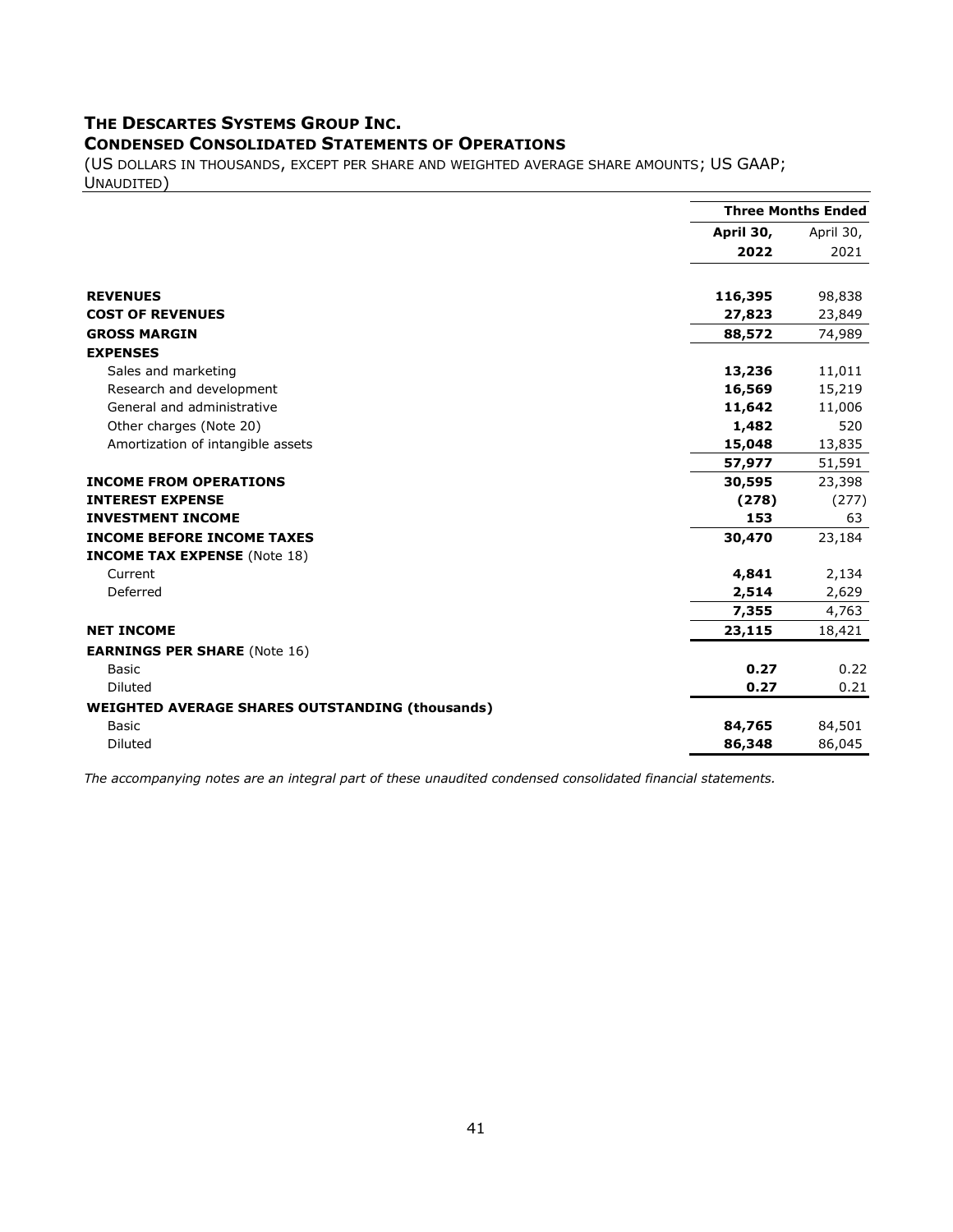# THE DESCARTES SYSTEMS GROUP INC.

## CONDENSED CONSOLIDATED STATEMENTS OF OPERATIONS

(US DOLLARS IN THOUSANDS, EXCEPT PER SHARE AND WEIGHTED AVERAGE SHARE AMOUNTS; US GAAP; UNAUDITED)

| | Three Months Ended | |
|---|---|---|
| | **April 30, 2022** | April 30, 2021 |
| **REVENUES** | **116,395** | 98,838 |
| **COST OF REVENUES** | **27,823** | 23,849 |
| **GROSS MARGIN** | **88,572** | 74,989 |
| **EXPENSES** | | |
| Sales and marketing | **13,236** | 11,011 |
| Research and development | **16,569** | 15,219 |
| General and administrative | **11,642** | 11,006 |
| Other charges (Note 20) | **1,482** | 520 |
| Amortization of intangible assets | **15,048** | 13,835 |
| | **57,977** | 51,591 |
| **INCOME FROM OPERATIONS** | **30,595** | 23,398 |
| **INTEREST EXPENSE** | **(278)** | (277) |
| **INVESTMENT INCOME** | **153** | 63 |
| **INCOME BEFORE INCOME TAXES** | **30,470** | 23,184 |
| **INCOME TAX EXPENSE** (Note 18) | | |
| Current | **4,841** | 2,134 |
| Deferred | **2,514** | 2,629 |
| | **7,355** | 4,763 |
| **NET INCOME** | **23,115** | 18,421 |
| **EARNINGS PER SHARE** (Note 16) | | |
| Basic | **0.27** | 0.22 |
| Diluted | **0.27** | 0.21 |
| **WEIGHTED AVERAGE SHARES OUTSTANDING (thousands)** | | |
| Basic | **84,765** | 84,501 |
| Diluted | **86,348** | 86,045 |

*The accompanying notes are an integral part of these unaudited condensed consolidated financial statements.*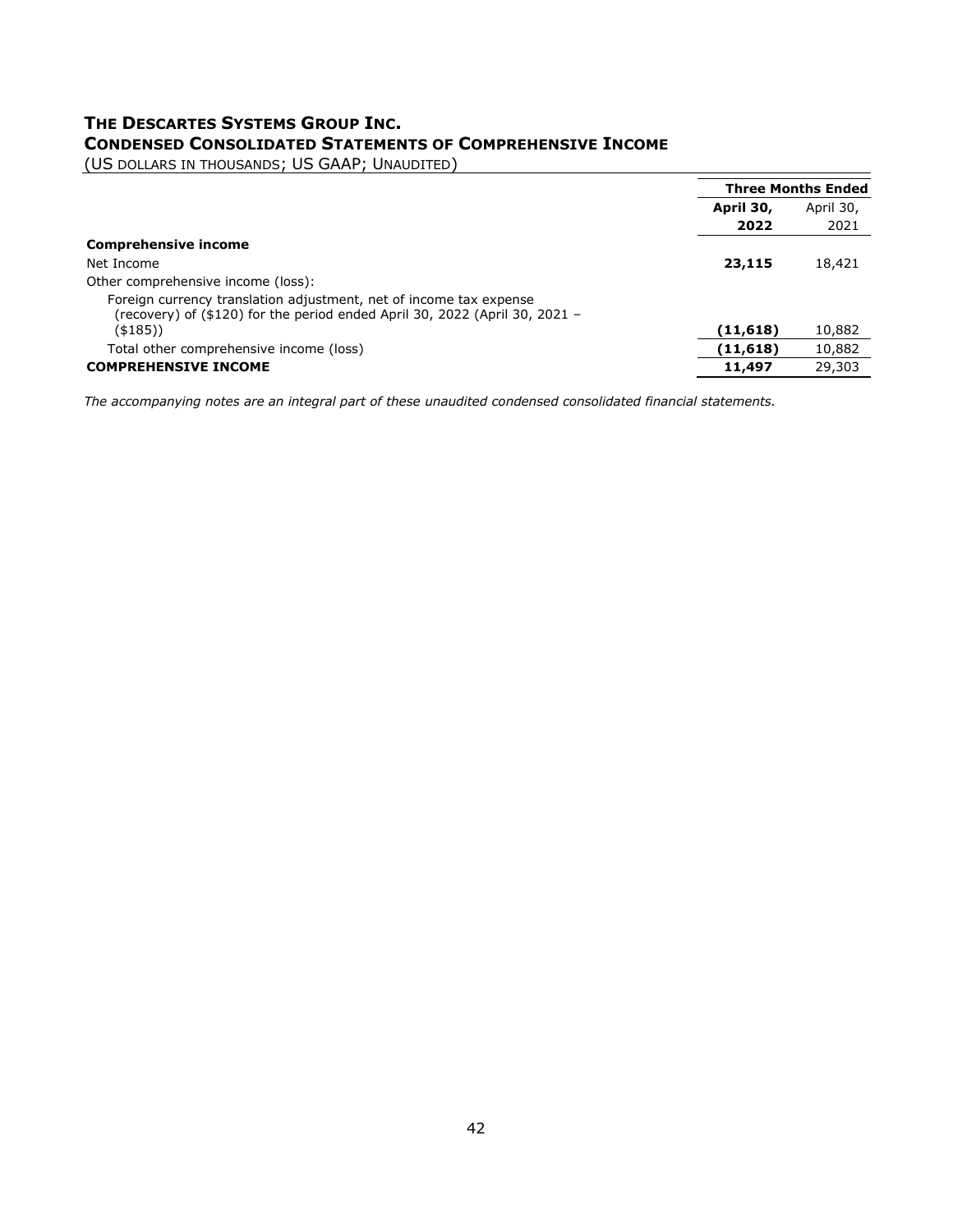# THE DESCARTES SYSTEMS GROUP INC.
## CONDENSED CONSOLIDATED STATEMENTS OF COMPREHENSIVE INCOME
(US DOLLARS IN THOUSANDS; US GAAP; UNAUDITED)

| | Three Months Ended | |
|---|---|---|
| | **April 30, 2022** | April 30, 2021 |
| **Comprehensive income** | | |
| Net Income | **23,115** | 18,421 |
| Other comprehensive income (loss): | | |
| Foreign currency translation adjustment, net of income tax expense (recovery) of ($120) for the period ended April 30, 2022 (April 30, 2021 – ($185)) | **(11,618)** | 10,882 |
| Total other comprehensive income (loss) | **(11,618)** | 10,882 |
| **COMPREHENSIVE INCOME** | **11,497** | 29,303 |

*The accompanying notes are an integral part of these unaudited condensed consolidated financial statements.*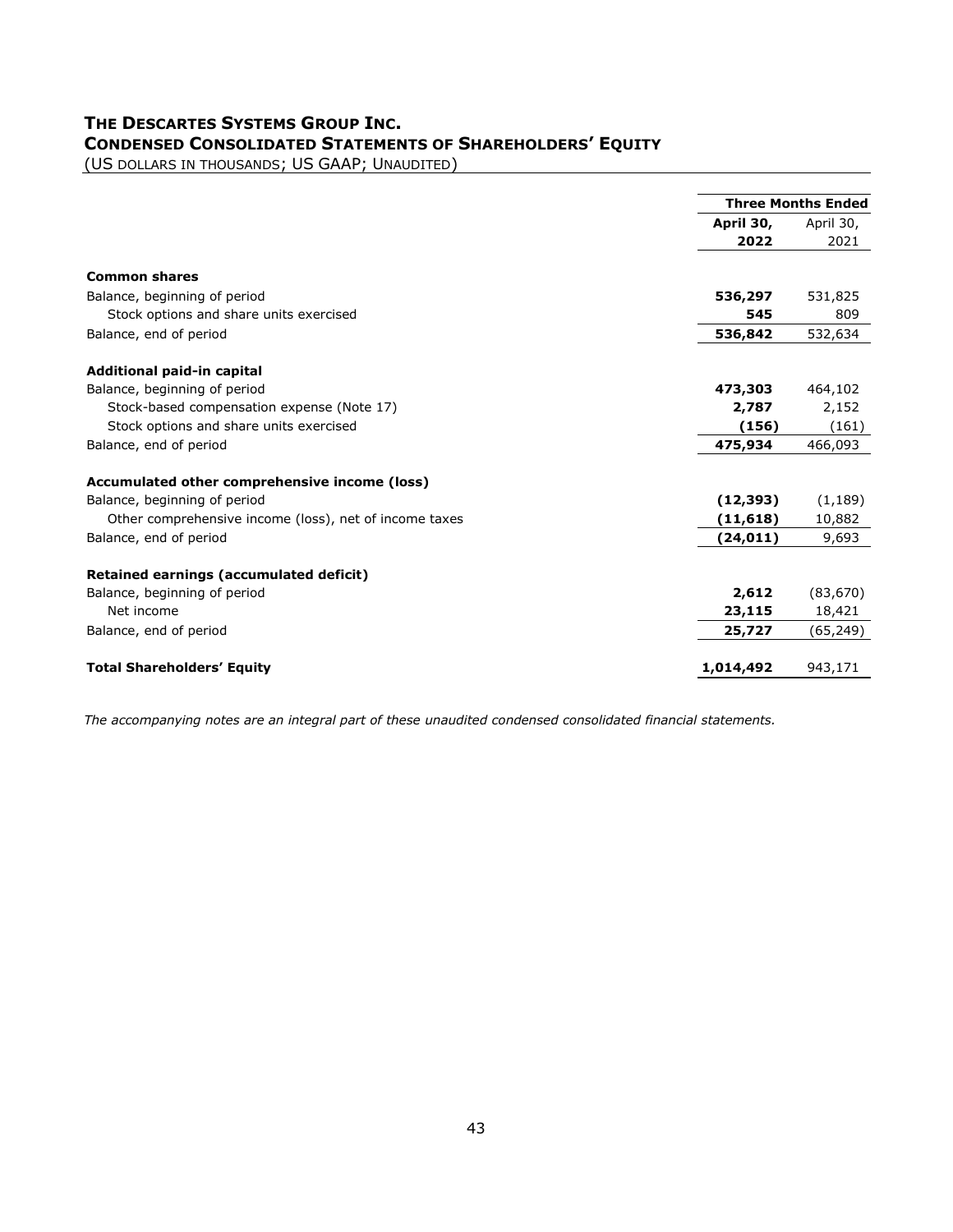# THE DESCARTES SYSTEMS GROUP INC.
## CONDENSED CONSOLIDATED STATEMENTS OF SHAREHOLDERS' EQUITY

(US DOLLARS IN THOUSANDS; US GAAP; UNAUDITED)

| | Three Months Ended | |
|---|---|---|
| | **April 30, 2022** | April 30, 2021 |
| **Common shares** | | |
| Balance, beginning of period | **536,297** | 531,825 |
| Stock options and share units exercised | **545** | 809 |
| Balance, end of period | **536,842** | 532,634 |
| **Additional paid-in capital** | | |
| Balance, beginning of period | **473,303** | 464,102 |
| Stock-based compensation expense (Note 17) | **2,787** | 2,152 |
| Stock options and share units exercised | **(156)** | (161) |
| Balance, end of period | **475,934** | 466,093 |
| **Accumulated other comprehensive income (loss)** | | |
| Balance, beginning of period | **(12,393)** | (1,189) |
| Other comprehensive income (loss), net of income taxes | **(11,618)** | 10,882 |
| Balance, end of period | **(24,011)** | 9,693 |
| **Retained earnings (accumulated deficit)** | | |
| Balance, beginning of period | **2,612** | (83,670) |
| Net income | **23,115** | 18,421 |
| Balance, end of period | **25,727** | (65,249) |
| **Total Shareholders' Equity** | **1,014,492** | 943,171 |

*The accompanying notes are an integral part of these unaudited condensed consolidated financial statements.*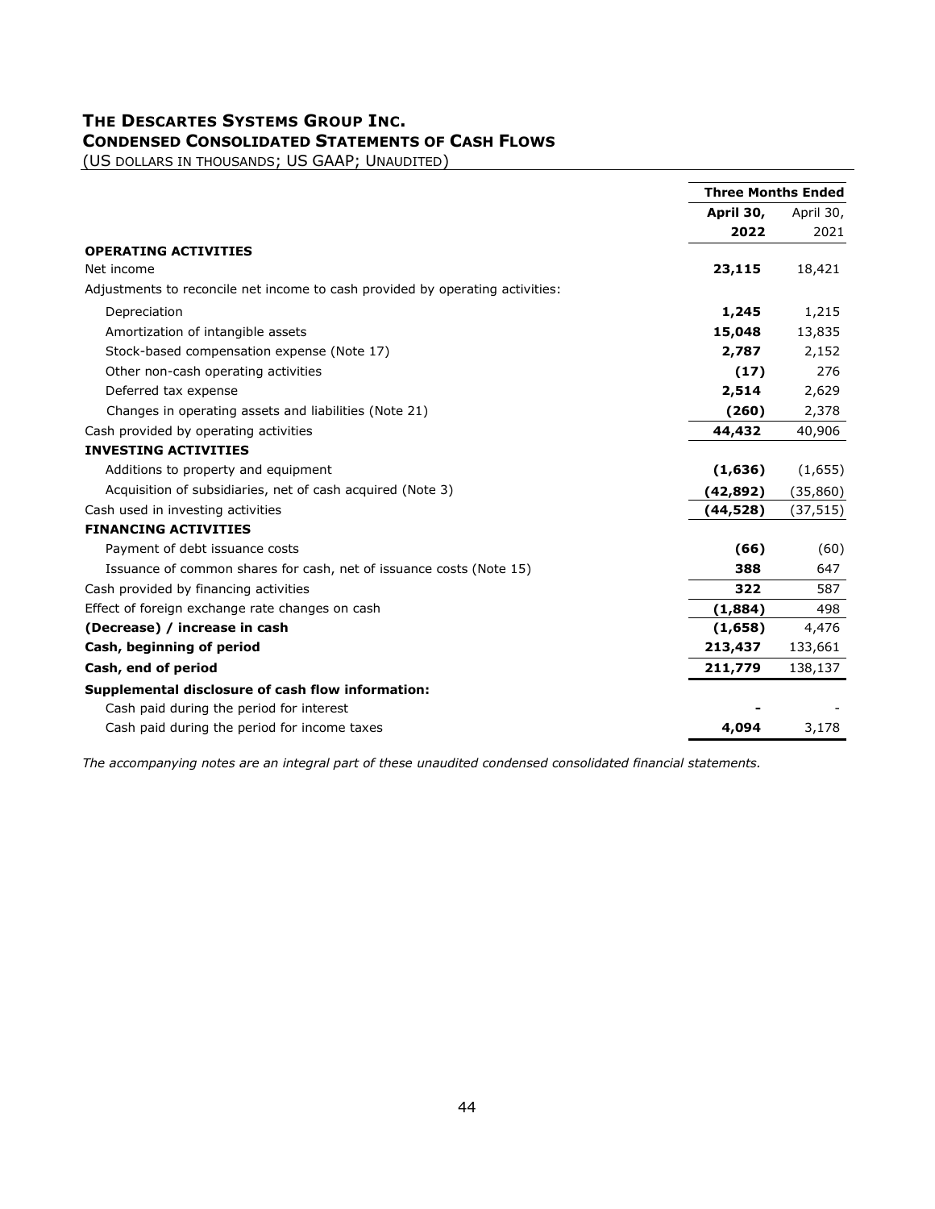# THE DESCARTES SYSTEMS GROUP INC.
## CONDENSED CONSOLIDATED STATEMENTS OF CASH FLOWS
(US DOLLARS IN THOUSANDS; US GAAP; UNAUDITED)

| | Three Months Ended | |
|---|---|---|
| | **April 30, 2022** | April 30, 2021 |
| **OPERATING ACTIVITIES** | | |
| Net income | **23,115** | 18,421 |
| Adjustments to reconcile net income to cash provided by operating activities: | | |
| Depreciation | **1,245** | 1,215 |
| Amortization of intangible assets | **15,048** | 13,835 |
| Stock-based compensation expense (Note 17) | **2,787** | 2,152 |
| Other non-cash operating activities | **(17)** | 276 |
| Deferred tax expense | **2,514** | 2,629 |
| Changes in operating assets and liabilities (Note 21) | **(260)** | 2,378 |
| Cash provided by operating activities | **44,432** | 40,906 |
| **INVESTING ACTIVITIES** | | |
| Additions to property and equipment | **(1,636)** | (1,655) |
| Acquisition of subsidiaries, net of cash acquired (Note 3) | **(42,892)** | (35,860) |
| Cash used in investing activities | **(44,528)** | (37,515) |
| **FINANCING ACTIVITIES** | | |
| Payment of debt issuance costs | **(66)** | (60) |
| Issuance of common shares for cash, net of issuance costs (Note 15) | **388** | 647 |
| Cash provided by financing activities | **322** | 587 |
| Effect of foreign exchange rate changes on cash | **(1,884)** | 498 |
| **(Decrease) / increase in cash** | **(1,658)** | 4,476 |
| **Cash, beginning of period** | **213,437** | 133,661 |
| **Cash, end of period** | **211,779** | 138,137 |
| **Supplemental disclosure of cash flow information:** | | |
| Cash paid during the period for interest | **-** | - |
| Cash paid during the period for income taxes | **4,094** | 3,178 |

*The accompanying notes are an integral part of these unaudited condensed consolidated financial statements.*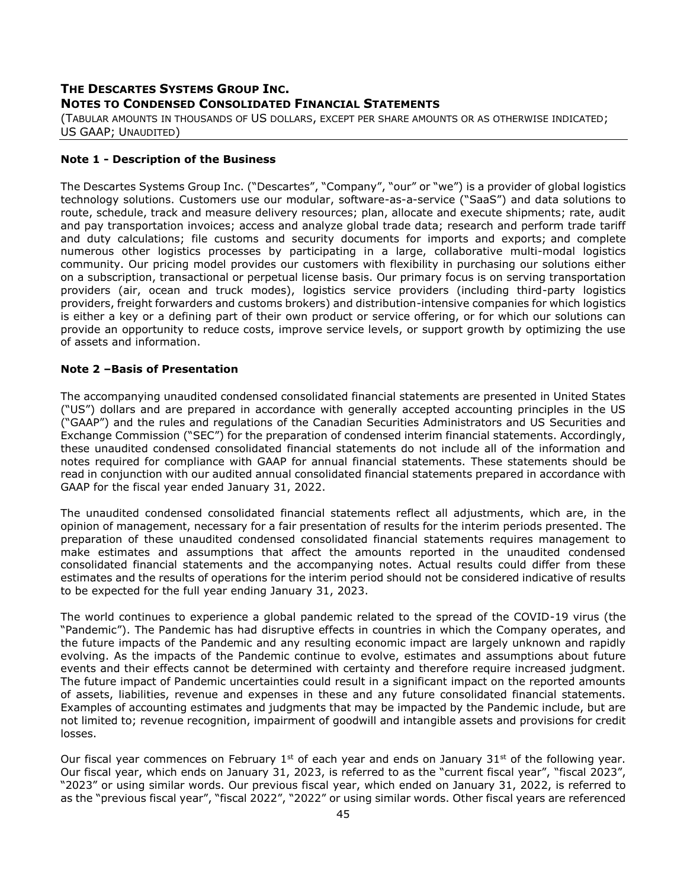# THE DESCARTES SYSTEMS GROUP INC.

## NOTES TO CONDENSED CONSOLIDATED FINANCIAL STATEMENTS

(TABULAR AMOUNTS IN THOUSANDS OF US DOLLARS, EXCEPT PER SHARE AMOUNTS OR AS OTHERWISE INDICATED; US GAAP; UNAUDITED)

### Note 1 - Description of the Business

The Descartes Systems Group Inc. ("Descartes", "Company", "our" or "we") is a provider of global logistics technology solutions. Customers use our modular, software-as-a-service ("SaaS") and data solutions to route, schedule, track and measure delivery resources; plan, allocate and execute shipments; rate, audit and pay transportation invoices; access and analyze global trade data; research and perform trade tariff and duty calculations; file customs and security documents for imports and exports; and complete numerous other logistics processes by participating in a large, collaborative multi-modal logistics community. Our pricing model provides our customers with flexibility in purchasing our solutions either on a subscription, transactional or perpetual license basis. Our primary focus is on serving transportation providers (air, ocean and truck modes), logistics service providers (including third-party logistics providers, freight forwarders and customs brokers) and distribution-intensive companies for which logistics is either a key or a defining part of their own product or service offering, or for which our solutions can provide an opportunity to reduce costs, improve service levels, or support growth by optimizing the use of assets and information.

### Note 2 –Basis of Presentation

The accompanying unaudited condensed consolidated financial statements are presented in United States ("US") dollars and are prepared in accordance with generally accepted accounting principles in the US ("GAAP") and the rules and regulations of the Canadian Securities Administrators and US Securities and Exchange Commission ("SEC") for the preparation of condensed interim financial statements. Accordingly, these unaudited condensed consolidated financial statements do not include all of the information and notes required for compliance with GAAP for annual financial statements. These statements should be read in conjunction with our audited annual consolidated financial statements prepared in accordance with GAAP for the fiscal year ended January 31, 2022.

The unaudited condensed consolidated financial statements reflect all adjustments, which are, in the opinion of management, necessary for a fair presentation of results for the interim periods presented. The preparation of these unaudited condensed consolidated financial statements requires management to make estimates and assumptions that affect the amounts reported in the unaudited condensed consolidated financial statements and the accompanying notes. Actual results could differ from these estimates and the results of operations for the interim period should not be considered indicative of results to be expected for the full year ending January 31, 2023.

The world continues to experience a global pandemic related to the spread of the COVID-19 virus (the "Pandemic"). The Pandemic has had disruptive effects in countries in which the Company operates, and the future impacts of the Pandemic and any resulting economic impact are largely unknown and rapidly evolving. As the impacts of the Pandemic continue to evolve, estimates and assumptions about future events and their effects cannot be determined with certainty and therefore require increased judgment. The future impact of Pandemic uncertainties could result in a significant impact on the reported amounts of assets, liabilities, revenue and expenses in these and any future consolidated financial statements. Examples of accounting estimates and judgments that may be impacted by the Pandemic include, but are not limited to; revenue recognition, impairment of goodwill and intangible assets and provisions for credit losses.

Our fiscal year commences on February 1st of each year and ends on January 31st of the following year. Our fiscal year, which ends on January 31, 2023, is referred to as the "current fiscal year", "fiscal 2023", "2023" or using similar words. Our previous fiscal year, which ended on January 31, 2022, is referred to as the "previous fiscal year", "fiscal 2022", "2022" or using similar words. Other fiscal years are referenced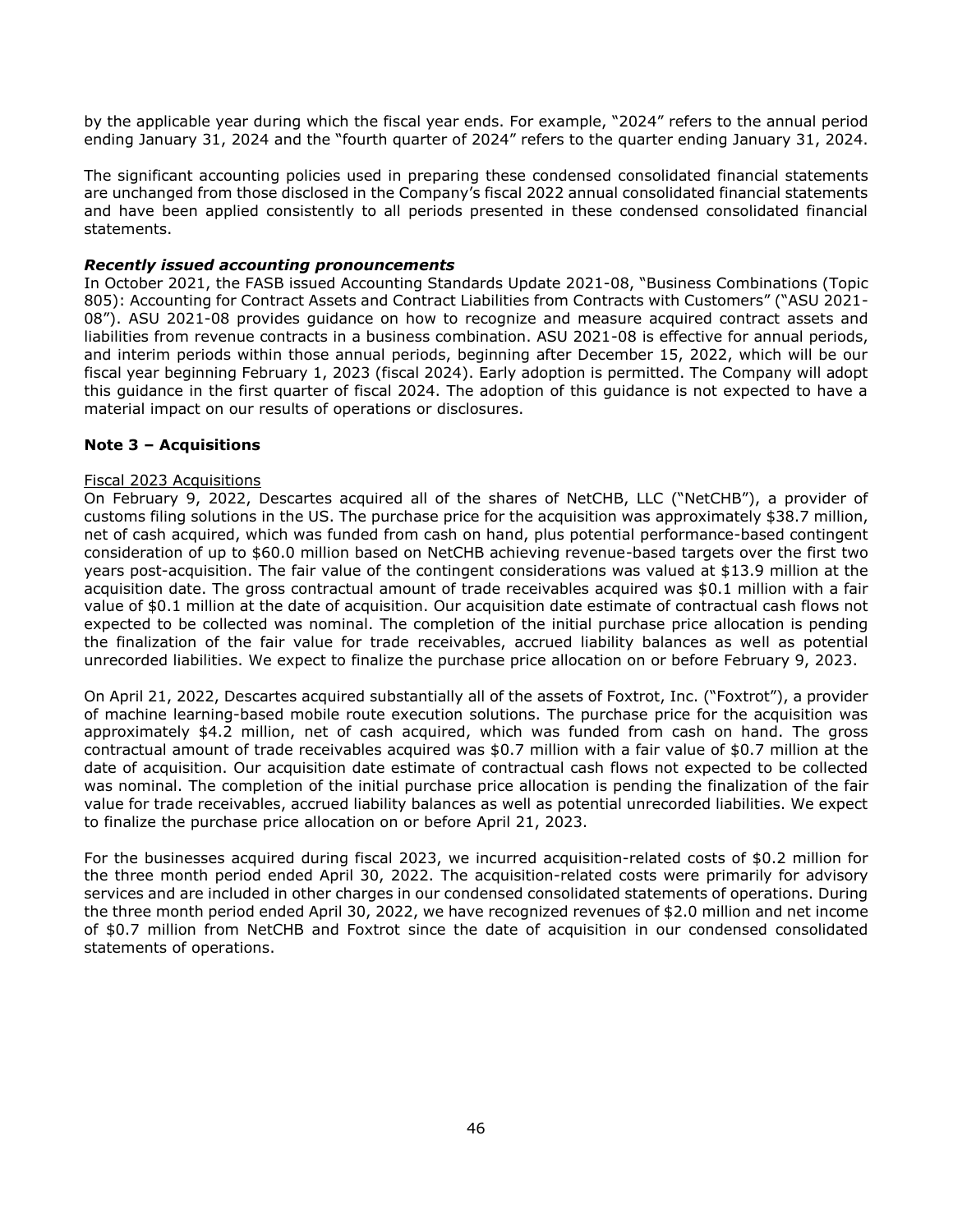by the applicable year during which the fiscal year ends. For example, "2024" refers to the annual period ending January 31, 2024 and the "fourth quarter of 2024" refers to the quarter ending January 31, 2024.

The significant accounting policies used in preparing these condensed consolidated financial statements are unchanged from those disclosed in the Company's fiscal 2022 annual consolidated financial statements and have been applied consistently to all periods presented in these condensed consolidated financial statements.

***Recently issued accounting pronouncements***

In October 2021, the FASB issued Accounting Standards Update 2021-08, "Business Combinations (Topic 805): Accounting for Contract Assets and Contract Liabilities from Contracts with Customers" ("ASU 2021-08"). ASU 2021-08 provides guidance on how to recognize and measure acquired contract assets and liabilities from revenue contracts in a business combination. ASU 2021-08 is effective for annual periods, and interim periods within those annual periods, beginning after December 15, 2022, which will be our fiscal year beginning February 1, 2023 (fiscal 2024). Early adoption is permitted. The Company will adopt this guidance in the first quarter of fiscal 2024. The adoption of this guidance is not expected to have a material impact on our results of operations or disclosures.

**Note 3 – Acquisitions**

Fiscal 2023 Acquisitions

On February 9, 2022, Descartes acquired all of the shares of NetCHB, LLC ("NetCHB"), a provider of customs filing solutions in the US. The purchase price for the acquisition was approximately $38.7 million, net of cash acquired, which was funded from cash on hand, plus potential performance-based contingent consideration of up to $60.0 million based on NetCHB achieving revenue-based targets over the first two years post-acquisition. The fair value of the contingent considerations was valued at $13.9 million at the acquisition date. The gross contractual amount of trade receivables acquired was $0.1 million with a fair value of $0.1 million at the date of acquisition. Our acquisition date estimate of contractual cash flows not expected to be collected was nominal. The completion of the initial purchase price allocation is pending the finalization of the fair value for trade receivables, accrued liability balances as well as potential unrecorded liabilities. We expect to finalize the purchase price allocation on or before February 9, 2023.

On April 21, 2022, Descartes acquired substantially all of the assets of Foxtrot, Inc. ("Foxtrot"), a provider of machine learning-based mobile route execution solutions. The purchase price for the acquisition was approximately $4.2 million, net of cash acquired, which was funded from cash on hand. The gross contractual amount of trade receivables acquired was $0.7 million with a fair value of $0.7 million at the date of acquisition. Our acquisition date estimate of contractual cash flows not expected to be collected was nominal. The completion of the initial purchase price allocation is pending the finalization of the fair value for trade receivables, accrued liability balances as well as potential unrecorded liabilities. We expect to finalize the purchase price allocation on or before April 21, 2023.

For the businesses acquired during fiscal 2023, we incurred acquisition-related costs of $0.2 million for the three month period ended April 30, 2022. The acquisition-related costs were primarily for advisory services and are included in other charges in our condensed consolidated statements of operations. During the three month period ended April 30, 2022, we have recognized revenues of $2.0 million and net income of $0.7 million from NetCHB and Foxtrot since the date of acquisition in our condensed consolidated statements of operations.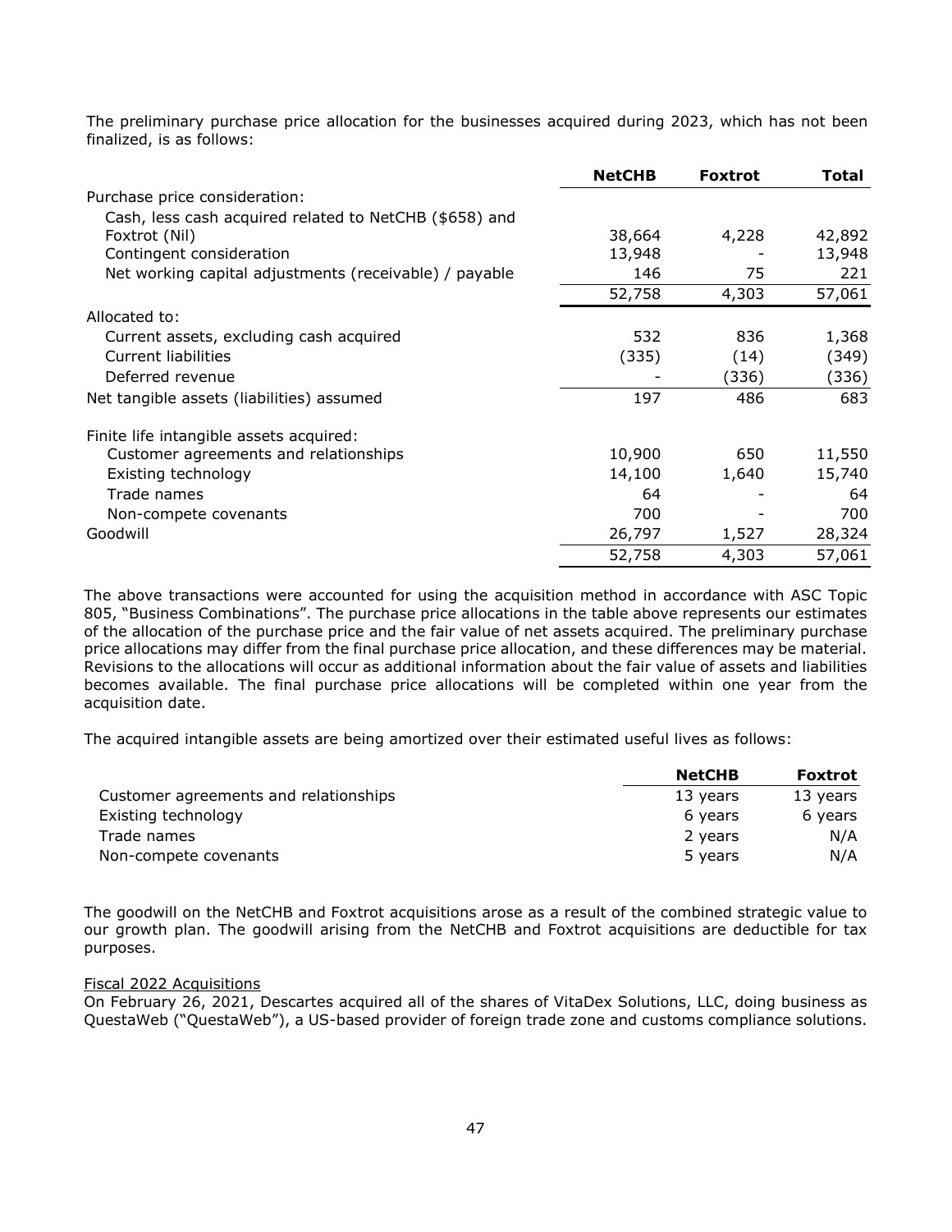The preliminary purchase price allocation for the businesses acquired during 2023, which has not been finalized, is as follows:

| | **NetCHB** | **Foxtrot** | **Total** |
|---|---|---|---|
| Purchase price consideration: | | | |
| Cash, less cash acquired related to NetCHB ($658) and Foxtrot (Nil) | 38,664 | 4,228 | 42,892 |
| Contingent consideration | 13,948 | - | 13,948 |
| Net working capital adjustments (receivable) / payable | 146 | 75 | 221 |
| | 52,758 | 4,303 | 57,061 |
| Allocated to: | | | |
| Current assets, excluding cash acquired | 532 | 836 | 1,368 |
| Current liabilities | (335) | (14) | (349) |
| Deferred revenue | - | (336) | (336) |
| Net tangible assets (liabilities) assumed | 197 | 486 | 683 |
| Finite life intangible assets acquired: | | | |
| Customer agreements and relationships | 10,900 | 650 | 11,550 |
| Existing technology | 14,100 | 1,640 | 15,740 |
| Trade names | 64 | - | 64 |
| Non-compete covenants | 700 | - | 700 |
| Goodwill | 26,797 | 1,527 | 28,324 |
| | 52,758 | 4,303 | 57,061 |

The above transactions were accounted for using the acquisition method in accordance with ASC Topic 805, "Business Combinations". The purchase price allocations in the table above represents our estimates of the allocation of the purchase price and the fair value of net assets acquired. The preliminary purchase price allocations may differ from the final purchase price allocation, and these differences may be material. Revisions to the allocations will occur as additional information about the fair value of assets and liabilities becomes available. The final purchase price allocations will be completed within one year from the acquisition date.

The acquired intangible assets are being amortized over their estimated useful lives as follows:

| | **NetCHB** | **Foxtrot** |
|---|---|---|
| Customer agreements and relationships | 13 years | 13 years |
| Existing technology | 6 years | 6 years |
| Trade names | 2 years | N/A |
| Non-compete covenants | 5 years | N/A |

The goodwill on the NetCHB and Foxtrot acquisitions arose as a result of the combined strategic value to our growth plan. The goodwill arising from the NetCHB and Foxtrot acquisitions are deductible for tax purposes.

Fiscal 2022 Acquisitions

On February 26, 2021, Descartes acquired all of the shares of VitaDex Solutions, LLC, doing business as QuestaWeb ("QuestaWeb"), a US-based provider of foreign trade zone and customs compliance solutions.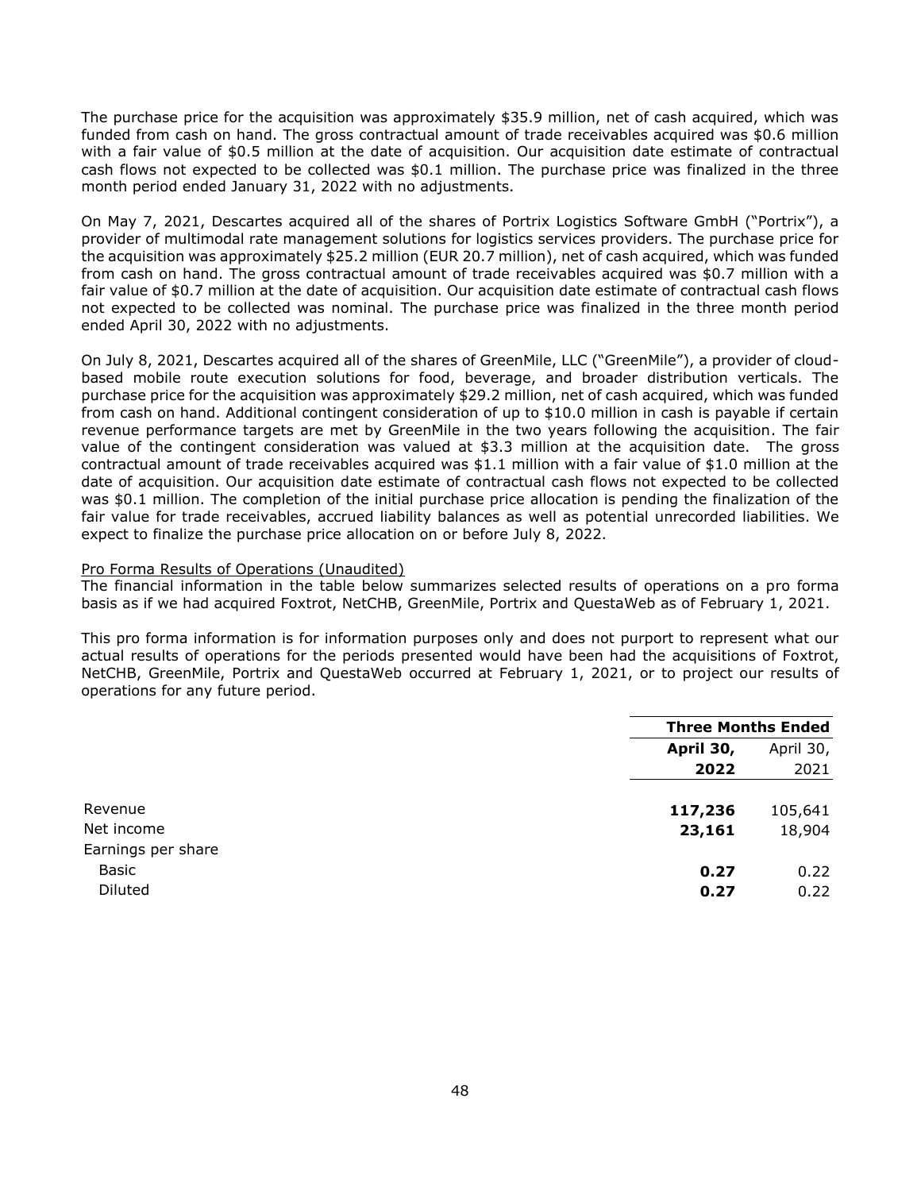The purchase price for the acquisition was approximately $35.9 million, net of cash acquired, which was funded from cash on hand. The gross contractual amount of trade receivables acquired was $0.6 million with a fair value of $0.5 million at the date of acquisition. Our acquisition date estimate of contractual cash flows not expected to be collected was $0.1 million. The purchase price was finalized in the three month period ended January 31, 2022 with no adjustments.

On May 7, 2021, Descartes acquired all of the shares of Portrix Logistics Software GmbH ("Portrix"), a provider of multimodal rate management solutions for logistics services providers. The purchase price for the acquisition was approximately $25.2 million (EUR 20.7 million), net of cash acquired, which was funded from cash on hand. The gross contractual amount of trade receivables acquired was $0.7 million with a fair value of $0.7 million at the date of acquisition. Our acquisition date estimate of contractual cash flows not expected to be collected was nominal. The purchase price was finalized in the three month period ended April 30, 2022 with no adjustments.

On July 8, 2021, Descartes acquired all of the shares of GreenMile, LLC ("GreenMile"), a provider of cloud-based mobile route execution solutions for food, beverage, and broader distribution verticals. The purchase price for the acquisition was approximately $29.2 million, net of cash acquired, which was funded from cash on hand. Additional contingent consideration of up to $10.0 million in cash is payable if certain revenue performance targets are met by GreenMile in the two years following the acquisition. The fair value of the contingent consideration was valued at $3.3 million at the acquisition date. The gross contractual amount of trade receivables acquired was $1.1 million with a fair value of $1.0 million at the date of acquisition. Our acquisition date estimate of contractual cash flows not expected to be collected was $0.1 million. The completion of the initial purchase price allocation is pending the finalization of the fair value for trade receivables, accrued liability balances as well as potential unrecorded liabilities. We expect to finalize the purchase price allocation on or before July 8, 2022.

Pro Forma Results of Operations (Unaudited)

The financial information in the table below summarizes selected results of operations on a pro forma basis as if we had acquired Foxtrot, NetCHB, GreenMile, Portrix and QuestaWeb as of February 1, 2021.

This pro forma information is for information purposes only and does not purport to represent what our actual results of operations for the periods presented would have been had the acquisitions of Foxtrot, NetCHB, GreenMile, Portrix and QuestaWeb occurred at February 1, 2021, or to project our results of operations for any future period.

| | **Three Months Ended** | |
|---|---|---|
| | **April 30, 2022** | April 30, 2021 |
| Revenue | **117,236** | 105,641 |
| Net income | **23,161** | 18,904 |
| Earnings per share | | |
| Basic | **0.27** | 0.22 |
| Diluted | **0.27** | 0.22 |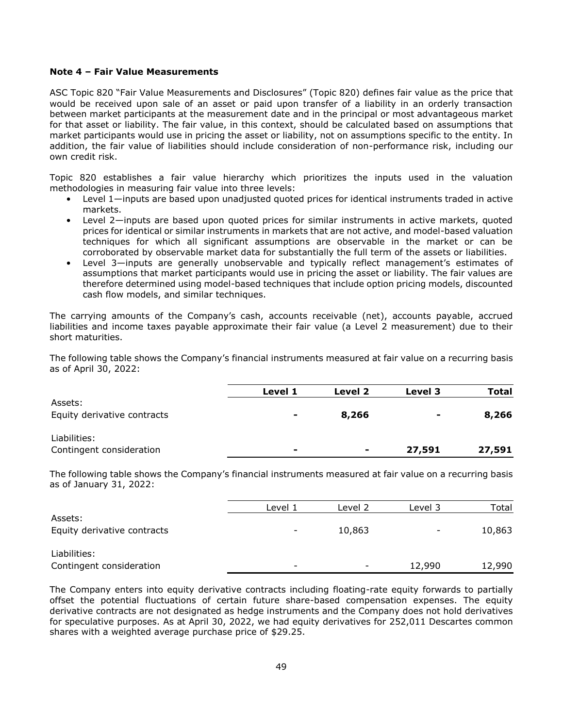**Note 4 – Fair Value Measurements**

ASC Topic 820 "Fair Value Measurements and Disclosures" (Topic 820) defines fair value as the price that would be received upon sale of an asset or paid upon transfer of a liability in an orderly transaction between market participants at the measurement date and in the principal or most advantageous market for that asset or liability. The fair value, in this context, should be calculated based on assumptions that market participants would use in pricing the asset or liability, not on assumptions specific to the entity. In addition, the fair value of liabilities should include consideration of non-performance risk, including our own credit risk.

Topic 820 establishes a fair value hierarchy which prioritizes the inputs used in the valuation methodologies in measuring fair value into three levels:

- Level 1—inputs are based upon unadjusted quoted prices for identical instruments traded in active markets.
- Level 2—inputs are based upon quoted prices for similar instruments in active markets, quoted prices for identical or similar instruments in markets that are not active, and model-based valuation techniques for which all significant assumptions are observable in the market or can be corroborated by observable market data for substantially the full term of the assets or liabilities.
- Level 3—inputs are generally unobservable and typically reflect management's estimates of assumptions that market participants would use in pricing the asset or liability. The fair values are therefore determined using model-based techniques that include option pricing models, discounted cash flow models, and similar techniques.

The carrying amounts of the Company's cash, accounts receivable (net), accounts payable, accrued liabilities and income taxes payable approximate their fair value (a Level 2 measurement) due to their short maturities.

The following table shows the Company's financial instruments measured at fair value on a recurring basis as of April 30, 2022:

| | **Level 1** | **Level 2** | **Level 3** | **Total** |
|---|---|---|---|---|
| Assets: | | | | |
| Equity derivative contracts | **-** | **8,266** | **-** | **8,266** |
| Liabilities: | | | | |
| Contingent consideration | **-** | **-** | **27,591** | **27,591** |

The following table shows the Company's financial instruments measured at fair value on a recurring basis as of January 31, 2022:

| | Level 1 | Level 2 | Level 3 | Total |
|---|---|---|---|---|
| Assets: | | | | |
| Equity derivative contracts | - | 10,863 | - | 10,863 |
| Liabilities: | | | | |
| Contingent consideration | - | - | 12,990 | 12,990 |

The Company enters into equity derivative contracts including floating-rate equity forwards to partially offset the potential fluctuations of certain future share-based compensation expenses. The equity derivative contracts are not designated as hedge instruments and the Company does not hold derivatives for speculative purposes. As at April 30, 2022, we had equity derivatives for 252,011 Descartes common shares with a weighted average purchase price of $29.25.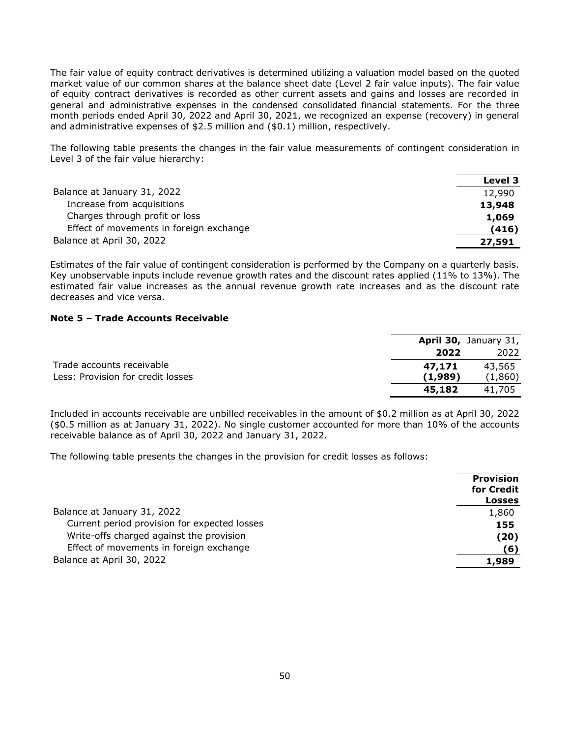The fair value of equity contract derivatives is determined utilizing a valuation model based on the quoted market value of our common shares at the balance sheet date (Level 2 fair value inputs). The fair value of equity contract derivatives is recorded as other current assets and gains and losses are recorded in general and administrative expenses in the condensed consolidated financial statements. For the three month periods ended April 30, 2022 and April 30, 2021, we recognized an expense (recovery) in general and administrative expenses of $2.5 million and ($0.1) million, respectively.

The following table presents the changes in the fair value measurements of contingent consideration in Level 3 of the fair value hierarchy:

| | **Level 3** |
|---|---|
| Balance at January 31, 2022 | 12,990 |
| Increase from acquisitions | **13,948** |
| Charges through profit or loss | **1,069** |
| Effect of movements in foreign exchange | **(416)** |
| Balance at April 30, 2022 | **27,591** |

Estimates of the fair value of contingent consideration is performed by the Company on a quarterly basis. Key unobservable inputs include revenue growth rates and the discount rates applied (11% to 13%). The estimated fair value increases as the annual revenue growth rate increases and as the discount rate decreases and vice versa.

**Note 5 – Trade Accounts Receivable**

| | **April 30, 2022** | January 31, 2022 |
|---|---|---|
| Trade accounts receivable | **47,171** | 43,565 |
| Less: Provision for credit losses | **(1,989)** | (1,860) |
| | **45,182** | 41,705 |

Included in accounts receivable are unbilled receivables in the amount of $0.2 million as at April 30, 2022 ($0.5 million as at January 31, 2022). No single customer accounted for more than 10% of the accounts receivable balance as of April 30, 2022 and January 31, 2022.

The following table presents the changes in the provision for credit losses as follows:

| | **Provision for Credit Losses** |
|---|---|
| Balance at January 31, 2022 | 1,860 |
| Current period provision for expected losses | **155** |
| Write-offs charged against the provision | **(20)** |
| Effect of movements in foreign exchange | **(6)** |
| Balance at April 30, 2022 | **1,989** |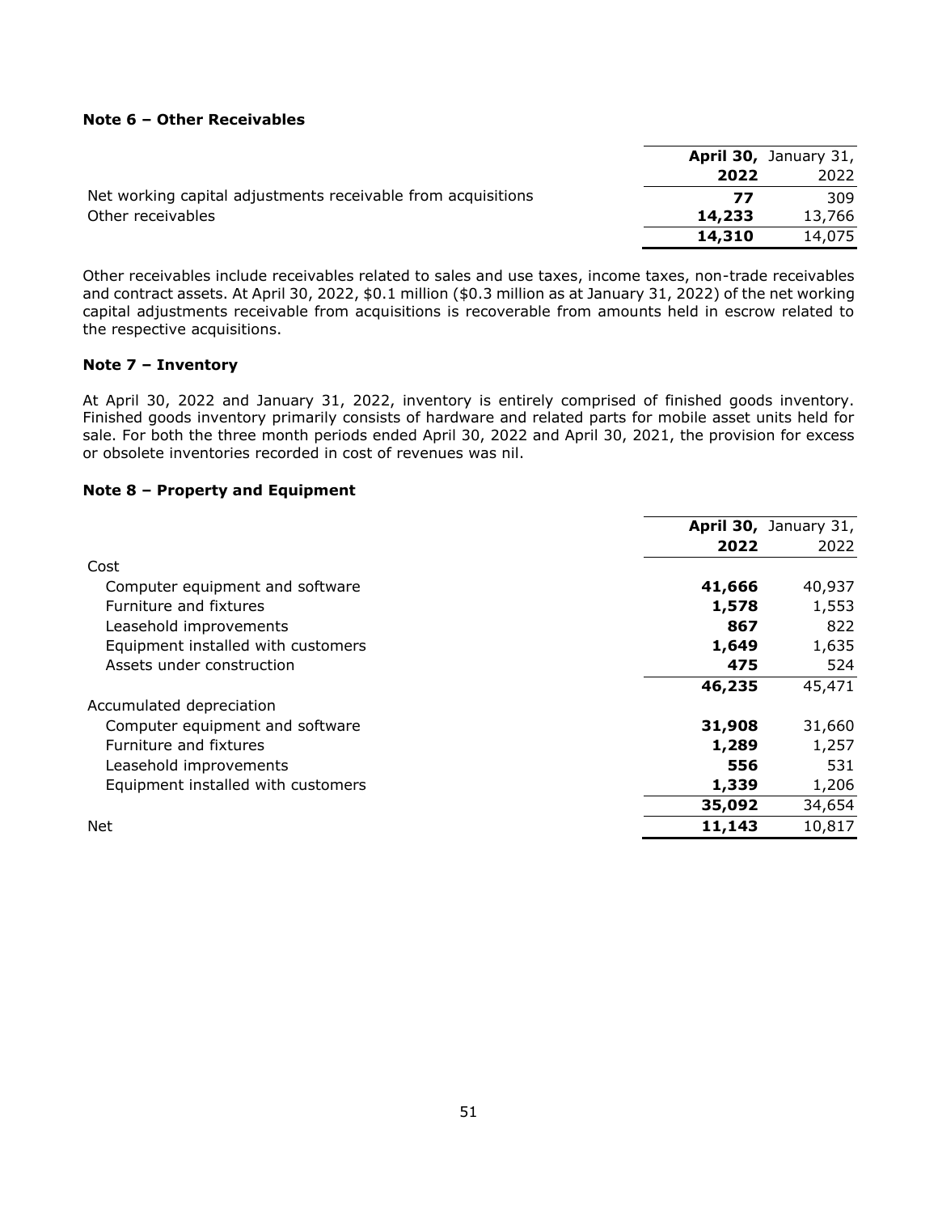**Note 6 – Other Receivables**

| | **April 30, 2022** | January 31, 2022 |
|---|---|---|
| Net working capital adjustments receivable from acquisitions | **77** | 309 |
| Other receivables | **14,233** | 13,766 |
| | **14,310** | 14,075 |

Other receivables include receivables related to sales and use taxes, income taxes, non-trade receivables and contract assets. At April 30, 2022, \$0.1 million (\$0.3 million as at January 31, 2022) of the net working capital adjustments receivable from acquisitions is recoverable from amounts held in escrow related to the respective acquisitions.

**Note 7 – Inventory**

At April 30, 2022 and January 31, 2022, inventory is entirely comprised of finished goods inventory. Finished goods inventory primarily consists of hardware and related parts for mobile asset units held for sale. For both the three month periods ended April 30, 2022 and April 30, 2021, the provision for excess or obsolete inventories recorded in cost of revenues was nil.

**Note 8 – Property and Equipment**

| | **April 30, 2022** | January 31, 2022 |
|---|---|---|
| Cost | | |
| Computer equipment and software | **41,666** | 40,937 |
| Furniture and fixtures | **1,578** | 1,553 |
| Leasehold improvements | **867** | 822 |
| Equipment installed with customers | **1,649** | 1,635 |
| Assets under construction | **475** | 524 |
| | **46,235** | 45,471 |
| Accumulated depreciation | | |
| Computer equipment and software | **31,908** | 31,660 |
| Furniture and fixtures | **1,289** | 1,257 |
| Leasehold improvements | **556** | 531 |
| Equipment installed with customers | **1,339** | 1,206 |
| | **35,092** | 34,654 |
| Net | **11,143** | 10,817 |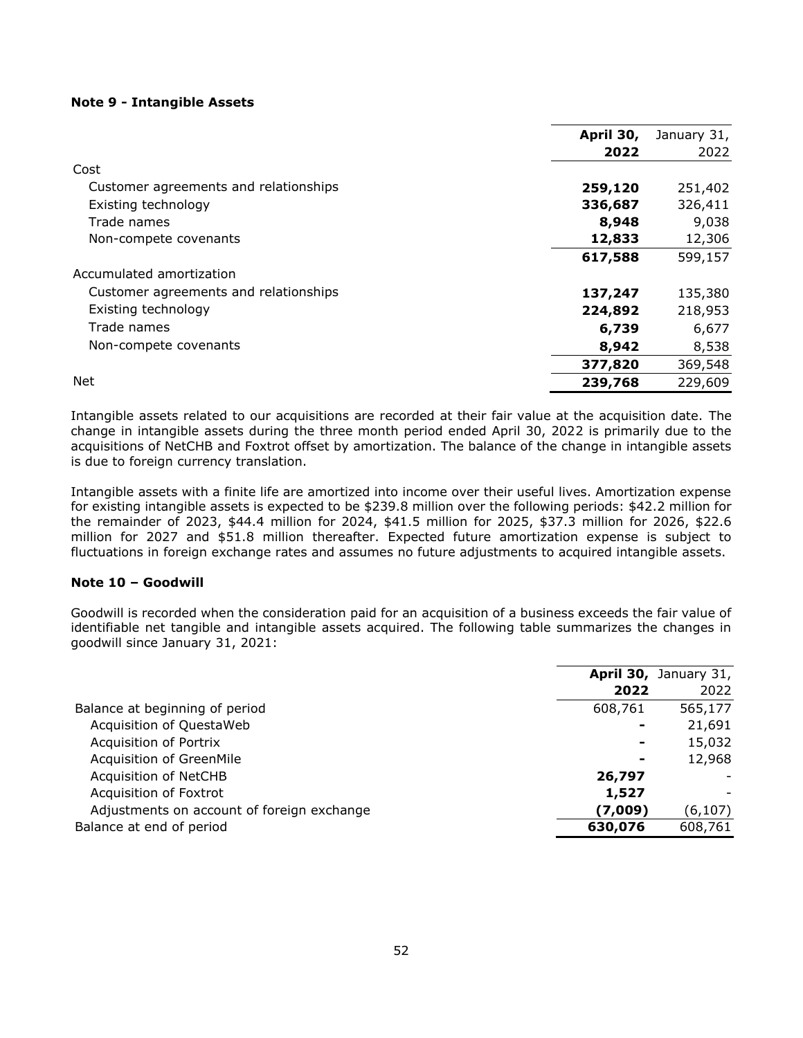**Note 9 - Intangible Assets**

| | **April 30, 2022** | January 31, 2022 |
|---|---|---|
| Cost | | |
| Customer agreements and relationships | **259,120** | 251,402 |
| Existing technology | **336,687** | 326,411 |
| Trade names | **8,948** | 9,038 |
| Non-compete covenants | **12,833** | 12,306 |
| | **617,588** | 599,157 |
| Accumulated amortization | | |
| Customer agreements and relationships | **137,247** | 135,380 |
| Existing technology | **224,892** | 218,953 |
| Trade names | **6,739** | 6,677 |
| Non-compete covenants | **8,942** | 8,538 |
| | **377,820** | 369,548 |
| Net | **239,768** | 229,609 |

Intangible assets related to our acquisitions are recorded at their fair value at the acquisition date. The change in intangible assets during the three month period ended April 30, 2022 is primarily due to the acquisitions of NetCHB and Foxtrot offset by amortization. The balance of the change in intangible assets is due to foreign currency translation.

Intangible assets with a finite life are amortized into income over their useful lives. Amortization expense for existing intangible assets is expected to be $239.8 million over the following periods: $42.2 million for the remainder of 2023, $44.4 million for 2024, $41.5 million for 2025, $37.3 million for 2026, $22.6 million for 2027 and $51.8 million thereafter. Expected future amortization expense is subject to fluctuations in foreign exchange rates and assumes no future adjustments to acquired intangible assets.

**Note 10 – Goodwill**

Goodwill is recorded when the consideration paid for an acquisition of a business exceeds the fair value of identifiable net tangible and intangible assets acquired. The following table summarizes the changes in goodwill since January 31, 2021:

| | **April 30, 2022** | January 31, 2022 |
|---|---|---|
| Balance at beginning of period | 608,761 | 565,177 |
| Acquisition of QuestaWeb | **-** | 21,691 |
| Acquisition of Portrix | **-** | 15,032 |
| Acquisition of GreenMile | **-** | 12,968 |
| Acquisition of NetCHB | **26,797** | - |
| Acquisition of Foxtrot | **1,527** | - |
| Adjustments on account of foreign exchange | **(7,009)** | (6,107) |
| Balance at end of period | **630,076** | 608,761 |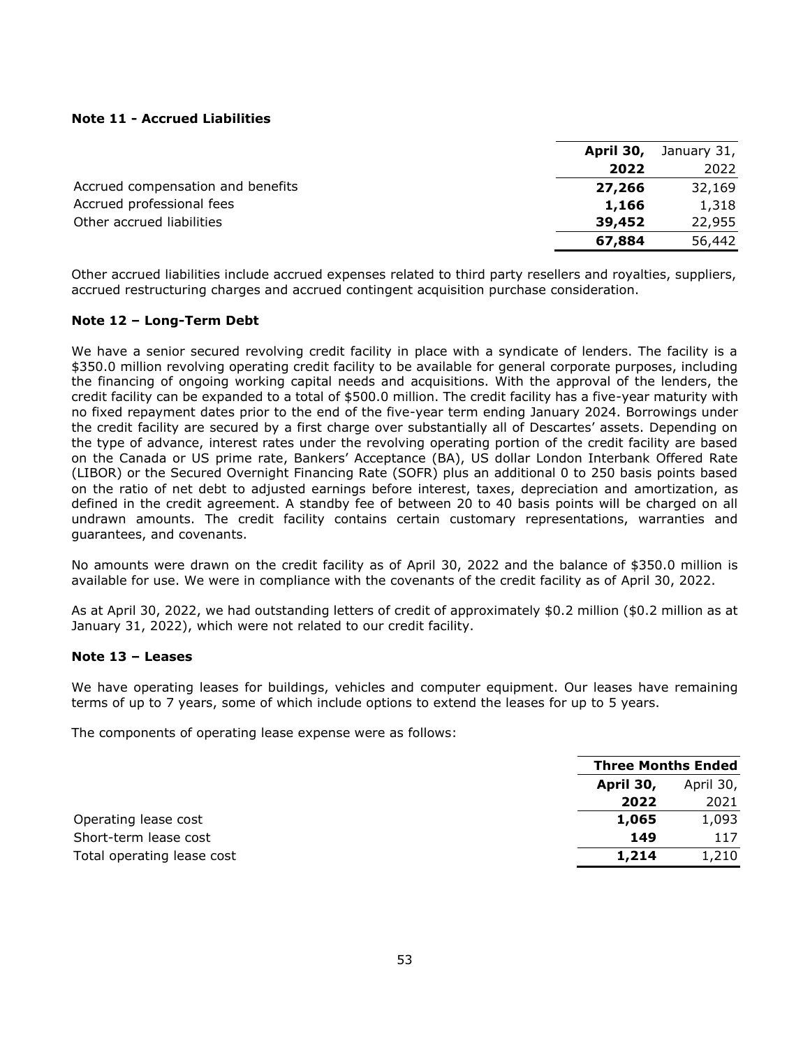### Note 11 - Accrued Liabilities

| | **April 30, 2022** | January 31, 2022 |
|---|---|---|
| Accrued compensation and benefits | **27,266** | 32,169 |
| Accrued professional fees | **1,166** | 1,318 |
| Other accrued liabilities | **39,452** | 22,955 |
| | **67,884** | 56,442 |

Other accrued liabilities include accrued expenses related to third party resellers and royalties, suppliers, accrued restructuring charges and accrued contingent acquisition purchase consideration.

### Note 12 – Long-Term Debt

We have a senior secured revolving credit facility in place with a syndicate of lenders. The facility is a $350.0 million revolving operating credit facility to be available for general corporate purposes, including the financing of ongoing working capital needs and acquisitions. With the approval of the lenders, the credit facility can be expanded to a total of $500.0 million. The credit facility has a five-year maturity with no fixed repayment dates prior to the end of the five-year term ending January 2024. Borrowings under the credit facility are secured by a first charge over substantially all of Descartes' assets. Depending on the type of advance, interest rates under the revolving operating portion of the credit facility are based on the Canada or US prime rate, Bankers' Acceptance (BA), US dollar London Interbank Offered Rate (LIBOR) or the Secured Overnight Financing Rate (SOFR) plus an additional 0 to 250 basis points based on the ratio of net debt to adjusted earnings before interest, taxes, depreciation and amortization, as defined in the credit agreement. A standby fee of between 20 to 40 basis points will be charged on all undrawn amounts. The credit facility contains certain customary representations, warranties and guarantees, and covenants.

No amounts were drawn on the credit facility as of April 30, 2022 and the balance of $350.0 million is available for use. We were in compliance with the covenants of the credit facility as of April 30, 2022.

As at April 30, 2022, we had outstanding letters of credit of approximately $0.2 million ($0.2 million as at January 31, 2022), which were not related to our credit facility.

### Note 13 – Leases

We have operating leases for buildings, vehicles and computer equipment. Our leases have remaining terms of up to 7 years, some of which include options to extend the leases for up to 5 years.

The components of operating lease expense were as follows:

| | **Three Months Ended** | |
|---|---|---|
| | **April 30, 2022** | April 30, 2021 |
| Operating lease cost | **1,065** | 1,093 |
| Short-term lease cost | **149** | 117 |
| Total operating lease cost | **1,214** | 1,210 |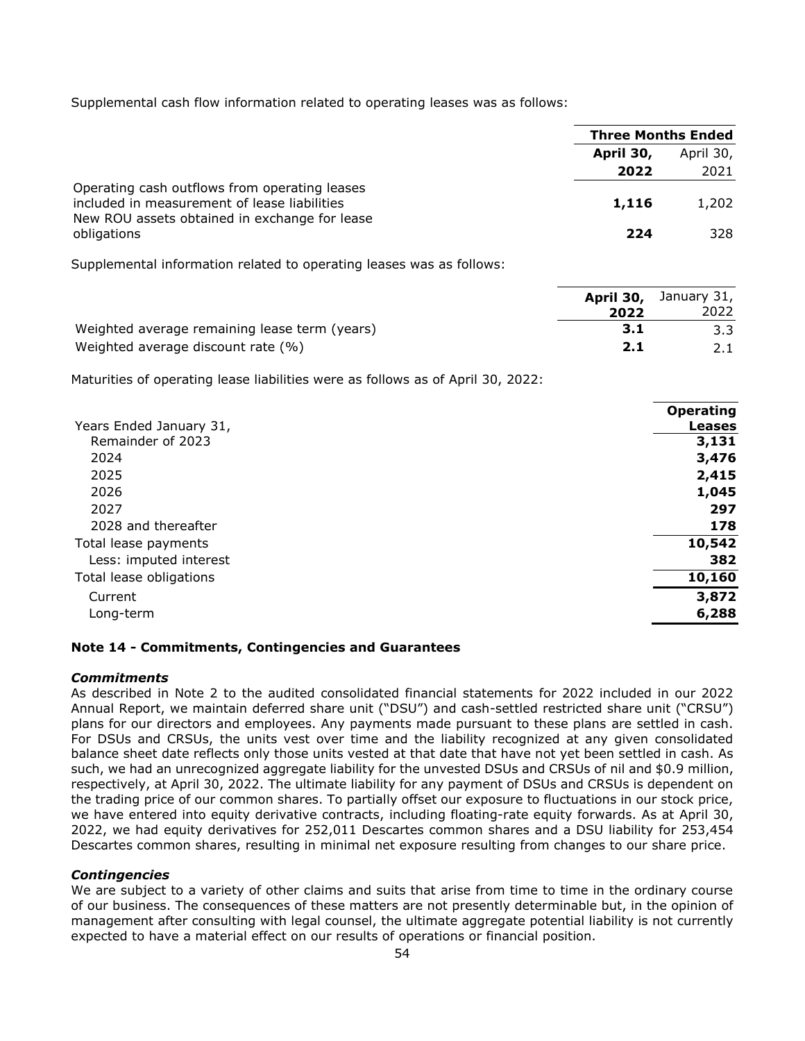Supplemental cash flow information related to operating leases was as follows:

| | Three Months Ended | |
|---|---|---|
| | **April 30, 2022** | April 30, 2021 |
| Operating cash outflows from operating leases included in measurement of lease liabilities | **1,116** | 1,202 |
| New ROU assets obtained in exchange for lease obligations | **224** | 328 |

Supplemental information related to operating leases was as follows:

| | **April 30, 2022** | January 31, 2022 |
|---|---|---|
| Weighted average remaining lease term (years) | **3.1** | 3.3 |
| Weighted average discount rate (%) | **2.1** | 2.1 |

Maturities of operating lease liabilities were as follows as of April 30, 2022:

| Years Ended January 31, | Operating Leases |
|---|---|
| Remainder of 2023 | **3,131** |
| 2024 | **3,476** |
| 2025 | **2,415** |
| 2026 | **1,045** |
| 2027 | **297** |
| 2028 and thereafter | **178** |
| Total lease payments | **10,542** |
| Less: imputed interest | **382** |
| Total lease obligations | **10,160** |
| Current | **3,872** |
| Long-term | **6,288** |

**Note 14 - Commitments, Contingencies and Guarantees**

***Commitments***

As described in Note 2 to the audited consolidated financial statements for 2022 included in our 2022 Annual Report, we maintain deferred share unit ("DSU") and cash-settled restricted share unit ("CRSU") plans for our directors and employees. Any payments made pursuant to these plans are settled in cash. For DSUs and CRSUs, the units vest over time and the liability recognized at any given consolidated balance sheet date reflects only those units vested at that date that have not yet been settled in cash. As such, we had an unrecognized aggregate liability for the unvested DSUs and CRSUs of nil and $0.9 million, respectively, at April 30, 2022. The ultimate liability for any payment of DSUs and CRSUs is dependent on the trading price of our common shares. To partially offset our exposure to fluctuations in our stock price, we have entered into equity derivative contracts, including floating-rate equity forwards. As at April 30, 2022, we had equity derivatives for 252,011 Descartes common shares and a DSU liability for 253,454 Descartes common shares, resulting in minimal net exposure resulting from changes to our share price.

***Contingencies***

We are subject to a variety of other claims and suits that arise from time to time in the ordinary course of our business. The consequences of these matters are not presently determinable but, in the opinion of management after consulting with legal counsel, the ultimate aggregate potential liability is not currently expected to have a material effect on our results of operations or financial position.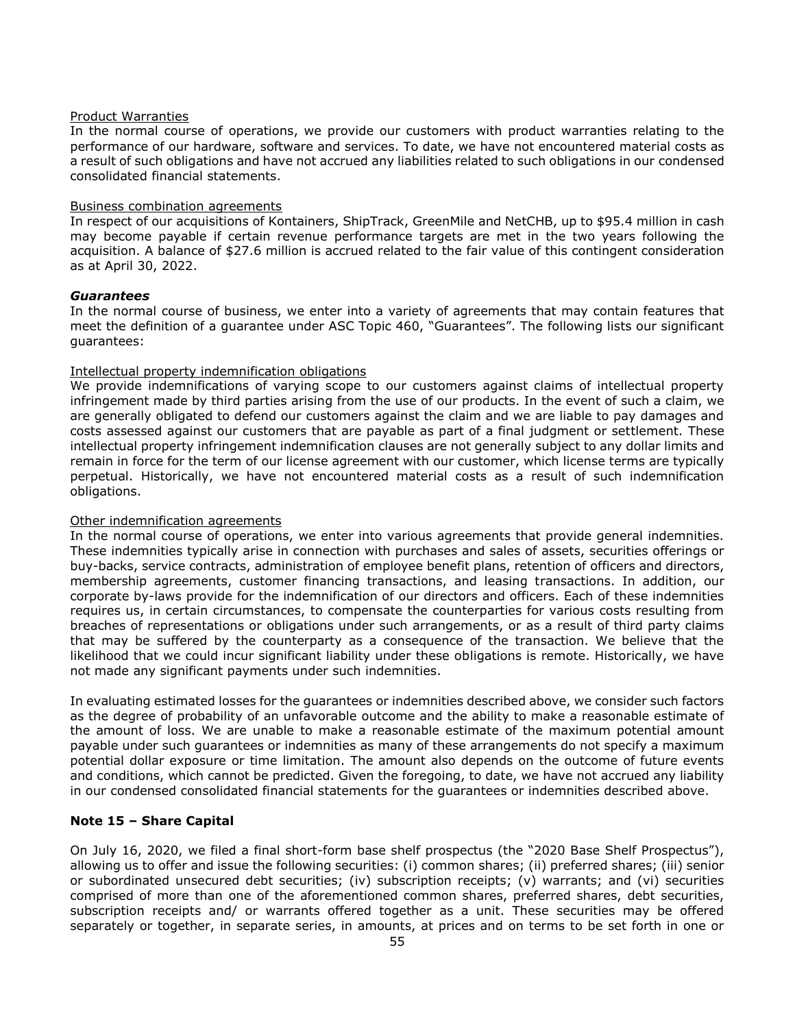Product Warranties

In the normal course of operations, we provide our customers with product warranties relating to the performance of our hardware, software and services. To date, we have not encountered material costs as a result of such obligations and have not accrued any liabilities related to such obligations in our condensed consolidated financial statements.

Business combination agreements

In respect of our acquisitions of Kontainers, ShipTrack, GreenMile and NetCHB, up to $95.4 million in cash may become payable if certain revenue performance targets are met in the two years following the acquisition. A balance of $27.6 million is accrued related to the fair value of this contingent consideration as at April 30, 2022.

***Guarantees***

In the normal course of business, we enter into a variety of agreements that may contain features that meet the definition of a guarantee under ASC Topic 460, "Guarantees". The following lists our significant guarantees:

Intellectual property indemnification obligations

We provide indemnifications of varying scope to our customers against claims of intellectual property infringement made by third parties arising from the use of our products. In the event of such a claim, we are generally obligated to defend our customers against the claim and we are liable to pay damages and costs assessed against our customers that are payable as part of a final judgment or settlement. These intellectual property infringement indemnification clauses are not generally subject to any dollar limits and remain in force for the term of our license agreement with our customer, which license terms are typically perpetual. Historically, we have not encountered material costs as a result of such indemnification obligations.

Other indemnification agreements

In the normal course of operations, we enter into various agreements that provide general indemnities. These indemnities typically arise in connection with purchases and sales of assets, securities offerings or buy-backs, service contracts, administration of employee benefit plans, retention of officers and directors, membership agreements, customer financing transactions, and leasing transactions. In addition, our corporate by-laws provide for the indemnification of our directors and officers. Each of these indemnities requires us, in certain circumstances, to compensate the counterparties for various costs resulting from breaches of representations or obligations under such arrangements, or as a result of third party claims that may be suffered by the counterparty as a consequence of the transaction. We believe that the likelihood that we could incur significant liability under these obligations is remote. Historically, we have not made any significant payments under such indemnities.

In evaluating estimated losses for the guarantees or indemnities described above, we consider such factors as the degree of probability of an unfavorable outcome and the ability to make a reasonable estimate of the amount of loss. We are unable to make a reasonable estimate of the maximum potential amount payable under such guarantees or indemnities as many of these arrangements do not specify a maximum potential dollar exposure or time limitation. The amount also depends on the outcome of future events and conditions, which cannot be predicted. Given the foregoing, to date, we have not accrued any liability in our condensed consolidated financial statements for the guarantees or indemnities described above.

## Note 15 – Share Capital

On July 16, 2020, we filed a final short-form base shelf prospectus (the "2020 Base Shelf Prospectus"), allowing us to offer and issue the following securities: (i) common shares; (ii) preferred shares; (iii) senior or subordinated unsecured debt securities; (iv) subscription receipts; (v) warrants; and (vi) securities comprised of more than one of the aforementioned common shares, preferred shares, debt securities, subscription receipts and/ or warrants offered together as a unit. These securities may be offered separately or together, in separate series, in amounts, at prices and on terms to be set forth in one or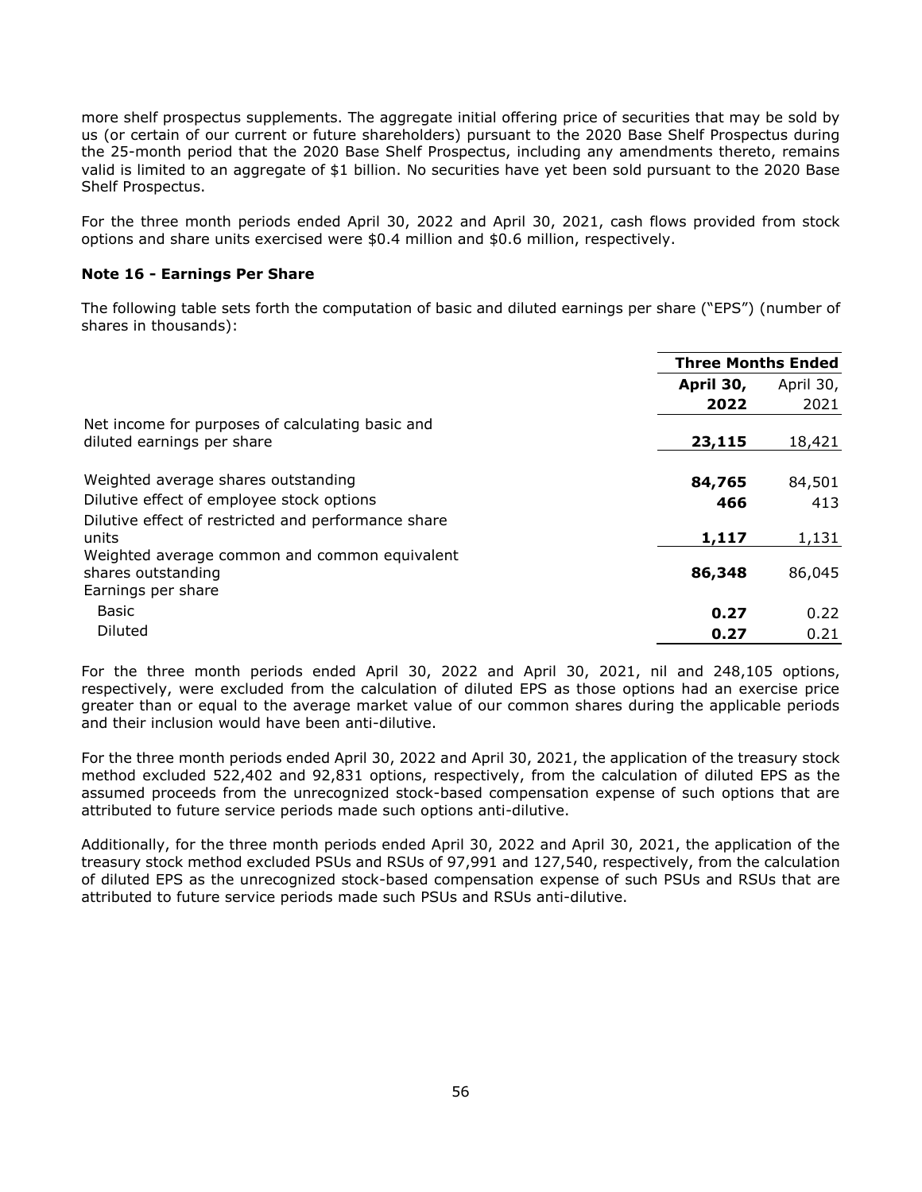more shelf prospectus supplements. The aggregate initial offering price of securities that may be sold by us (or certain of our current or future shareholders) pursuant to the 2020 Base Shelf Prospectus during the 25-month period that the 2020 Base Shelf Prospectus, including any amendments thereto, remains valid is limited to an aggregate of $1 billion. No securities have yet been sold pursuant to the 2020 Base Shelf Prospectus.

For the three month periods ended April 30, 2022 and April 30, 2021, cash flows provided from stock options and share units exercised were $0.4 million and $0.6 million, respectively.

**Note 16 - Earnings Per Share**

The following table sets forth the computation of basic and diluted earnings per share ("EPS") (number of shares in thousands):

| | Three Months Ended | |
|---|---|---|
| | **April 30, 2022** | April 30, 2021 |
| Net income for purposes of calculating basic and diluted earnings per share | **23,115** | 18,421 |
| Weighted average shares outstanding | **84,765** | 84,501 |
| Dilutive effect of employee stock options | **466** | 413 |
| Dilutive effect of restricted and performance share units | **1,117** | 1,131 |
| Weighted average common and common equivalent shares outstanding | **86,348** | 86,045 |
| Earnings per share | | |
| Basic | **0.27** | 0.22 |
| Diluted | **0.27** | 0.21 |

For the three month periods ended April 30, 2022 and April 30, 2021, nil and 248,105 options, respectively, were excluded from the calculation of diluted EPS as those options had an exercise price greater than or equal to the average market value of our common shares during the applicable periods and their inclusion would have been anti-dilutive.

For the three month periods ended April 30, 2022 and April 30, 2021, the application of the treasury stock method excluded 522,402 and 92,831 options, respectively, from the calculation of diluted EPS as the assumed proceeds from the unrecognized stock-based compensation expense of such options that are attributed to future service periods made such options anti-dilutive.

Additionally, for the three month periods ended April 30, 2022 and April 30, 2021, the application of the treasury stock method excluded PSUs and RSUs of 97,991 and 127,540, respectively, from the calculation of diluted EPS as the unrecognized stock-based compensation expense of such PSUs and RSUs that are attributed to future service periods made such PSUs and RSUs anti-dilutive.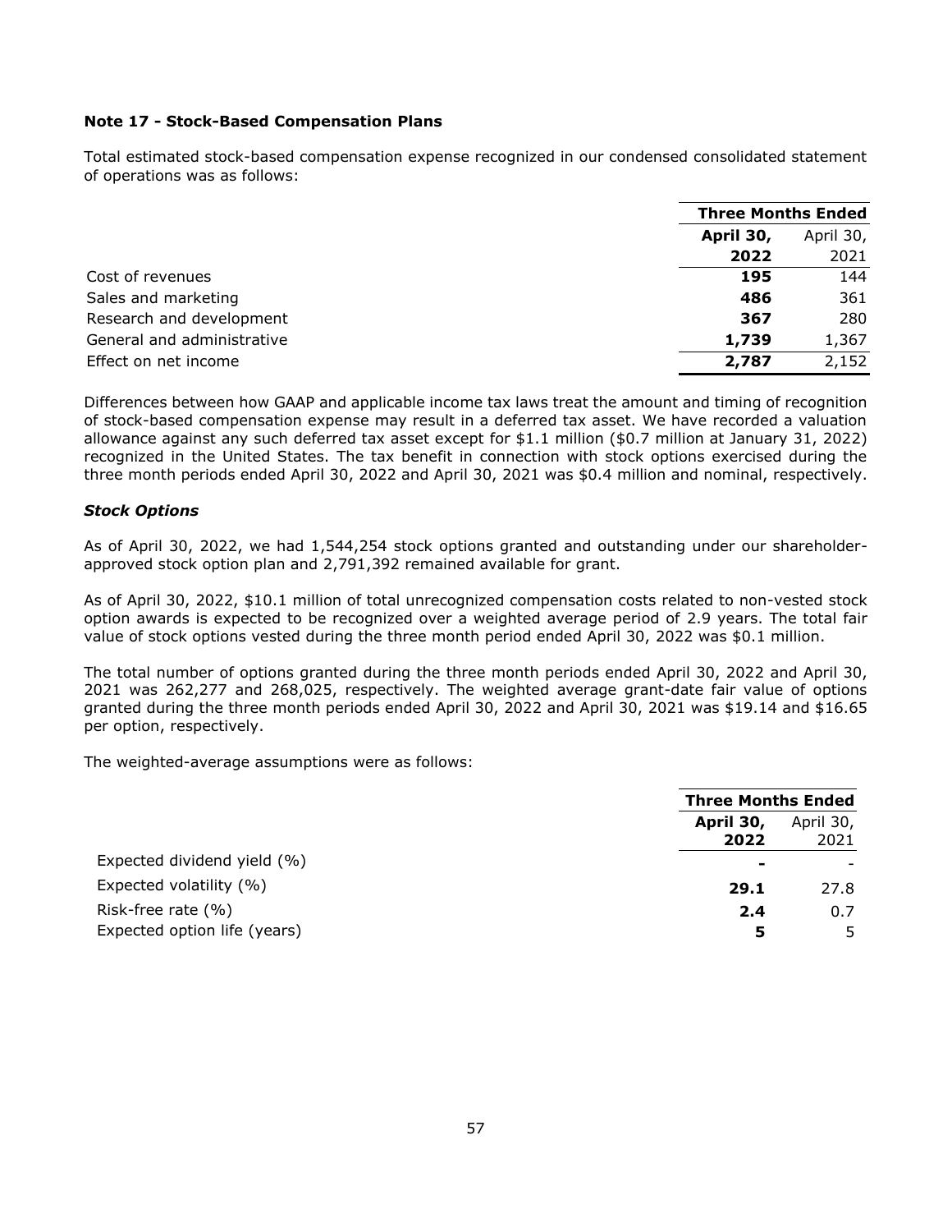**Note 17 - Stock-Based Compensation Plans**

Total estimated stock-based compensation expense recognized in our condensed consolidated statement of operations was as follows:

| | Three Months Ended | |
|---|---|---|
| | **April 30, 2022** | April 30, 2021 |
| Cost of revenues | **195** | 144 |
| Sales and marketing | **486** | 361 |
| Research and development | **367** | 280 |
| General and administrative | **1,739** | 1,367 |
| Effect on net income | **2,787** | 2,152 |

Differences between how GAAP and applicable income tax laws treat the amount and timing of recognition of stock-based compensation expense may result in a deferred tax asset. We have recorded a valuation allowance against any such deferred tax asset except for $1.1 million ($0.7 million at January 31, 2022) recognized in the United States. The tax benefit in connection with stock options exercised during the three month periods ended April 30, 2022 and April 30, 2021 was $0.4 million and nominal, respectively.

***Stock Options***

As of April 30, 2022, we had 1,544,254 stock options granted and outstanding under our shareholder-approved stock option plan and 2,791,392 remained available for grant.

As of April 30, 2022, $10.1 million of total unrecognized compensation costs related to non-vested stock option awards is expected to be recognized over a weighted average period of 2.9 years. The total fair value of stock options vested during the three month period ended April 30, 2022 was $0.1 million.

The total number of options granted during the three month periods ended April 30, 2022 and April 30, 2021 was 262,277 and 268,025, respectively. The weighted average grant-date fair value of options granted during the three month periods ended April 30, 2022 and April 30, 2021 was $19.14 and $16.65 per option, respectively.

The weighted-average assumptions were as follows:

| | Three Months Ended | |
|---|---|---|
| | **April 30, 2022** | April 30, 2021 |
| Expected dividend yield (%) | **-** | - |
| Expected volatility (%) | **29.1** | 27.8 |
| Risk-free rate (%) | **2.4** | 0.7 |
| Expected option life (years) | **5** | 5 |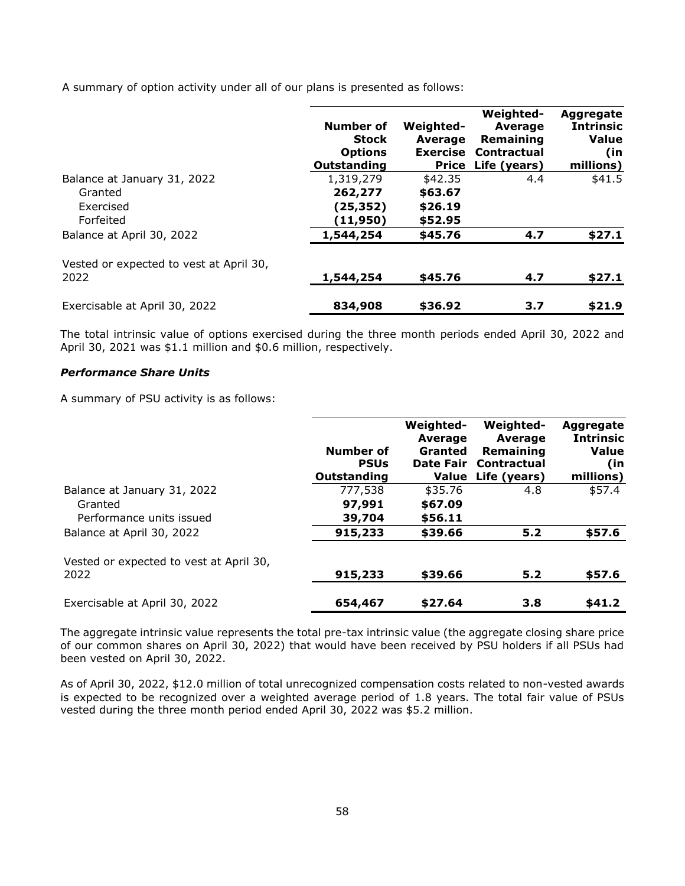A summary of option activity under all of our plans is presented as follows:

| | Number of Stock Options Outstanding | Weighted-Average Exercise Price | Weighted-Average Remaining Contractual Life (years) | Aggregate Intrinsic Value (in millions) |
|---|---|---|---|---|
| Balance at January 31, 2022 | 1,319,279 | $42.35 | 4.4 | $41.5 |
| Granted | **262,277** | **$63.67** | | |
| Exercised | **(25,352)** | **$26.19** | | |
| Forfeited | **(11,950)** | **$52.95** | | |
| Balance at April 30, 2022 | **1,544,254** | **$45.76** | **4.7** | **$27.1** |
| Vested or expected to vest at April 30, 2022 | **1,544,254** | **$45.76** | **4.7** | **$27.1** |
| Exercisable at April 30, 2022 | **834,908** | **$36.92** | **3.7** | **$21.9** |

The total intrinsic value of options exercised during the three month periods ended April 30, 2022 and April 30, 2021 was $1.1 million and $0.6 million, respectively.

***Performance Share Units***

A summary of PSU activity is as follows:

| | Number of PSUs Outstanding | Weighted-Average Granted Date Fair Value | Weighted-Average Remaining Contractual Life (years) | Aggregate Intrinsic Value (in millions) |
|---|---|---|---|---|
| Balance at January 31, 2022 | 777,538 | $35.76 | 4.8 | $57.4 |
| Granted | **97,991** | **$67.09** | | |
| Performance units issued | **39,704** | **$56.11** | | |
| Balance at April 30, 2022 | **915,233** | **$39.66** | **5.2** | **$57.6** |
| Vested or expected to vest at April 30, 2022 | **915,233** | **$39.66** | **5.2** | **$57.6** |
| Exercisable at April 30, 2022 | **654,467** | **$27.64** | **3.8** | **$41.2** |

The aggregate intrinsic value represents the total pre-tax intrinsic value (the aggregate closing share price of our common shares on April 30, 2022) that would have been received by PSU holders if all PSUs had been vested on April 30, 2022.

As of April 30, 2022, $12.0 million of total unrecognized compensation costs related to non-vested awards is expected to be recognized over a weighted average period of 1.8 years. The total fair value of PSUs vested during the three month period ended April 30, 2022 was $5.2 million.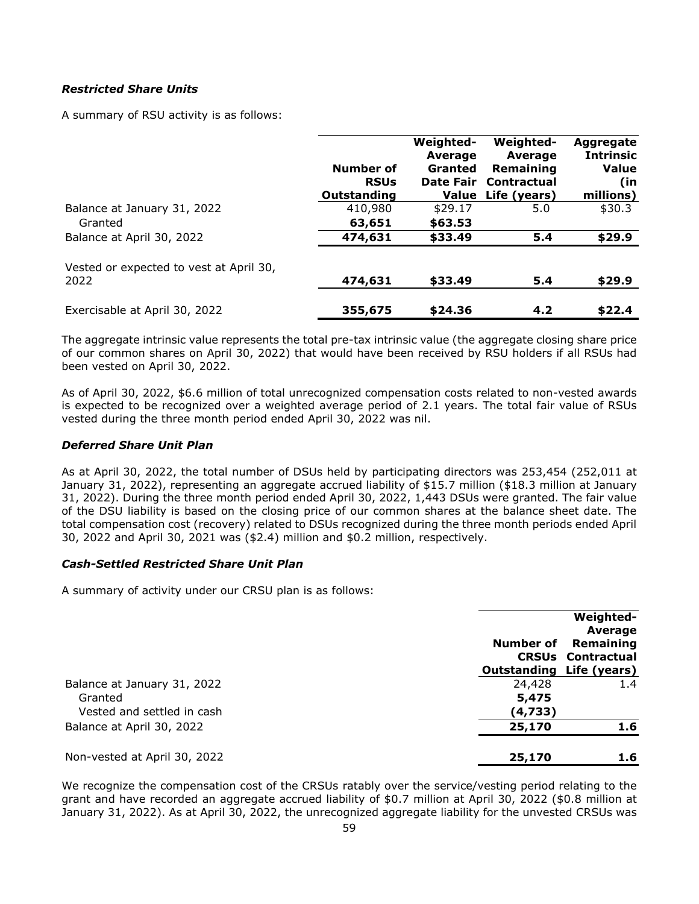### *Restricted Share Units*

A summary of RSU activity is as follows:

| | Number of RSUs Outstanding | Weighted-Average Granted Date Fair Value | Weighted-Average Remaining Contractual Life (years) | Aggregate Intrinsic Value (in millions) |
|---|---|---|---|---|
| Balance at January 31, 2022 | 410,980 | $29.17 | 5.0 | $30.3 |
| Granted | **63,651** | **$63.53** | | |
| Balance at April 30, 2022 | **474,631** | **$33.49** | **5.4** | **$29.9** |
| Vested or expected to vest at April 30, 2022 | **474,631** | **$33.49** | **5.4** | **$29.9** |
| Exercisable at April 30, 2022 | **355,675** | **$24.36** | **4.2** | **$22.4** |

The aggregate intrinsic value represents the total pre-tax intrinsic value (the aggregate closing share price of our common shares on April 30, 2022) that would have been received by RSU holders if all RSUs had been vested on April 30, 2022.

As of April 30, 2022, $6.6 million of total unrecognized compensation costs related to non-vested awards is expected to be recognized over a weighted average period of 2.1 years. The total fair value of RSUs vested during the three month period ended April 30, 2022 was nil.

### *Deferred Share Unit Plan*

As at April 30, 2022, the total number of DSUs held by participating directors was 253,454 (252,011 at January 31, 2022), representing an aggregate accrued liability of $15.7 million ($18.3 million at January 31, 2022). During the three month period ended April 30, 2022, 1,443 DSUs were granted. The fair value of the DSU liability is based on the closing price of our common shares at the balance sheet date. The total compensation cost (recovery) related to DSUs recognized during the three month periods ended April 30, 2022 and April 30, 2021 was ($2.4) million and $0.2 million, respectively.

### *Cash-Settled Restricted Share Unit Plan*

A summary of activity under our CRSU plan is as follows:

| | Number of CRSUs Outstanding | Weighted-Average Remaining Contractual Life (years) |
|---|---|---|
| Balance at January 31, 2022 | 24,428 | 1.4 |
| Granted | **5,475** | |
| Vested and settled in cash | **(4,733)** | |
| Balance at April 30, 2022 | **25,170** | **1.6** |
| Non-vested at April 30, 2022 | **25,170** | **1.6** |

We recognize the compensation cost of the CRSUs ratably over the service/vesting period relating to the grant and have recorded an aggregate accrued liability of $0.7 million at April 30, 2022 ($0.8 million at January 31, 2022). As at April 30, 2022, the unrecognized aggregate liability for the unvested CRSUs was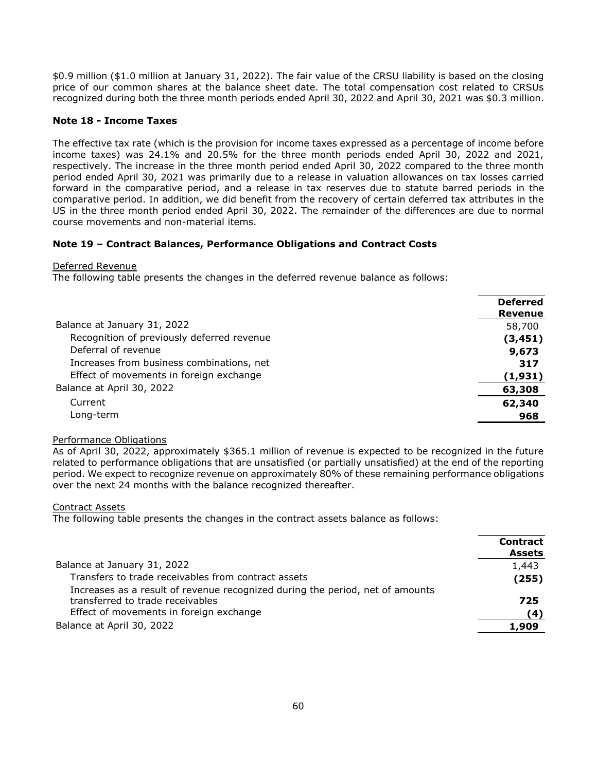$0.9 million ($1.0 million at January 31, 2022). The fair value of the CRSU liability is based on the closing price of our common shares at the balance sheet date. The total compensation cost related to CRSUs recognized during both the three month periods ended April 30, 2022 and April 30, 2021 was $0.3 million.

**Note 18 - Income Taxes**

The effective tax rate (which is the provision for income taxes expressed as a percentage of income before income taxes) was 24.1% and 20.5% for the three month periods ended April 30, 2022 and 2021, respectively. The increase in the three month period ended April 30, 2022 compared to the three month period ended April 30, 2021 was primarily due to a release in valuation allowances on tax losses carried forward in the comparative period, and a release in tax reserves due to statute barred periods in the comparative period. In addition, we did benefit from the recovery of certain deferred tax attributes in the US in the three month period ended April 30, 2022. The remainder of the differences are due to normal course movements and non-material items.

**Note 19 – Contract Balances, Performance Obligations and Contract Costs**

Deferred Revenue

The following table presents the changes in the deferred revenue balance as follows:

| | **Deferred Revenue** |
|---|---|
| Balance at January 31, 2022 | 58,700 |
| Recognition of previously deferred revenue | **(3,451)** |
| Deferral of revenue | **9,673** |
| Increases from business combinations, net | **317** |
| Effect of movements in foreign exchange | **(1,931)** |
| Balance at April 30, 2022 | **63,308** |
| Current | **62,340** |
| Long-term | **968** |

Performance Obligations

As of April 30, 2022, approximately $365.1 million of revenue is expected to be recognized in the future related to performance obligations that are unsatisfied (or partially unsatisfied) at the end of the reporting period. We expect to recognize revenue on approximately 80% of these remaining performance obligations over the next 24 months with the balance recognized thereafter.

Contract Assets

The following table presents the changes in the contract assets balance as follows:

| | **Contract Assets** |
|---|---|
| Balance at January 31, 2022 | 1,443 |
| Transfers to trade receivables from contract assets | **(255)** |
| Increases as a result of revenue recognized during the period, net of amounts transferred to trade receivables | **725** |
| Effect of movements in foreign exchange | **(4)** |
| Balance at April 30, 2022 | **1,909** |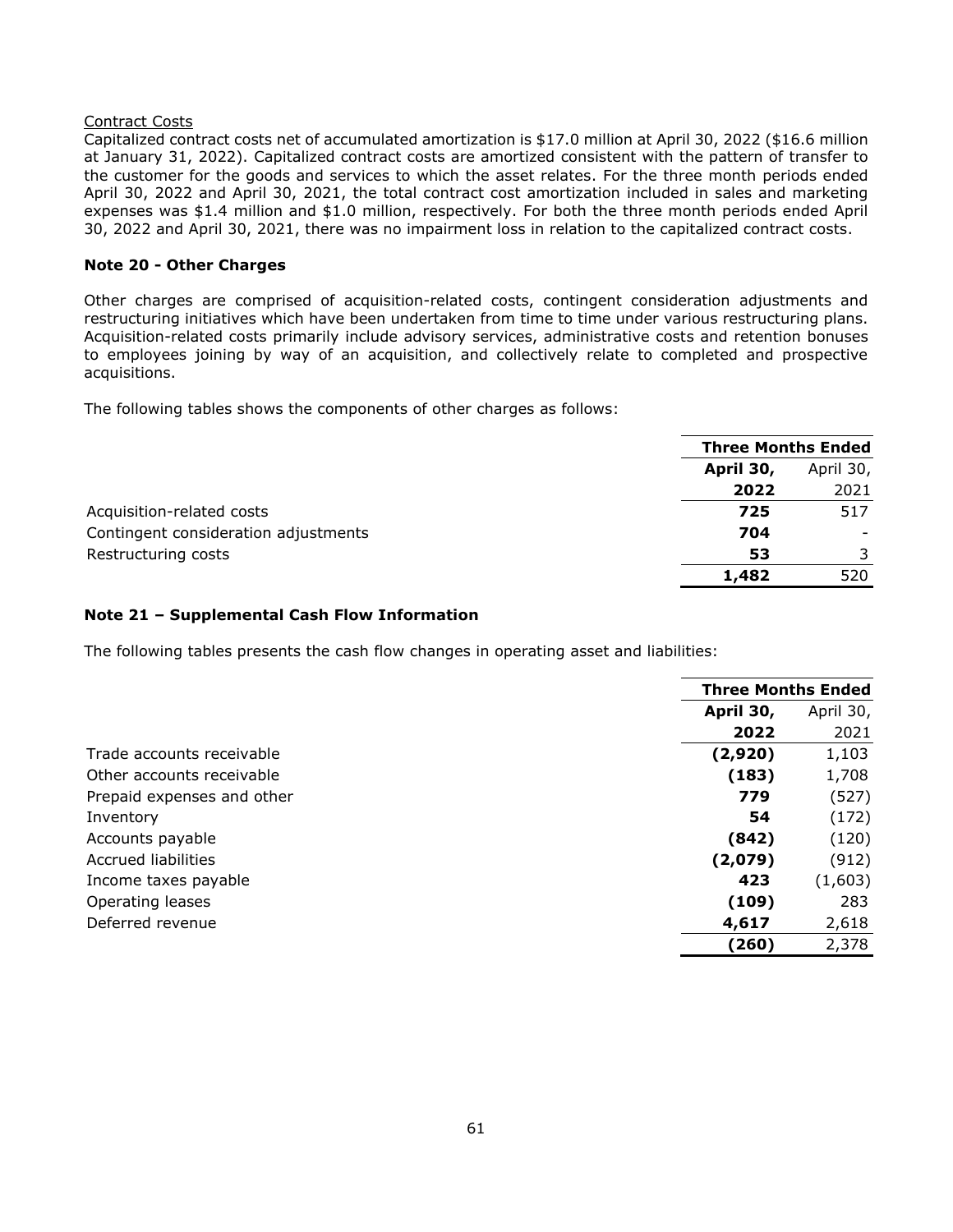Contract Costs

Capitalized contract costs net of accumulated amortization is $17.0 million at April 30, 2022 ($16.6 million at January 31, 2022). Capitalized contract costs are amortized consistent with the pattern of transfer to the customer for the goods and services to which the asset relates. For the three month periods ended April 30, 2022 and April 30, 2021, the total contract cost amortization included in sales and marketing expenses was $1.4 million and $1.0 million, respectively. For both the three month periods ended April 30, 2022 and April 30, 2021, there was no impairment loss in relation to the capitalized contract costs.

### Note 20 - Other Charges

Other charges are comprised of acquisition-related costs, contingent consideration adjustments and restructuring initiatives which have been undertaken from time to time under various restructuring plans. Acquisition-related costs primarily include advisory services, administrative costs and retention bonuses to employees joining by way of an acquisition, and collectively relate to completed and prospective acquisitions.

The following tables shows the components of other charges as follows:

| | **Three Months Ended** | |
|---|---|---|
| | **April 30, 2022** | April 30, 2021 |
| Acquisition-related costs | **725** | 517 |
| Contingent consideration adjustments | **704** | - |
| Restructuring costs | **53** | 3 |
| | **1,482** | 520 |

### Note 21 – Supplemental Cash Flow Information

The following tables presents the cash flow changes in operating asset and liabilities:

| | **Three Months Ended** | |
|---|---|---|
| | **April 30, 2022** | April 30, 2021 |
| Trade accounts receivable | **(2,920)** | 1,103 |
| Other accounts receivable | **(183)** | 1,708 |
| Prepaid expenses and other | **779** | (527) |
| Inventory | **54** | (172) |
| Accounts payable | **(842)** | (120) |
| Accrued liabilities | **(2,079)** | (912) |
| Income taxes payable | **423** | (1,603) |
| Operating leases | **(109)** | 283 |
| Deferred revenue | **4,617** | 2,618 |
| | **(260)** | 2,378 |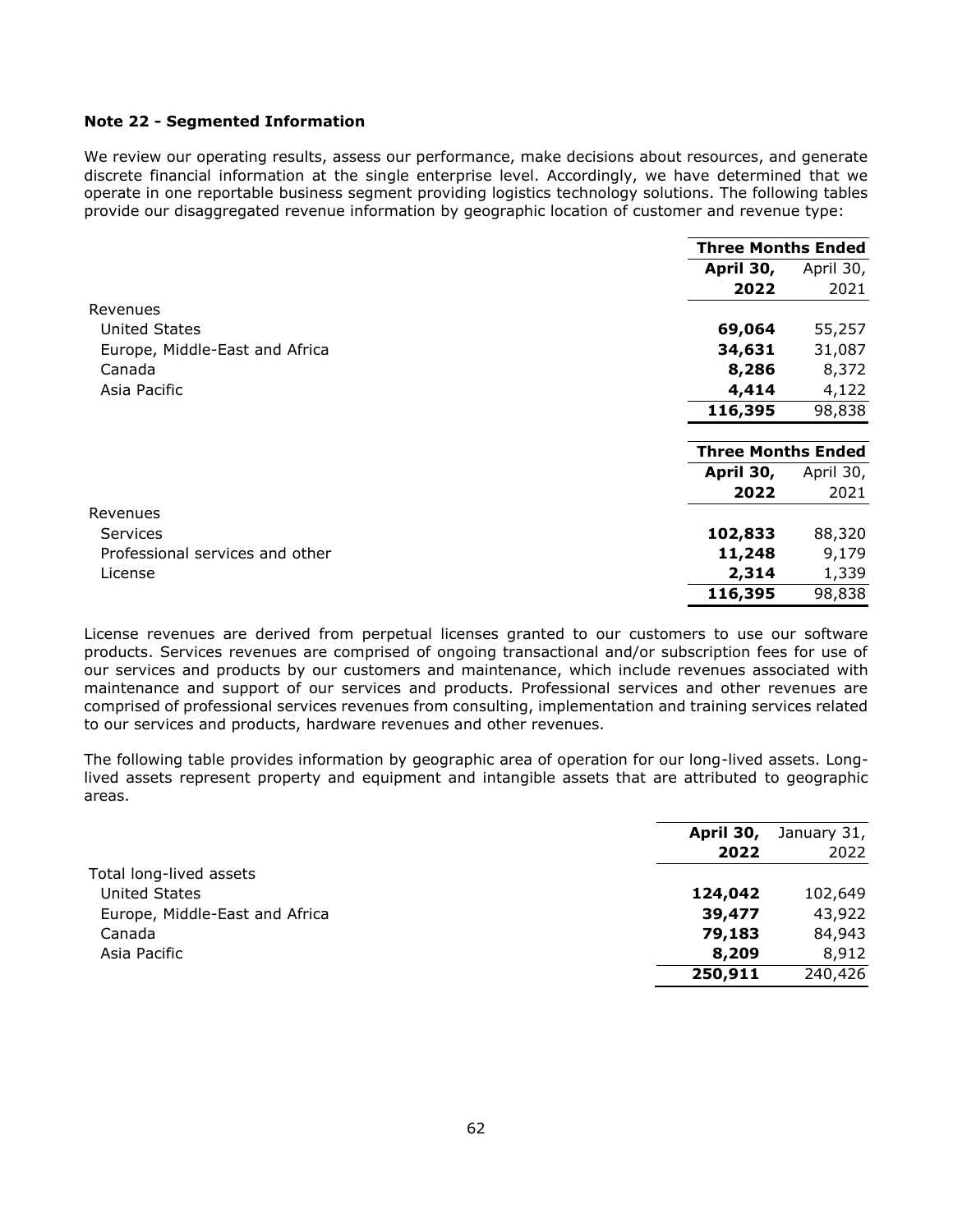### Note 22 - Segmented Information

We review our operating results, assess our performance, make decisions about resources, and generate discrete financial information at the single enterprise level. Accordingly, we have determined that we operate in one reportable business segment providing logistics technology solutions. The following tables provide our disaggregated revenue information by geographic location of customer and revenue type:

| | Three Months Ended | |
|---|---|---|
| | **April 30, 2022** | April 30, 2021 |
| Revenues | | |
| United States | **69,064** | 55,257 |
| Europe, Middle-East and Africa | **34,631** | 31,087 |
| Canada | **8,286** | 8,372 |
| Asia Pacific | **4,414** | 4,122 |
| | **116,395** | 98,838 |

| | Three Months Ended | |
|---|---|---|
| | **April 30, 2022** | April 30, 2021 |
| Revenues | | |
| Services | **102,833** | 88,320 |
| Professional services and other | **11,248** | 9,179 |
| License | **2,314** | 1,339 |
| | **116,395** | 98,838 |

License revenues are derived from perpetual licenses granted to our customers to use our software products. Services revenues are comprised of ongoing transactional and/or subscription fees for use of our services and products by our customers and maintenance, which include revenues associated with maintenance and support of our services and products. Professional services and other revenues are comprised of professional services revenues from consulting, implementation and training services related to our services and products, hardware revenues and other revenues.

The following table provides information by geographic area of operation for our long-lived assets. Long-lived assets represent property and equipment and intangible assets that are attributed to geographic areas.

| | **April 30, 2022** | January 31, 2022 |
|---|---|---|
| Total long-lived assets | | |
| United States | **124,042** | 102,649 |
| Europe, Middle-East and Africa | **39,477** | 43,922 |
| Canada | **79,183** | 84,943 |
| Asia Pacific | **8,209** | 8,912 |
| | **250,911** | 240,426 |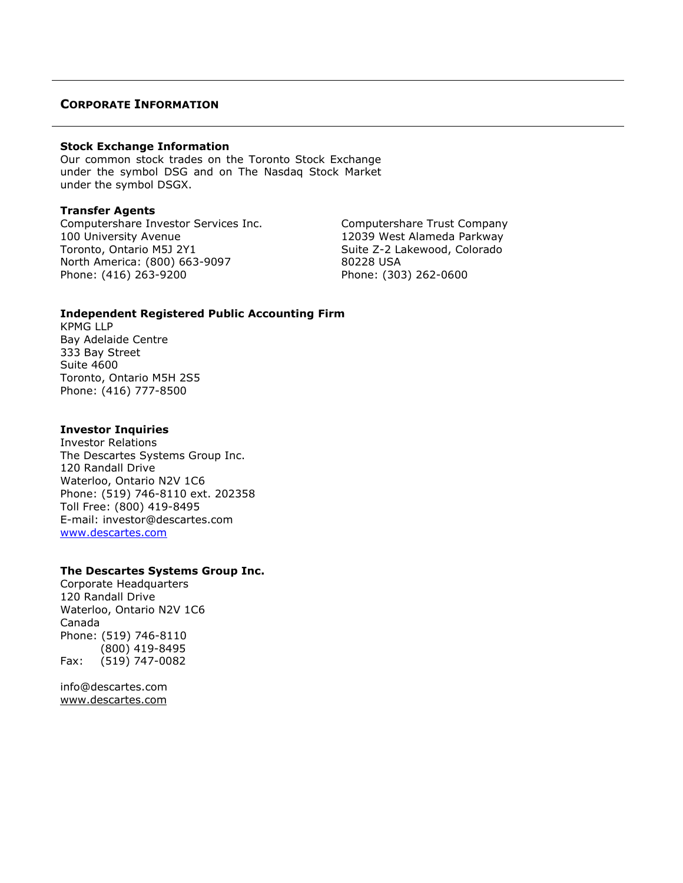## CORPORATE INFORMATION

**Stock Exchange Information**
Our common stock trades on the Toronto Stock Exchange under the symbol DSG and on The Nasdaq Stock Market under the symbol DSGX.

**Transfer Agents**

Computershare Investor Services Inc.
100 University Avenue
Toronto, Ontario M5J 2Y1
North America: (800) 663-9097
Phone: (416) 263-9200

Computershare Trust Company
12039 West Alameda Parkway
Suite Z-2 Lakewood, Colorado
80228 USA
Phone: (303) 262-0600

**Independent Registered Public Accounting Firm**
KPMG LLP
Bay Adelaide Centre
333 Bay Street
Suite 4600
Toronto, Ontario M5H 2S5
Phone: (416) 777-8500

**Investor Inquiries**
Investor Relations
The Descartes Systems Group Inc.
120 Randall Drive
Waterloo, Ontario N2V 1C6
Phone: (519) 746-8110 ext. 202358
Toll Free: (800) 419-8495
E-mail: investor@descartes.com
www.descartes.com

**The Descartes Systems Group Inc.**
Corporate Headquarters
120 Randall Drive
Waterloo, Ontario N2V 1C6
Canada
Phone: (519) 746-8110
(800) 419-8495
Fax: (519) 747-0082

info@descartes.com
www.descartes.com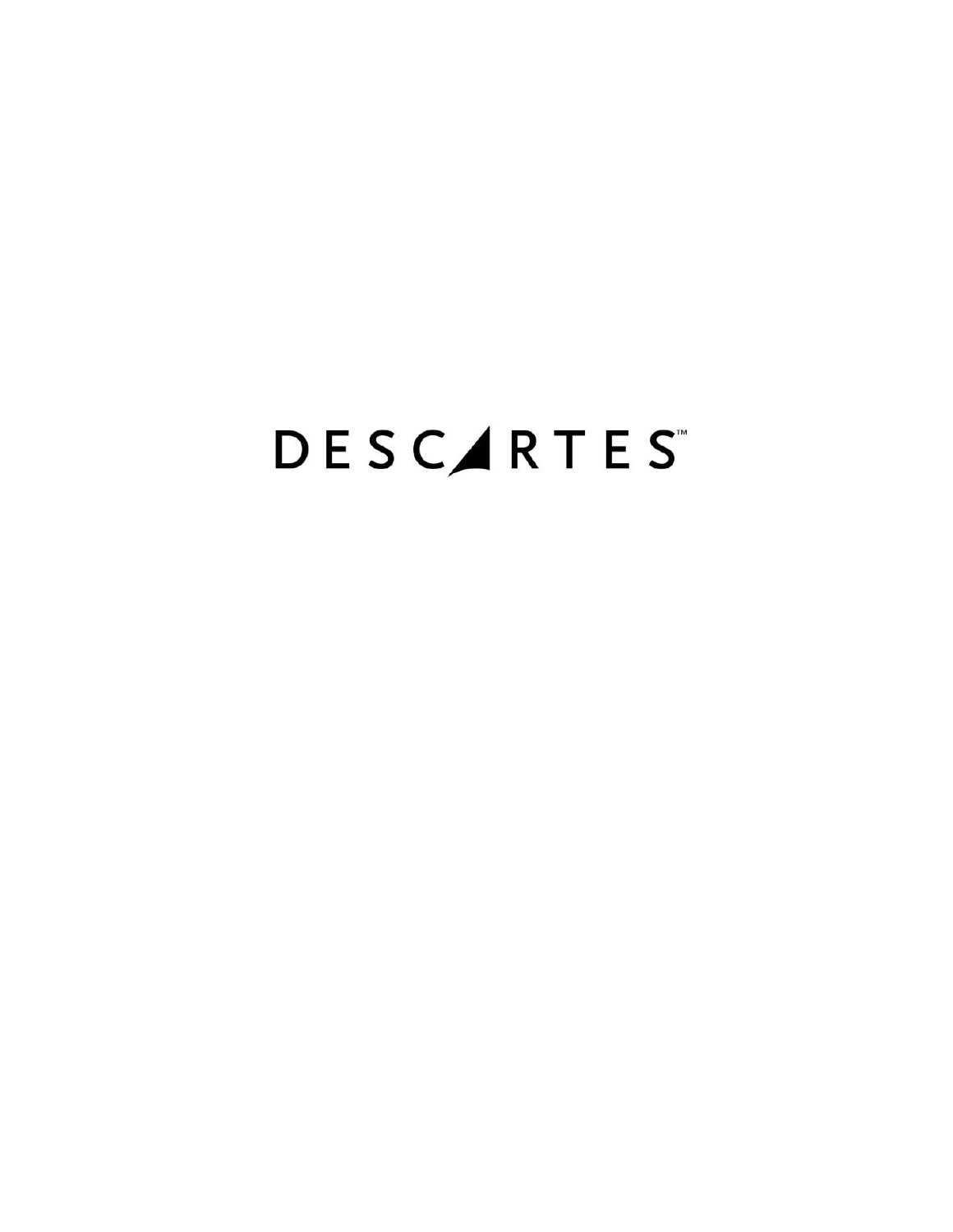DESCARTES™